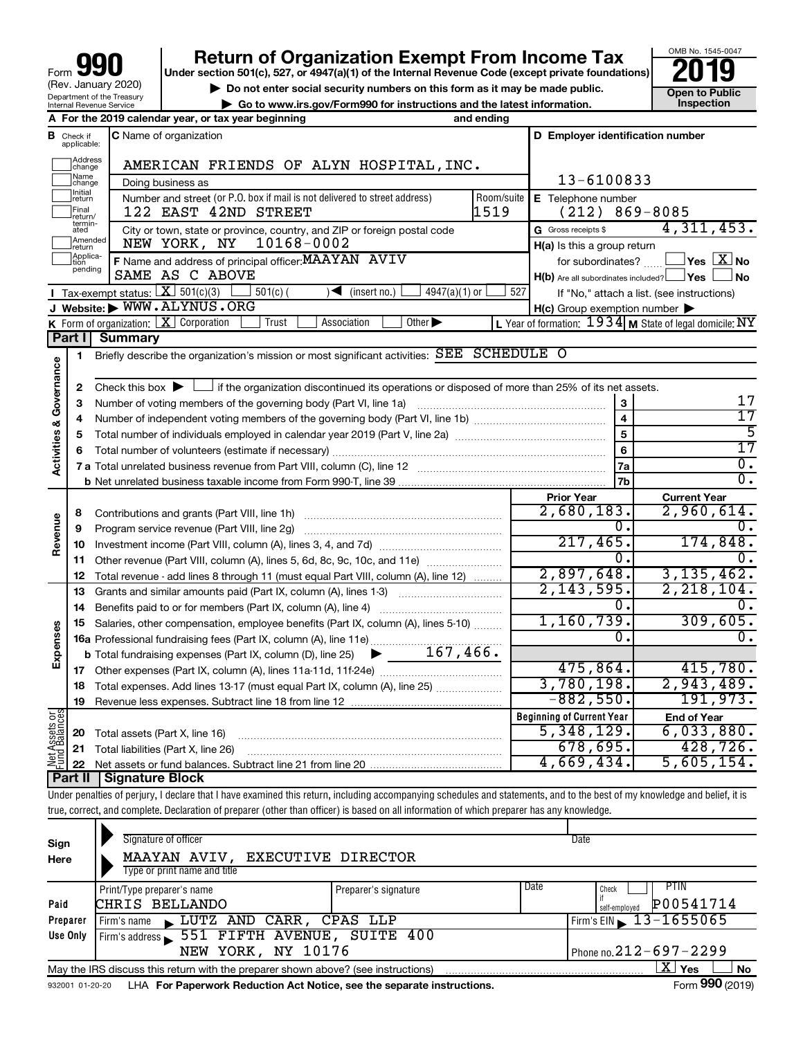# Form 990 Return of Organization Exempt From Income Tax

(Rev. January 2020)

Under section 501(c), 527, or 4947(a)(1) of the Internal Revenue Code (except private foundations)

▶ Do not enter social security numbers on this form as it may be made public.

▶ Go to www.irs.gov/Form990 for instructions and the latest information.

Department of the Treasury Internal Revenue Service

OMB No. 1545-0047

**2019**

**Open to Public Inspection**

**A** For the 2019 calendar year, or tax year beginning and ending

**B** Check if applicable: Address change / Name change / Initial return / Final return/terminated / Amended return / Application pending

**C** Name of organization: AMERICAN FRIENDS OF ALYN HOSPITAL,INC.

Doing business as

Number and street (or P.O. box if mail is not delivered to street address): 122 EAST 42ND STREET — Room/suite: 1519

City or town, state or province, country, and ZIP or foreign postal code: NEW YORK, NY 10168-0002

**D** Employer identification number: 13-6100833

**E** Telephone number: (212) 869-8085

**G** Gross receipts $ 4,311,453.

**F** Name and address of principal officer: MAAYAN AVIV, SAME AS C ABOVE

**H(a)** Is this a group return for subordinates? ☐ Yes ☒ No

**H(b)** Are all subordinates included? ☐ Yes ☐ No — If "No," attach a list. (see instructions)

**H(c)** Group exemption number ▶

**I** Tax-exempt status: ☒ 501(c)(3) ☐ 501(c) ( ) ◀ (insert no.) ☐ 4947(a)(1) or ☐ 527

**J** Website: ▶ WWW.ALYNUS.ORG

**K** Form of organization: ☒ Corporation ☐ Trust ☐ Association ☐ Other ▶

**L** Year of formation: 1934 **M** State of legal domicile: NY

## Part I Summary

**Activities & Governance**

1 Briefly describe the organization's mission or most significant activities: SEE SCHEDULE O

2 Check this box ▶ ☐ if the organization discontinued its operations or disposed of more than 25% of its net assets.

| | | | |
|---|---|---|---|
| 3 | Number of voting members of the governing body (Part VI, line 1a) | 3 | 17 |
| 4 | Number of independent voting members of the governing body (Part VI, line 1b) | 4 | 17 |
| 5 | Total number of individuals employed in calendar year 2019 (Part V, line 2a) | 5 | 5 |
| 6 | Total number of volunteers (estimate if necessary) | 6 | 17 |
| 7a | Total unrelated business revenue from Part VIII, column (C), line 12 | 7a | 0. |
| b | Net unrelated business taxable income from Form 990-T, line 39 | 7b | 0. |

| | | Prior Year | Current Year |
|---|---|---|---|
| **Revenue** | | | |
| 8 | Contributions and grants (Part VIII, line 1h) | 2,680,183. | 2,960,614. |
| 9 | Program service revenue (Part VIII, line 2g) | 0. | 0. |
| 10 | Investment income (Part VIII, column (A), lines 3, 4, and 7d) | 217,465. | 174,848. |
| 11 | Other revenue (Part VIII, column (A), lines 5, 6d, 8c, 9c, 10c, and 11e) | 0. | 0. |
| 12 | Total revenue - add lines 8 through 11 (must equal Part VIII, column (A), line 12) | 2,897,648. | 3,135,462. |
| **Expenses** | | | |
| 13 | Grants and similar amounts paid (Part IX, column (A), lines 1-3) | 2,143,595. | 2,218,104. |
| 14 | Benefits paid to or for members (Part IX, column (A), line 4) | 0. | 0. |
| 15 | Salaries, other compensation, employee benefits (Part IX, column (A), lines 5-10) | 1,160,739. | 309,605. |
| 16a | Professional fundraising fees (Part IX, column (A), line 11e) | 0. | 0. |
| b | Total fundraising expenses (Part IX, column (D), line 25) ▶ 167,466. | | |
| 17 | Other expenses (Part IX, column (A), lines 11a-11d, 11f-24e) | 475,864. | 415,780. |
| 18 | Total expenses. Add lines 13-17 (must equal Part IX, column (A), line 25) | 3,780,198. | 2,943,489. |
| 19 | Revenue less expenses. Subtract line 18 from line 12 | -882,550. | 191,973. |

| **Net Assets or Fund Balances** | | Beginning of Current Year | End of Year |
|---|---|---|---|
| 20 | Total assets (Part X, line 16) | 5,348,129. | 6,033,880. |
| 21 | Total liabilities (Part X, line 26) | 678,695. | 428,726. |
| 22 | Net assets or fund balances. Subtract line 21 from line 20 | 4,669,434. | 5,605,154. |

## Part II Signature Block

Under penalties of perjury, I declare that I have examined this return, including accompanying schedules and statements, and to the best of my knowledge and belief, it is true, correct, and complete. Declaration of preparer (other than officer) is based on all information of which preparer has any knowledge.

**Sign Here**

Signature of officer — Date

MAAYAN AVIV, EXECUTIVE DIRECTOR

Type or print name and title

**Paid Preparer Use Only**

| Print/Type preparer's name | Preparer's signature | Date | Check ☐ if self-employed | PTIN |
|---|---|---|---|---|
| CHRIS BELLANDO | | | | P00541714 |

Firm's name ▶ LUTZ AND CARR, CPAS LLP — Firm's EIN ▶ 13-1655065

Firm's address ▶ 551 FIFTH AVENUE, SUITE 400, NEW YORK, NY 10176 — Phone no. 212-697-2299

May the IRS discuss this return with the preparer shown above? (see instructions) ☒ Yes ☐ No

932001 01-20-20 LHA For Paperwork Reduction Act Notice, see the separate instructions. Form 990 (2019)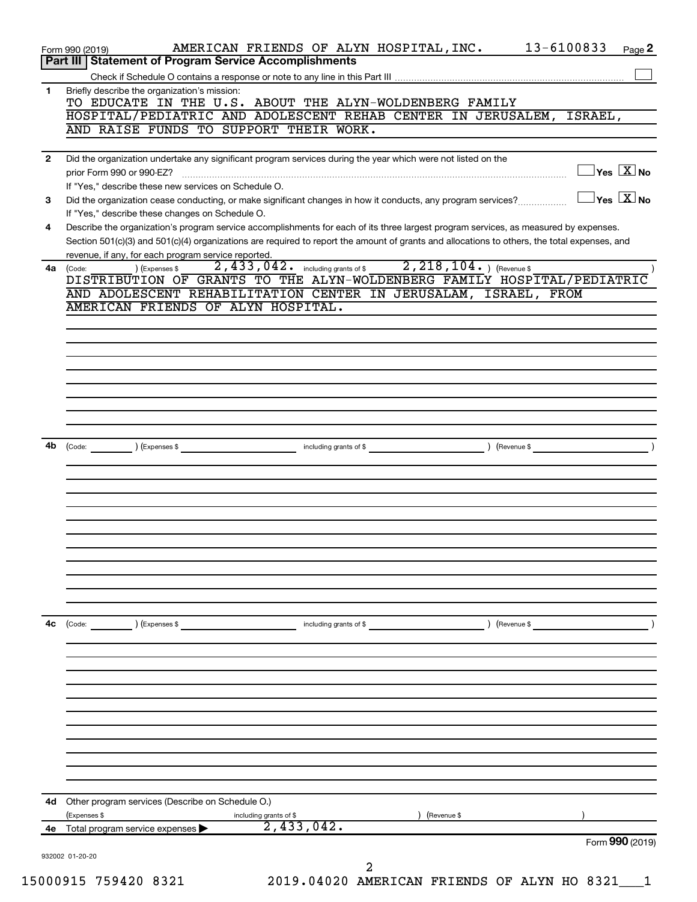Form 990 (2019) AMERICAN FRIENDS OF ALYN HOSPITAL,INC. 13-6100833 Page **2**

## Part III | Statement of Program Service Accomplishments

Check if Schedule O contains a response or note to any line in this Part III ☐

**1** Briefly describe the organization's mission:

TO EDUCATE IN THE U.S. ABOUT THE ALYN-WOLDENBERG FAMILY HOSPITAL/PEDIATRIC AND ADOLESCENT REHAB CENTER IN JERUSALEM, ISRAEL, AND RAISE FUNDS TO SUPPORT THEIR WORK.

**2** Did the organization undertake any significant program services during the year which were not listed on the prior Form 990 or 990-EZ? ☐ Yes ☒ No

If "Yes," describe these new services on Schedule O.

**3** Did the organization cease conducting, or make significant changes in how it conducts, any program services? ☐ Yes ☒ No

If "Yes," describe these changes on Schedule O.

**4** Describe the organization's program service accomplishments for each of its three largest program services, as measured by expenses. Section 501(c)(3) and 501(c)(4) organizations are required to report the amount of grants and allocations to others, the total expenses, and revenue, if any, for each program service reported.

**4a** (Code: ) (Expenses $ 2,433,042. including grants of $ 2,218,104. ) (Revenue $ )

DISTRIBUTION OF GRANTS TO THE ALYN-WOLDENBERG FAMILY HOSPITAL/PEDIATRIC AND ADOLESCENT REHABILITATION CENTER IN JERUSALAM, ISRAEL, FROM AMERICAN FRIENDS OF ALYN HOSPITAL.

**4b** (Code: ) (Expenses $ including grants of $ ) (Revenue $ )

**4c** (Code: ) (Expenses $ including grants of $ ) (Revenue $ )

**4d** Other program services (Describe on Schedule O.)

(Expenses $ including grants of $ ) (Revenue $ )

**4e** Total program service expenses ▶ 2,433,042.

Form **990** (2019)

932002 01-20-20

15000915 759420 8321 2019.04020 AMERICAN FRIENDS OF ALYN HO 8321___1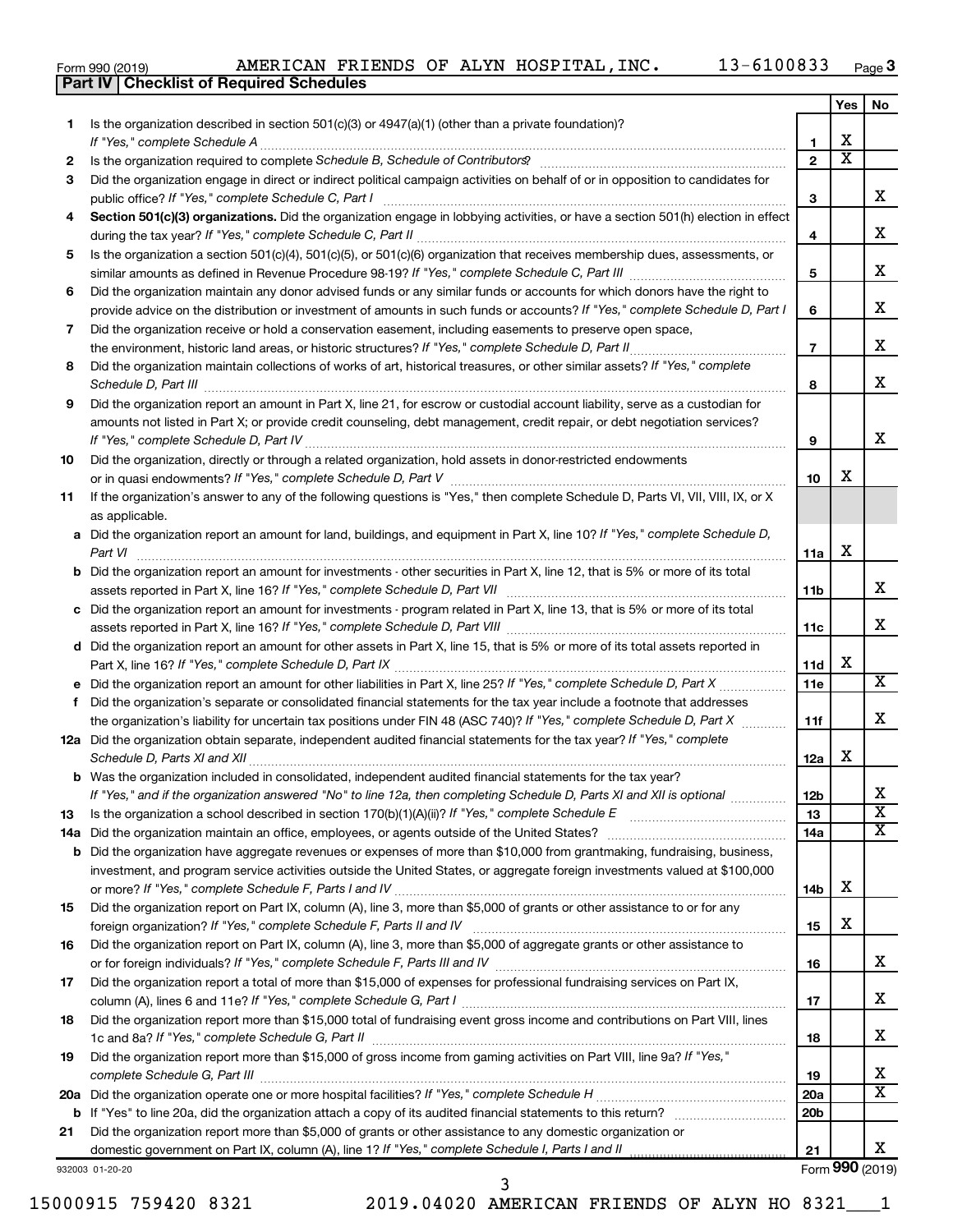Form 990 (2019) AMERICAN FRIENDS OF ALYN HOSPITAL,INC. 13-6100833 Page 3

## Part IV Checklist of Required Schedules

| | | | Yes | No |
|---|---|---|---|---|
| 1 | Is the organization described in section 501(c)(3) or 4947(a)(1) (other than a private foundation)? *If "Yes," complete Schedule A* | 1 | X | |
| 2 | Is the organization required to complete *Schedule B, Schedule of Contributors*? | 2 | X | |
| 3 | Did the organization engage in direct or indirect political campaign activities on behalf of or in opposition to candidates for public office? *If "Yes," complete Schedule C, Part I* | 3 | | X |
| 4 | **Section 501(c)(3) organizations.** Did the organization engage in lobbying activities, or have a section 501(h) election in effect during the tax year? *If "Yes," complete Schedule C, Part II* | 4 | | X |
| 5 | Is the organization a section 501(c)(4), 501(c)(5), or 501(c)(6) organization that receives membership dues, assessments, or similar amounts as defined in Revenue Procedure 98-19? *If "Yes," complete Schedule C, Part III* | 5 | | X |
| 6 | Did the organization maintain any donor advised funds or any similar funds or accounts for which donors have the right to provide advice on the distribution or investment of amounts in such funds or accounts? *If "Yes," complete Schedule D, Part I* | 6 | | X |
| 7 | Did the organization receive or hold a conservation easement, including easements to preserve open space, the environment, historic land areas, or historic structures? *If "Yes," complete Schedule D, Part II* | 7 | | X |
| 8 | Did the organization maintain collections of works of art, historical treasures, or other similar assets? *If "Yes," complete Schedule D, Part III* | 8 | | X |
| 9 | Did the organization report an amount in Part X, line 21, for escrow or custodial account liability, serve as a custodian for amounts not listed in Part X; or provide credit counseling, debt management, credit repair, or debt negotiation services? *If "Yes," complete Schedule D, Part IV* | 9 | | X |
| 10 | Did the organization, directly or through a related organization, hold assets in donor-restricted endowments or in quasi endowments? *If "Yes," complete Schedule D, Part V* | 10 | X | |
| 11 | If the organization's answer to any of the following questions is "Yes," then complete Schedule D, Parts VI, VII, VIII, IX, or X as applicable. | | | |
| a | Did the organization report an amount for land, buildings, and equipment in Part X, line 10? *If "Yes," complete Schedule D, Part VI* | 11a | X | |
| b | Did the organization report an amount for investments - other securities in Part X, line 12, that is 5% or more of its total assets reported in Part X, line 16? *If "Yes," complete Schedule D, Part VII* | 11b | | X |
| c | Did the organization report an amount for investments - program related in Part X, line 13, that is 5% or more of its total assets reported in Part X, line 16? *If "Yes," complete Schedule D, Part VIII* | 11c | | X |
| d | Did the organization report an amount for other assets in Part X, line 15, that is 5% or more of its total assets reported in Part X, line 16? *If "Yes," complete Schedule D, Part IX* | 11d | X | |
| e | Did the organization report an amount for other liabilities in Part X, line 25? *If "Yes," complete Schedule D, Part X* | 11e | | X |
| f | Did the organization's separate or consolidated financial statements for the tax year include a footnote that addresses the organization's liability for uncertain tax positions under FIN 48 (ASC 740)? *If "Yes," complete Schedule D, Part X* | 11f | | X |
| 12a | Did the organization obtain separate, independent audited financial statements for the tax year? *If "Yes," complete Schedule D, Parts XI and XII* | 12a | X | |
| b | Was the organization included in consolidated, independent audited financial statements for the tax year? *If "Yes," and if the organization answered "No" to line 12a, then completing Schedule D, Parts XI and XII is optional* | 12b | | X |
| 13 | Is the organization a school described in section 170(b)(1)(A)(ii)? *If "Yes," complete Schedule E* | 13 | | X |
| 14a | Did the organization maintain an office, employees, or agents outside of the United States? | 14a | | X |
| b | Did the organization have aggregate revenues or expenses of more than $10,000 from grantmaking, fundraising, business, investment, and program service activities outside the United States, or aggregate foreign investments valued at $100,000 or more? *If "Yes," complete Schedule F, Parts I and IV* | 14b | X | |
| 15 | Did the organization report on Part IX, column (A), line 3, more than $5,000 of grants or other assistance to or for any foreign organization? *If "Yes," complete Schedule F, Parts II and IV* | 15 | X | |
| 16 | Did the organization report on Part IX, column (A), line 3, more than $5,000 of aggregate grants or other assistance to or for foreign individuals? *If "Yes," complete Schedule F, Parts III and IV* | 16 | | X |
| 17 | Did the organization report a total of more than $15,000 of expenses for professional fundraising services on Part IX, column (A), lines 6 and 11e? *If "Yes," complete Schedule G, Part I* | 17 | | X |
| 18 | Did the organization report more than $15,000 total of fundraising event gross income and contributions on Part VIII, lines 1c and 8a? *If "Yes," complete Schedule G, Part II* | 18 | | X |
| 19 | Did the organization report more than $15,000 of gross income from gaming activities on Part VIII, line 9a? *If "Yes," complete Schedule G, Part III* | 19 | | X |
| 20a | Did the organization operate one or more hospital facilities? *If "Yes," complete Schedule H* | 20a | | X |
| b | If "Yes" to line 20a, did the organization attach a copy of its audited financial statements to this return? | 20b | | |
| 21 | Did the organization report more than $5,000 of grants or other assistance to any domestic organization or domestic government on Part IX, column (A), line 1? *If "Yes," complete Schedule I, Parts I and II* | 21 | | X |

932003 01-20-20 Form **990** (2019)

15000915 759420 8321 2019.04020 AMERICAN FRIENDS OF ALYN HO 8321___1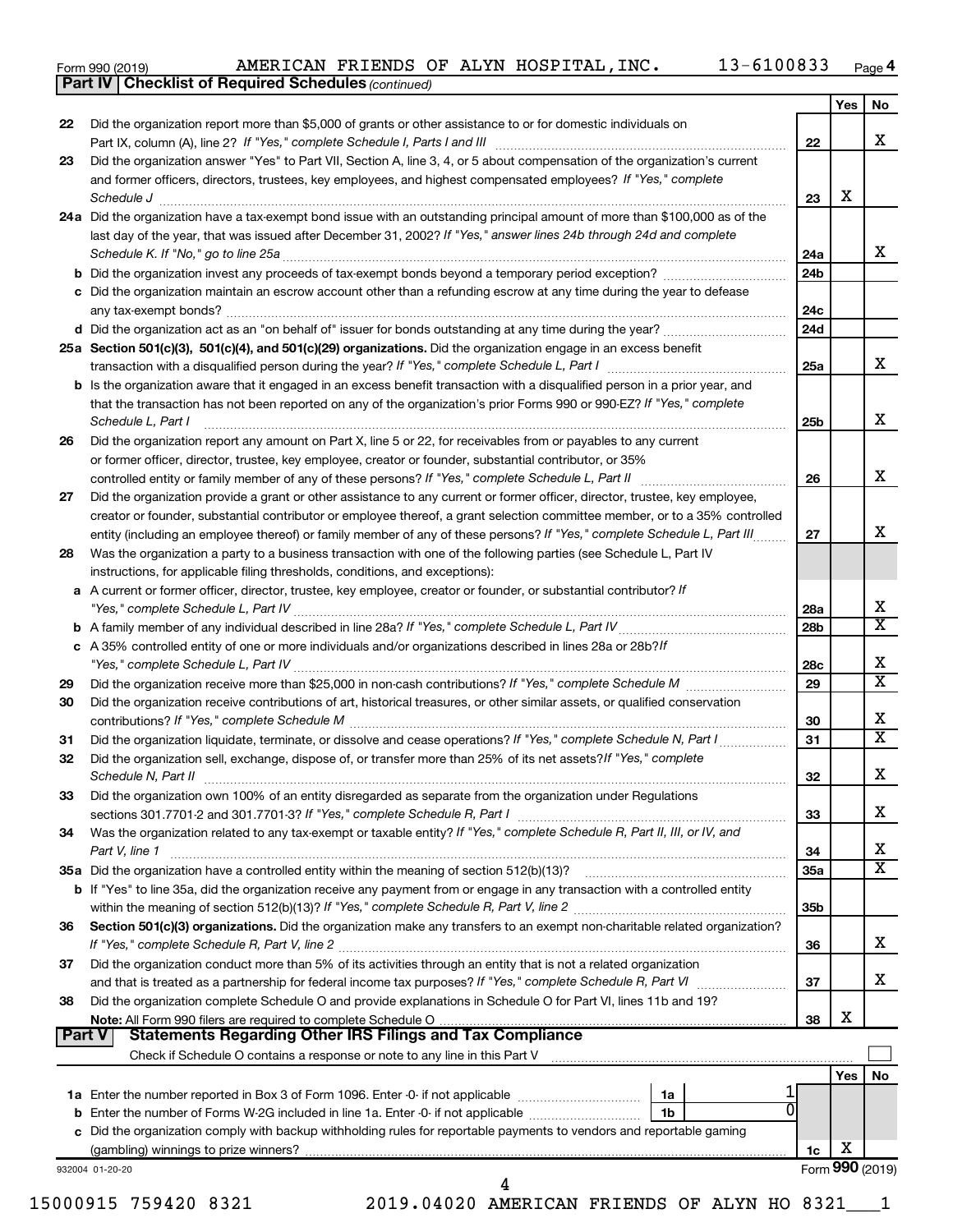Form 990 (2019) AMERICAN FRIENDS OF ALYN HOSPITAL,INC. 13-6100833 Page 4

**Part IV | Checklist of Required Schedules** *(continued)*

| | | | Yes | No |
|---|---|---|---|---|
| 22 | Did the organization report more than $5,000 of grants or other assistance to or for domestic individuals on Part IX, column (A), line 2? *If "Yes," complete Schedule I, Parts I and III* | 22 | | X |
| 23 | Did the organization answer "Yes" to Part VII, Section A, line 3, 4, or 5 about compensation of the organization's current and former officers, directors, trustees, key employees, and highest compensated employees? *If "Yes," complete Schedule J* | 23 | X | |
| 24a | Did the organization have a tax-exempt bond issue with an outstanding principal amount of more than $100,000 as of the last day of the year, that was issued after December 31, 2002? *If "Yes," answer lines 24b through 24d and complete Schedule K. If "No," go to line 25a* | 24a | | X |
| b | Did the organization invest any proceeds of tax-exempt bonds beyond a temporary period exception? | 24b | | |
| c | Did the organization maintain an escrow account other than a refunding escrow at any time during the year to defease any tax-exempt bonds? | 24c | | |
| d | Did the organization act as an "on behalf of" issuer for bonds outstanding at any time during the year? | 24d | | |
| 25a | **Section 501(c)(3), 501(c)(4), and 501(c)(29) organizations.** Did the organization engage in an excess benefit transaction with a disqualified person during the year? *If "Yes," complete Schedule L, Part I* | 25a | | X |
| b | Is the organization aware that it engaged in an excess benefit transaction with a disqualified person in a prior year, and that the transaction has not been reported on any of the organization's prior Forms 990 or 990-EZ? *If "Yes," complete Schedule L, Part I* | 25b | | X |
| 26 | Did the organization report any amount on Part X, line 5 or 22, for receivables from or payables to any current or former officer, director, trustee, key employee, creator or founder, substantial contributor, or 35% controlled entity or family member of any of these persons? *If "Yes," complete Schedule L, Part II* | 26 | | X |
| 27 | Did the organization provide a grant or other assistance to any current or former officer, director, trustee, key employee, creator or founder, substantial contributor or employee thereof, a grant selection committee member, or to a 35% controlled entity (including an employee thereof) or family member of any of these persons? *If "Yes," complete Schedule L, Part III* | 27 | | X |
| 28 | Was the organization a party to a business transaction with one of the following parties (see Schedule L, Part IV instructions, for applicable filing thresholds, conditions, and exceptions): | | | |
| a | A current or former officer, director, trustee, key employee, creator or founder, or substantial contributor? *If "Yes," complete Schedule L, Part IV* | 28a | | X |
| b | A family member of any individual described in line 28a? *If "Yes," complete Schedule L, Part IV* | 28b | | X |
| c | A 35% controlled entity of one or more individuals and/or organizations described in lines 28a or 28b? *If "Yes," complete Schedule L, Part IV* | 28c | | X |
| 29 | Did the organization receive more than $25,000 in non-cash contributions? *If "Yes," complete Schedule M* | 29 | | X |
| 30 | Did the organization receive contributions of art, historical treasures, or other similar assets, or qualified conservation contributions? *If "Yes," complete Schedule M* | 30 | | X |
| 31 | Did the organization liquidate, terminate, or dissolve and cease operations? *If "Yes," complete Schedule N, Part I* | 31 | | X |
| 32 | Did the organization sell, exchange, dispose of, or transfer more than 25% of its net assets? *If "Yes," complete Schedule N, Part II* | 32 | | X |
| 33 | Did the organization own 100% of an entity disregarded as separate from the organization under Regulations sections 301.7701-2 and 301.7701-3? *If "Yes," complete Schedule R, Part I* | 33 | | X |
| 34 | Was the organization related to any tax-exempt or taxable entity? *If "Yes," complete Schedule R, Part II, III, or IV, and Part V, line 1* | 34 | | X |
| 35a | Did the organization have a controlled entity within the meaning of section 512(b)(13)? | 35a | | X |
| b | If "Yes" to line 35a, did the organization receive any payment from or engage in any transaction with a controlled entity within the meaning of section 512(b)(13)? *If "Yes," complete Schedule R, Part V, line 2* | 35b | | |
| 36 | **Section 501(c)(3) organizations.** Did the organization make any transfers to an exempt non-charitable related organization? *If "Yes," complete Schedule R, Part V, line 2* | 36 | | X |
| 37 | Did the organization conduct more than 5% of its activities through an entity that is not a related organization and that is treated as a partnership for federal income tax purposes? *If "Yes," complete Schedule R, Part VI* | 37 | | X |
| 38 | Did the organization complete Schedule O and provide explanations in Schedule O for Part VI, lines 11b and 19? **Note:** All Form 990 filers are required to complete Schedule O | 38 | X | |

**Part V | Statements Regarding Other IRS Filings and Tax Compliance**

Check if Schedule O contains a response or note to any line in this Part V ☐

| | | | | | Yes | No |
|---|---|---|---|---|---|---|
| 1a | Enter the number reported in Box 3 of Form 1096. Enter -0- if not applicable | 1a | 1 | | | |
| b | Enter the number of Forms W-2G included in line 1a. Enter -0- if not applicable | 1b | 0 | | | |
| c | Did the organization comply with backup withholding rules for reportable payments to vendors and reportable gaming (gambling) winnings to prize winners? | | | 1c | X | |

932004 01-20-20 Form **990** (2019)

15000915 759420 8321 2019.04020 AMERICAN FRIENDS OF ALYN HO 8321___1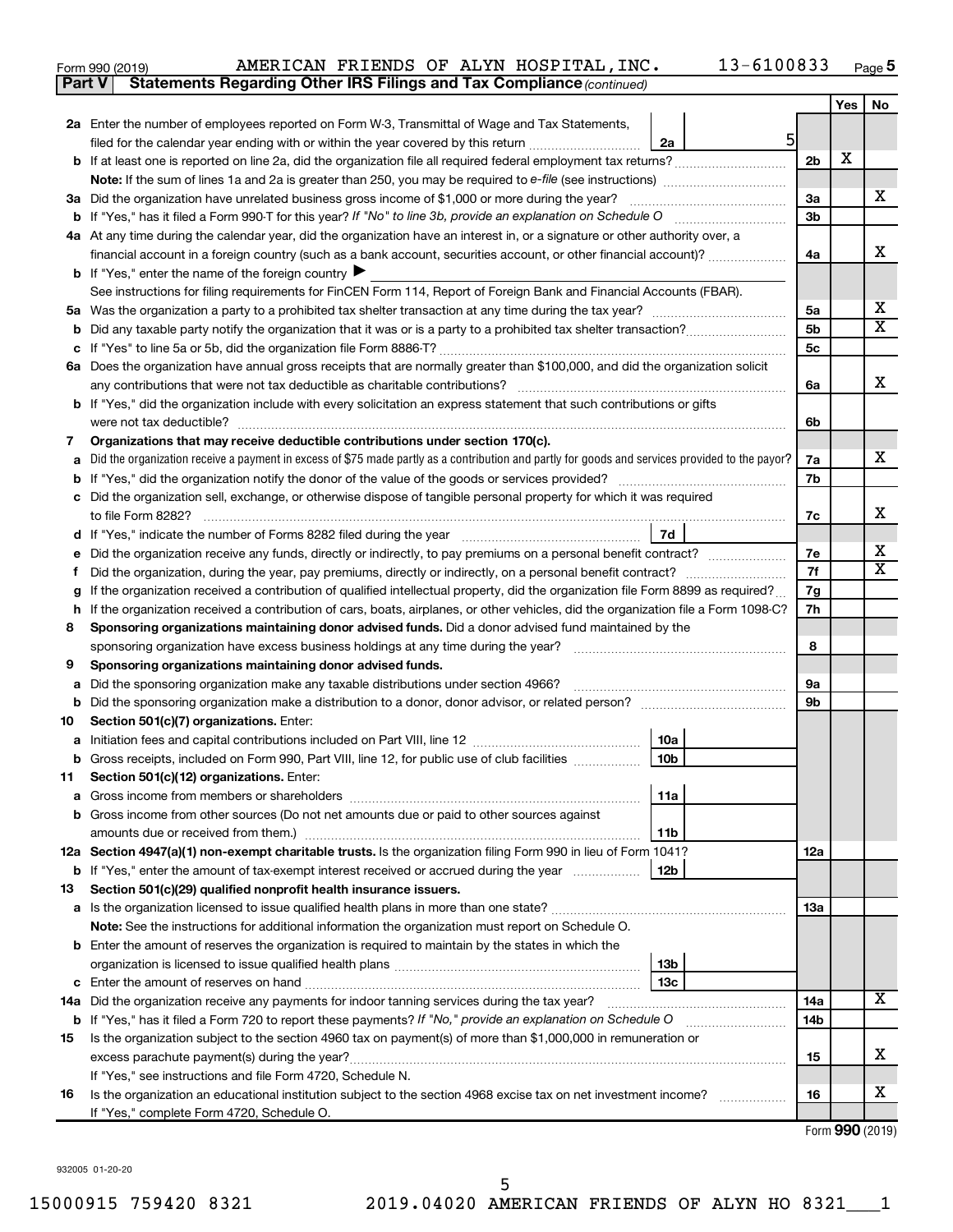Form 990 (2019) AMERICAN FRIENDS OF ALYN HOSPITAL,INC. 13-6100833 Page 5

**Part V Statements Regarding Other IRS Filings and Tax Compliance** *(continued)*

| | | | | Yes | No |
|---|---|---|---|---|---|
| **2a** | Enter the number of employees reported on Form W-3, Transmittal of Wage and Tax Statements, filed for the calendar year ending with or within the year covered by this return | 2a 5 | | | |
| **b** | If at least one is reported on line 2a, did the organization file all required federal employment tax returns? | | 2b | X | |
| | **Note:** If the sum of lines 1a and 2a is greater than 250, you may be required to *e-file* (see instructions) | | | | |
| **3a** | Did the organization have unrelated business gross income of $1,000 or more during the year? | | 3a | | X |
| **b** | If "Yes," has it filed a Form 990-T for this year? *If "No" to line 3b, provide an explanation on Schedule O* | | 3b | | |
| **4a** | At any time during the calendar year, did the organization have an interest in, or a signature or other authority over, a financial account in a foreign country (such as a bank account, securities account, or other financial account)? | | 4a | | X |
| **b** | If "Yes," enter the name of the foreign country ▶ | | | | |
| | See instructions for filing requirements for FinCEN Form 114, Report of Foreign Bank and Financial Accounts (FBAR). | | | | |
| **5a** | Was the organization a party to a prohibited tax shelter transaction at any time during the tax year? | | 5a | | X |
| **b** | Did any taxable party notify the organization that it was or is a party to a prohibited tax shelter transaction? | | 5b | | X |
| **c** | If "Yes" to line 5a or 5b, did the organization file Form 8886-T? | | 5c | | |
| **6a** | Does the organization have annual gross receipts that are normally greater than $100,000, and did the organization solicit any contributions that were not tax deductible as charitable contributions? | | 6a | | X |
| **b** | If "Yes," did the organization include with every solicitation an express statement that such contributions or gifts were not tax deductible? | | 6b | | |
| **7** | **Organizations that may receive deductible contributions under section 170(c).** | | | | |
| **a** | Did the organization receive a payment in excess of $75 made partly as a contribution and partly for goods and services provided to the payor? | | 7a | | X |
| **b** | If "Yes," did the organization notify the donor of the value of the goods or services provided? | | 7b | | |
| **c** | Did the organization sell, exchange, or otherwise dispose of tangible personal property for which it was required to file Form 8282? | | 7c | | X |
| **d** | If "Yes," indicate the number of Forms 8282 filed during the year | 7d | | | |
| **e** | Did the organization receive any funds, directly or indirectly, to pay premiums on a personal benefit contract? | | 7e | | X |
| **f** | Did the organization, during the year, pay premiums, directly or indirectly, on a personal benefit contract? | | 7f | | X |
| **g** | If the organization received a contribution of qualified intellectual property, did the organization file Form 8899 as required? | | 7g | | |
| **h** | If the organization received a contribution of cars, boats, airplanes, or other vehicles, did the organization file a Form 1098-C? | | 7h | | |
| **8** | **Sponsoring organizations maintaining donor advised funds.** Did a donor advised fund maintained by the sponsoring organization have excess business holdings at any time during the year? | | 8 | | |
| **9** | **Sponsoring organizations maintaining donor advised funds.** | | | | |
| **a** | Did the sponsoring organization make any taxable distributions under section 4966? | | 9a | | |
| **b** | Did the sponsoring organization make a distribution to a donor, donor advisor, or related person? | | 9b | | |
| **10** | **Section 501(c)(7) organizations.** Enter: | | | | |
| **a** | Initiation fees and capital contributions included on Part VIII, line 12 | 10a | | | |
| **b** | Gross receipts, included on Form 990, Part VIII, line 12, for public use of club facilities | 10b | | | |
| **11** | **Section 501(c)(12) organizations.** Enter: | | | | |
| **a** | Gross income from members or shareholders | 11a | | | |
| **b** | Gross income from other sources (Do not net amounts due or paid to other sources against amounts due or received from them.) | 11b | | | |
| **12a** | **Section 4947(a)(1) non-exempt charitable trusts.** Is the organization filing Form 990 in lieu of Form 1041? | | 12a | | |
| **b** | If "Yes," enter the amount of tax-exempt interest received or accrued during the year | 12b | | | |
| **13** | **Section 501(c)(29) qualified nonprofit health insurance issuers.** | | | | |
| **a** | Is the organization licensed to issue qualified health plans in more than one state? | | 13a | | |
| | **Note:** See the instructions for additional information the organization must report on Schedule O. | | | | |
| **b** | Enter the amount of reserves the organization is required to maintain by the states in which the organization is licensed to issue qualified health plans | 13b | | | |
| **c** | Enter the amount of reserves on hand | 13c | | | |
| **14a** | Did the organization receive any payments for indoor tanning services during the tax year? | | 14a | | X |
| **b** | If "Yes," has it filed a Form 720 to report these payments? *If "No," provide an explanation on Schedule O* | | 14b | | |
| **15** | Is the organization subject to the section 4960 tax on payment(s) of more than $1,000,000 in remuneration or excess parachute payment(s) during the year? | | 15 | | X |
| | If "Yes," see instructions and file Form 4720, Schedule N. | | | | |
| **16** | Is the organization an educational institution subject to the section 4968 excise tax on net investment income? | | 16 | | X |
| | If "Yes," complete Form 4720, Schedule O. | | | | |

Form **990** (2019)

932005 01-20-20

15000915 759420 8321 2019.04020 AMERICAN FRIENDS OF ALYN HO 8321___1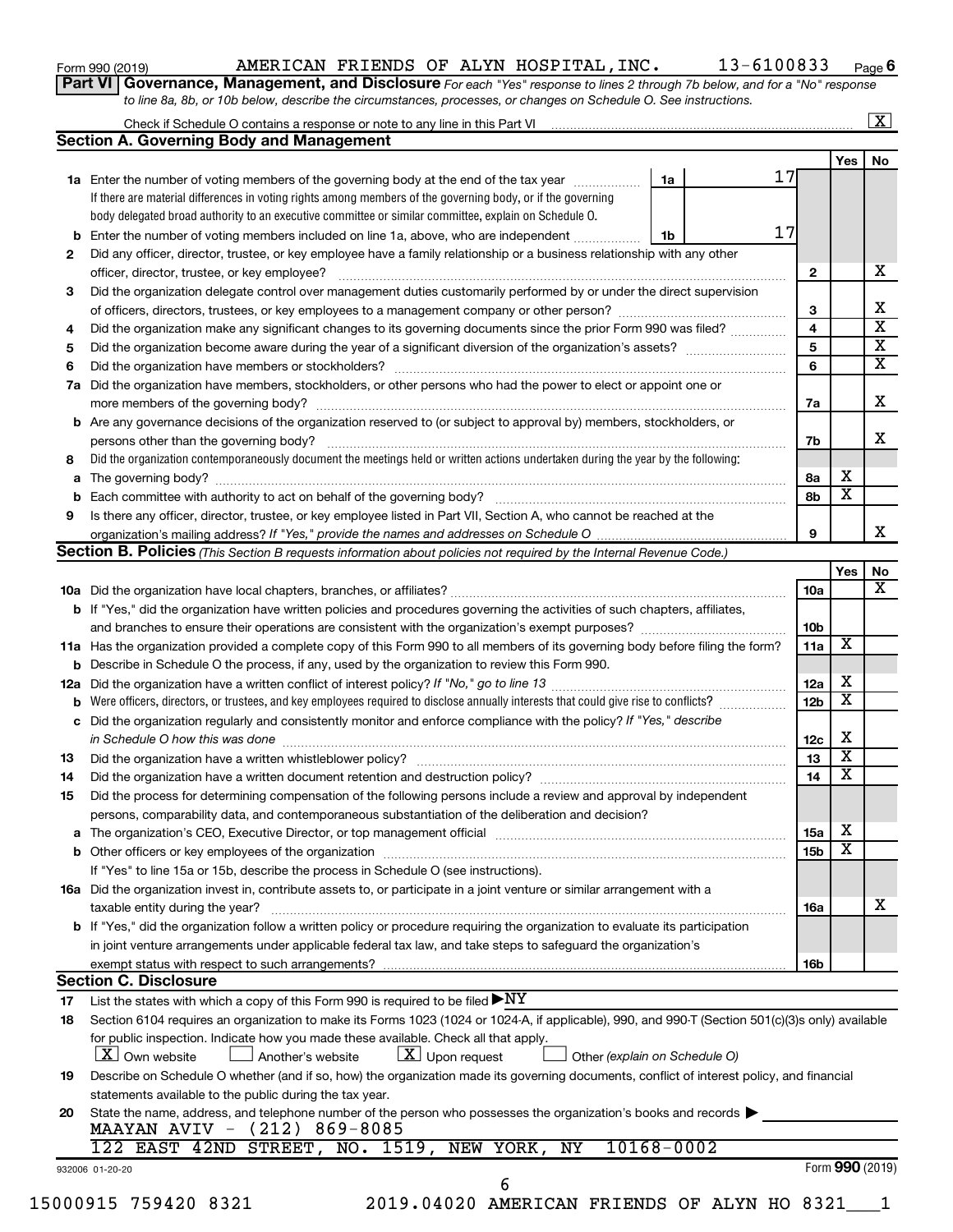Form 990 (2019) AMERICAN FRIENDS OF ALYN HOSPITAL, INC. 13-6100833 Page 6

**Part VI Governance, Management, and Disclosure** *For each "Yes" response to lines 2 through 7b below, and for a "No" response to line 8a, 8b, or 10b below, describe the circumstances, processes, or changes on Schedule O. See instructions.*

Check if Schedule O contains a response or note to any line in this Part VI .... [X]

## Section A. Governing Body and Management

| | | | Yes | No |
|---|---|---|---|---|
| **1a** | Enter the number of voting members of the governing body at the end of the tax year ... **1a** 17 | | | |
| | If there are material differences in voting rights among members of the governing body, or if the governing body delegated broad authority to an executive committee or similar committee, explain on Schedule O. | | | |
| **b** | Enter the number of voting members included on line 1a, above, who are independent ... **1b** 17 | | | |
| **2** | Did any officer, director, trustee, or key employee have a family relationship or a business relationship with any other officer, director, trustee, or key employee? | **2** | | X |
| **3** | Did the organization delegate control over management duties customarily performed by or under the direct supervision of officers, directors, trustees, or key employees to a management company or other person? | **3** | | X |
| **4** | Did the organization make any significant changes to its governing documents since the prior Form 990 was filed? | **4** | | X |
| **5** | Did the organization become aware during the year of a significant diversion of the organization's assets? | **5** | | X |
| **6** | Did the organization have members or stockholders? | **6** | | X |
| **7a** | Did the organization have members, stockholders, or other persons who had the power to elect or appoint one or more members of the governing body? | **7a** | | X |
| **b** | Are any governance decisions of the organization reserved to (or subject to approval by) members, stockholders, or persons other than the governing body? | **7b** | | X |
| **8** | Did the organization contemporaneously document the meetings held or written actions undertaken during the year by the following: | | | |
| **a** | The governing body? | **8a** | X | |
| **b** | Each committee with authority to act on behalf of the governing body? | **8b** | X | |
| **9** | Is there any officer, director, trustee, or key employee listed in Part VII, Section A, who cannot be reached at the organization's mailing address? *If "Yes," provide the names and addresses on Schedule O* | **9** | | X |

## Section B. Policies *(This Section B requests information about policies not required by the Internal Revenue Code.)*

| | | | Yes | No |
|---|---|---|---|---|
| **10a** | Did the organization have local chapters, branches, or affiliates? | **10a** | | X |
| **b** | If "Yes," did the organization have written policies and procedures governing the activities of such chapters, affiliates, and branches to ensure their operations are consistent with the organization's exempt purposes? | **10b** | | |
| **11a** | Has the organization provided a complete copy of this Form 990 to all members of its governing body before filing the form? | **11a** | X | |
| **b** | Describe in Schedule O the process, if any, used by the organization to review this Form 990. | | | |
| **12a** | Did the organization have a written conflict of interest policy? *If "No," go to line 13* | **12a** | X | |
| **b** | Were officers, directors, or trustees, and key employees required to disclose annually interests that could give rise to conflicts? | **12b** | X | |
| **c** | Did the organization regularly and consistently monitor and enforce compliance with the policy? *If "Yes," describe in Schedule O how this was done* | **12c** | X | |
| **13** | Did the organization have a written whistleblower policy? | **13** | X | |
| **14** | Did the organization have a written document retention and destruction policy? | **14** | X | |
| **15** | Did the process for determining compensation of the following persons include a review and approval by independent persons, comparability data, and contemporaneous substantiation of the deliberation and decision? | | | |
| **a** | The organization's CEO, Executive Director, or top management official | **15a** | X | |
| **b** | Other officers or key employees of the organization | **15b** | X | |
| | If "Yes" to line 15a or 15b, describe the process in Schedule O (see instructions). | | | |
| **16a** | Did the organization invest in, contribute assets to, or participate in a joint venture or similar arrangement with a taxable entity during the year? | **16a** | | X |
| **b** | If "Yes," did the organization follow a written policy or procedure requiring the organization to evaluate its participation in joint venture arrangements under applicable federal tax law, and take steps to safeguard the organization's exempt status with respect to such arrangements? | **16b** | | |

## Section C. Disclosure

**17** List the states with which a copy of this Form 990 is required to be filed ▶ NY

**18** Section 6104 requires an organization to make its Forms 1023 (1024 or 1024-A, if applicable), 990, and 990-T (Section 501(c)(3)s only) available for public inspection. Indicate how you made these available. Check all that apply.

[X] Own website  [ ] Another's website  [X] Upon request  [ ] Other *(explain on Schedule O)*

**19** Describe on Schedule O whether (and if so, how) the organization made its governing documents, conflict of interest policy, and financial statements available to the public during the tax year.

**20** State the name, address, and telephone number of the person who possesses the organization's books and records ▶

MAAYAN AVIV - (212) 869-8085
122 EAST 42ND STREET, NO. 1519, NEW YORK, NY 10168-0002

932006 01-20-20 Form **990** (2019)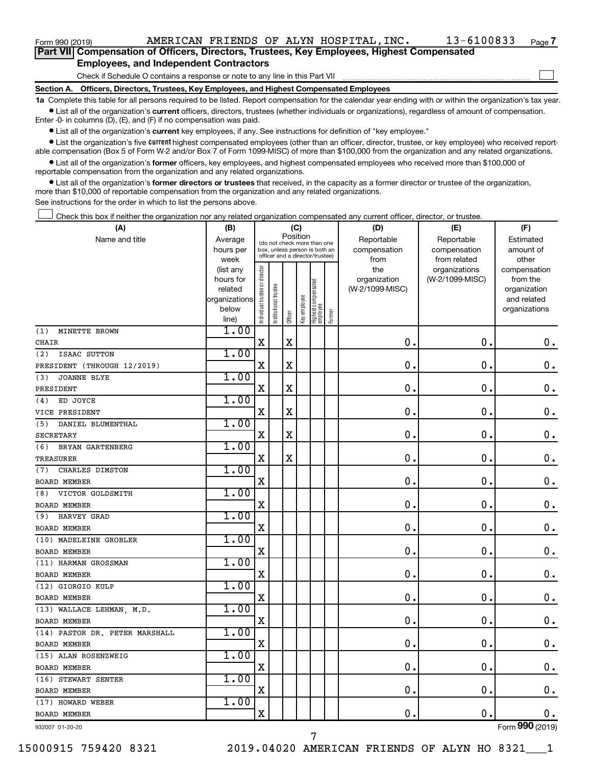Form 990 (2019) AMERICAN FRIENDS OF ALYN HOSPITAL, INC. 13-6100833 Page 7

## Part VII Compensation of Officers, Directors, Trustees, Key Employees, Highest Compensated Employees, and Independent Contractors

Check if Schedule O contains a response or note to any line in this Part VII ☐

### Section A. Officers, Directors, Trustees, Key Employees, and Highest Compensated Employees

**1a** Complete this table for all persons required to be listed. Report compensation for the calendar year ending with or within the organization's tax year.

- List all of the organization's **current** officers, directors, trustees (whether individuals or organizations), regardless of amount of compensation. Enter -0- in columns (D), (E), and (F) if no compensation was paid.
- List all of the organization's **current** key employees, if any. See instructions for definition of "key employee."
- List the organization's five **current** highest compensated employees (other than an officer, director, trustee, or key employee) who received reportable compensation (Box 5 of Form W-2 and/or Box 7 of Form 1099-MISC) of more than $100,000 from the organization and any related organizations.
- List all of the organization's **former** officers, key employees, and highest compensated employees who received more than $100,000 of reportable compensation from the organization and any related organizations.
- List all of the organization's **former directors or trustees** that received, in the capacity as a former director or trustee of the organization, more than $10,000 of reportable compensation from the organization and any related organizations.

See instructions for the order in which to list the persons above.

☐ Check this box if neither the organization nor any related organization compensated any current officer, director, or trustee.

| (A) Name and title | (B) Average hours per week (list any hours for related organizations below line) | (C) Position (do not check more than one box, unless person is both an officer and a director/trustee) | | | | | | (D) Reportable compensation from the organization (W-2/1099-MISC) | (E) Reportable compensation from related organizations (W-2/1099-MISC) | (F) Estimated amount of other compensation from the organization and related organizations |
|---|---|---|---|---|---|---|---|---|---|---|
| | | Individual trustee or director | Institutional trustee | Officer | Key employee | Highest compensated employee | Former | | | |
| (1) MINETTE BROWN<br>CHAIR | 1.00 | X | | X | | | | 0. | 0. | 0. |
| (2) ISAAC SUTTON<br>PRESIDENT (THROUGH 12/2019) | 1.00 | X | | X | | | | 0. | 0. | 0. |
| (3) JOANNE BLYE<br>PRESIDENT | 1.00 | X | | X | | | | 0. | 0. | 0. |
| (4) ED JOYCE<br>VICE PRESIDENT | 1.00 | X | | X | | | | 0. | 0. | 0. |
| (5) DANIEL BLUMENTHAL<br>SECRETARY | 1.00 | X | | X | | | | 0. | 0. | 0. |
| (6) BRYAN GARTENBERG<br>TREASURER | 1.00 | X | | X | | | | 0. | 0. | 0. |
| (7) CHARLES DIMSTON<br>BOARD MEMBER | 1.00 | X | | | | | | 0. | 0. | 0. |
| (8) VICTOR GOLDSMITH<br>BOARD MEMBER | 1.00 | X | | | | | | 0. | 0. | 0. |
| (9) HARVEY GRAD<br>BOARD MEMBER | 1.00 | X | | | | | | 0. | 0. | 0. |
| (10) MADELEINE GROBLER<br>BOARD MEMBER | 1.00 | X | | | | | | 0. | 0. | 0. |
| (11) HARMAN GROSSMAN<br>BOARD MEMBER | 1.00 | X | | | | | | 0. | 0. | 0. |
| (12) GIORGIO KULP<br>BOARD MEMBER | 1.00 | X | | | | | | 0. | 0. | 0. |
| (13) WALLACE LEHMAN, M.D.<br>BOARD MEMBER | 1.00 | X | | | | | | 0. | 0. | 0. |
| (14) PASTOR DR. PETER MARSHALL<br>BOARD MEMBER | 1.00 | X | | | | | | 0. | 0. | 0. |
| (15) ALAN ROSENZWEIG<br>BOARD MEMBER | 1.00 | X | | | | | | 0. | 0. | 0. |
| (16) STEWART SENTER<br>BOARD MEMBER | 1.00 | X | | | | | | 0. | 0. | 0. |
| (17) HOWARD WEBER<br>BOARD MEMBER | 1.00 | X | | | | | | 0. | 0. | 0. |

932007 01-20-20

Form 990 (2019)

15000915 759420 8321 2019.04020 AMERICAN FRIENDS OF ALYN HO 8321___1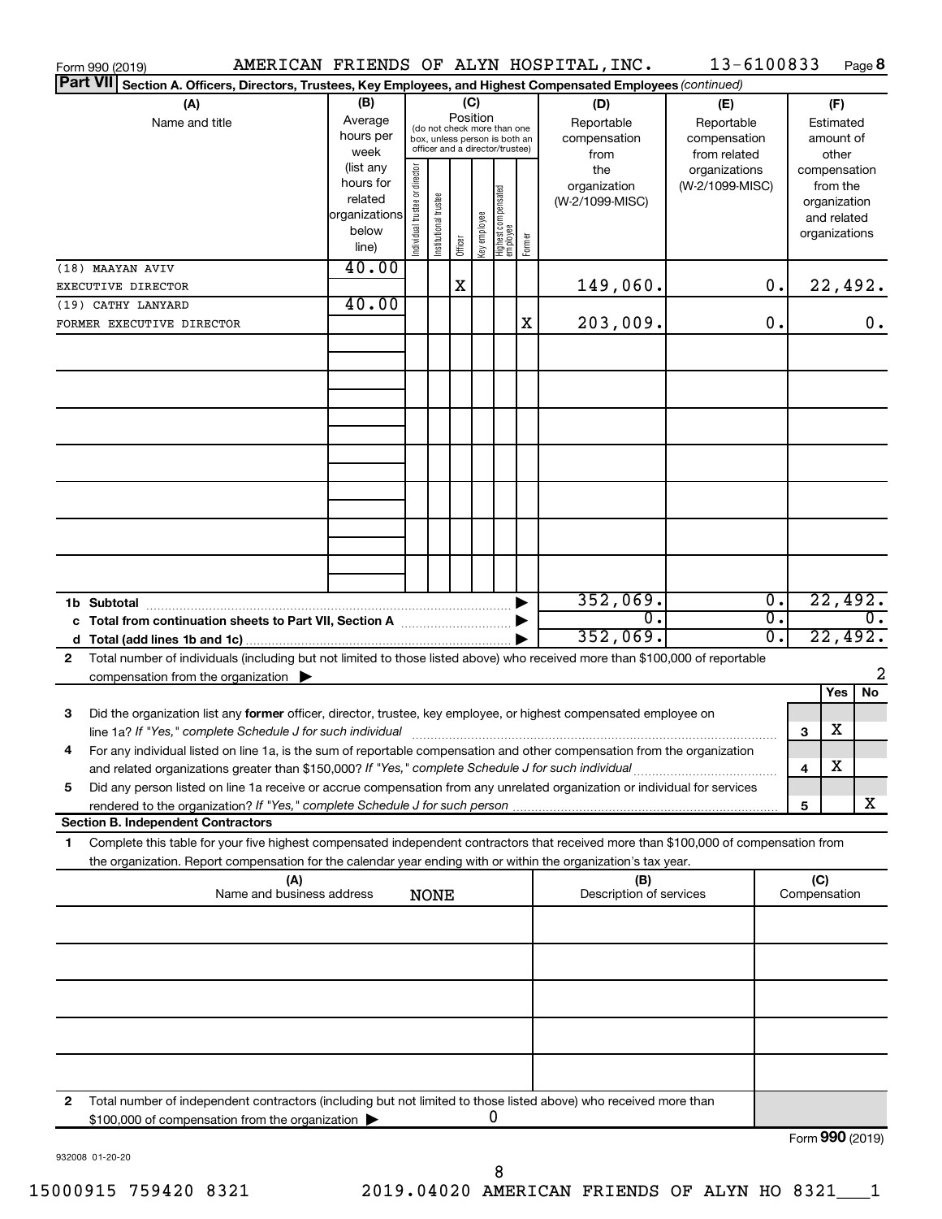Form 990 (2019) AMERICAN FRIENDS OF ALYN HOSPITAL, INC. 13-6100833 Page **8**

**Part VII** **Section A. Officers, Directors, Trustees, Key Employees, and Highest Compensated Employees** *(continued)*

| (A) Name and title | (B) Average hours per week (list any hours for related organizations below line) | (C) Position: Individual trustee or director | Institutional trustee | Officer | Key employee | Highest compensated employee | Former | (D) Reportable compensation from the organization (W-2/1099-MISC) | (E) Reportable compensation from related organizations (W-2/1099-MISC) | (F) Estimated amount of other compensation from the organization and related organizations |
|---|---|---|---|---|---|---|---|---|---|---|
| (18) MAAYAN AVIV<br>EXECUTIVE DIRECTOR | 40.00 | | | X | | | | 149,060. | 0. | 22,492. |
| (19) CATHY LANYARD<br>FORMER EXECUTIVE DIRECTOR | 40.00 | | | | | | X | 203,009. | 0. | 0. |

| | | (D) | (E) | (F) |
|---|---|---|---|---|
| **1b Subtotal** | ▶ | 352,069. | 0. | 22,492. |
| **c Total from continuation sheets to Part VII, Section A** | ▶ | 0. | 0. | 0. |
| **d Total (add lines 1b and 1c)** | ▶ | 352,069. | 0. | 22,492. |

**2** Total number of individuals (including but not limited to those listed above) who received more than $100,000 of reportable compensation from the organization ▶ 2

| | | | Yes | No |
|---|---|---|---|---|
| **3** | Did the organization list any **former** officer, director, trustee, key employee, or highest compensated employee on line 1a? *If "Yes," complete Schedule J for such individual* | **3** | X | |
| **4** | For any individual listed on line 1a, is the sum of reportable compensation and other compensation from the organization and related organizations greater than $150,000? *If "Yes," complete Schedule J for such individual* | **4** | X | |
| **5** | Did any person listed on line 1a receive or accrue compensation from any unrelated organization or individual for services rendered to the organization? *If "Yes," complete Schedule J for such person* | **5** | | X |

**Section B. Independent Contractors**

**1** Complete this table for your five highest compensated independent contractors that received more than $100,000 of compensation from the organization. Report compensation for the calendar year ending with or within the organization's tax year.

| (A) Name and business address | (B) Description of services | (C) Compensation |
|---|---|---|
| NONE | | |

**2** Total number of independent contractors (including but not limited to those listed above) who received more than $100,000 of compensation from the organization ▶ 0

Form **990** (2019)

932008 01-20-20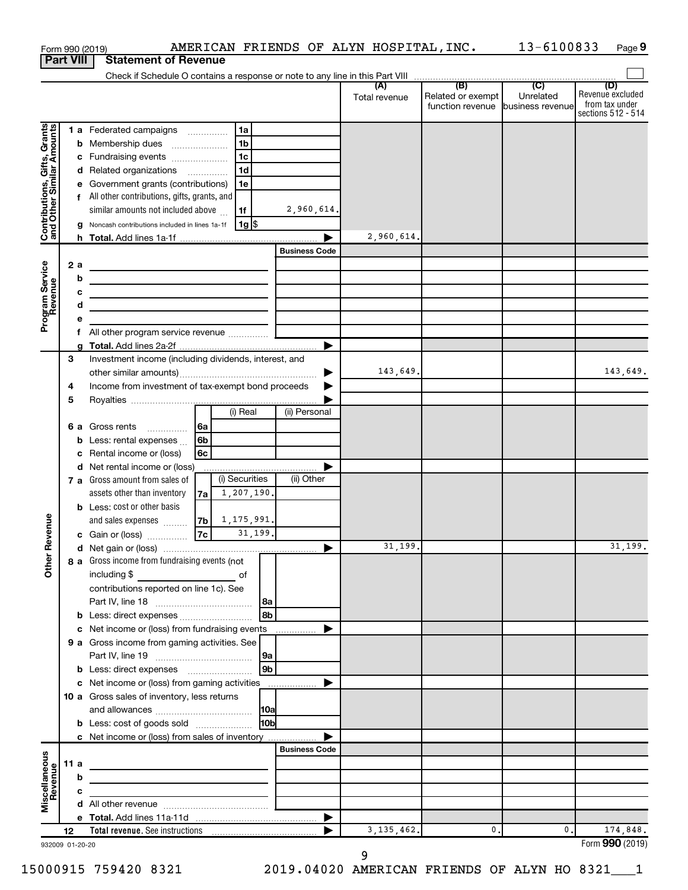Form 990 (2019) AMERICAN FRIENDS OF ALYN HOSPITAL,INC. 13-6100833 Page 9

**Part VIII Statement of Revenue**

Check if Schedule O contains a response or note to any line in this Part VIII ☐

| | | | (A) Total revenue | (B) Related or exempt function revenue | (C) Unrelated business revenue | (D) Revenue excluded from tax under sections 512 - 514 |
|---|---|---|---|---|---|---|
| **Contributions, Gifts, Grants and Other Similar Amounts** | 1 a Federated campaigns 1a | | | | | |
| | b Membership dues 1b | | | | | |
| | c Fundraising events 1c | | | | | |
| | d Related organizations 1d | | | | | |
| | e Government grants (contributions) 1e | | | | | |
| | f All other contributions, gifts, grants, and similar amounts not included above 1f | 2,960,614. | | | | |
| | g Noncash contributions included in lines 1a-1f 1g $ | | | | | |
| | h **Total.** Add lines 1a-1f | | 2,960,614. | | | |
| **Program Service Revenue** | | **Business Code** | | | | |
| | 2 a | | | | | |
| | b | | | | | |
| | c | | | | | |
| | d | | | | | |
| | e | | | | | |
| | f All other program service revenue | | | | | |
| | g **Total.** Add lines 2a-2f | | | | | |
| **Other Revenue** | 3 Investment income (including dividends, interest, and other similar amounts) | | 143,649. | | | 143,649. |
| | 4 Income from investment of tax-exempt bond proceeds | | | | | |
| | 5 Royalties | | | | | |
| | | (i) Real / (ii) Personal | | | | |
| | 6 a Gross rents 6a | | | | | |
| | b Less: rental expenses 6b | | | | | |
| | c Rental income or (loss) 6c | | | | | |
| | d Net rental income or (loss) | | | | | |
| | 7 a Gross amount from sales of assets other than inventory 7a | (i) Securities 1,207,190. / (ii) Other | | | | |
| | b Less: cost or other basis and sales expenses 7b | 1,175,991. | | | | |
| | c Gain or (loss) 7c | 31,199. | | | | |
| | d Net gain or (loss) | | 31,199. | | | 31,199. |
| | 8 a Gross income from fundraising events (not including $ ___ of contributions reported on line 1c). See Part IV, line 18 8a | | | | | |
| | b Less: direct expenses 8b | | | | | |
| | c Net income or (loss) from fundraising events | | | | | |
| | 9 a Gross income from gaming activities. See Part IV, line 19 9a | | | | | |
| | b Less: direct expenses 9b | | | | | |
| | c Net income or (loss) from gaming activities | | | | | |
| | 10 a Gross sales of inventory, less returns and allowances 10a | | | | | |
| | b Less: cost of goods sold 10b | | | | | |
| | c Net income or (loss) from sales of inventory | | | | | |
| **Miscellaneous Revenue** | | **Business Code** | | | | |
| | 11 a | | | | | |
| | b | | | | | |
| | c | | | | | |
| | d All other revenue | | | | | |
| | e **Total.** Add lines 11a-11d | | | | | |
| | 12 **Total revenue.** See instructions | | 3,135,462. | 0. | 0. | 174,848. |

932009 01-20-20 Form **990** (2019)

15000915 759420 8321 2019.04020 AMERICAN FRIENDS OF ALYN HO 8321___1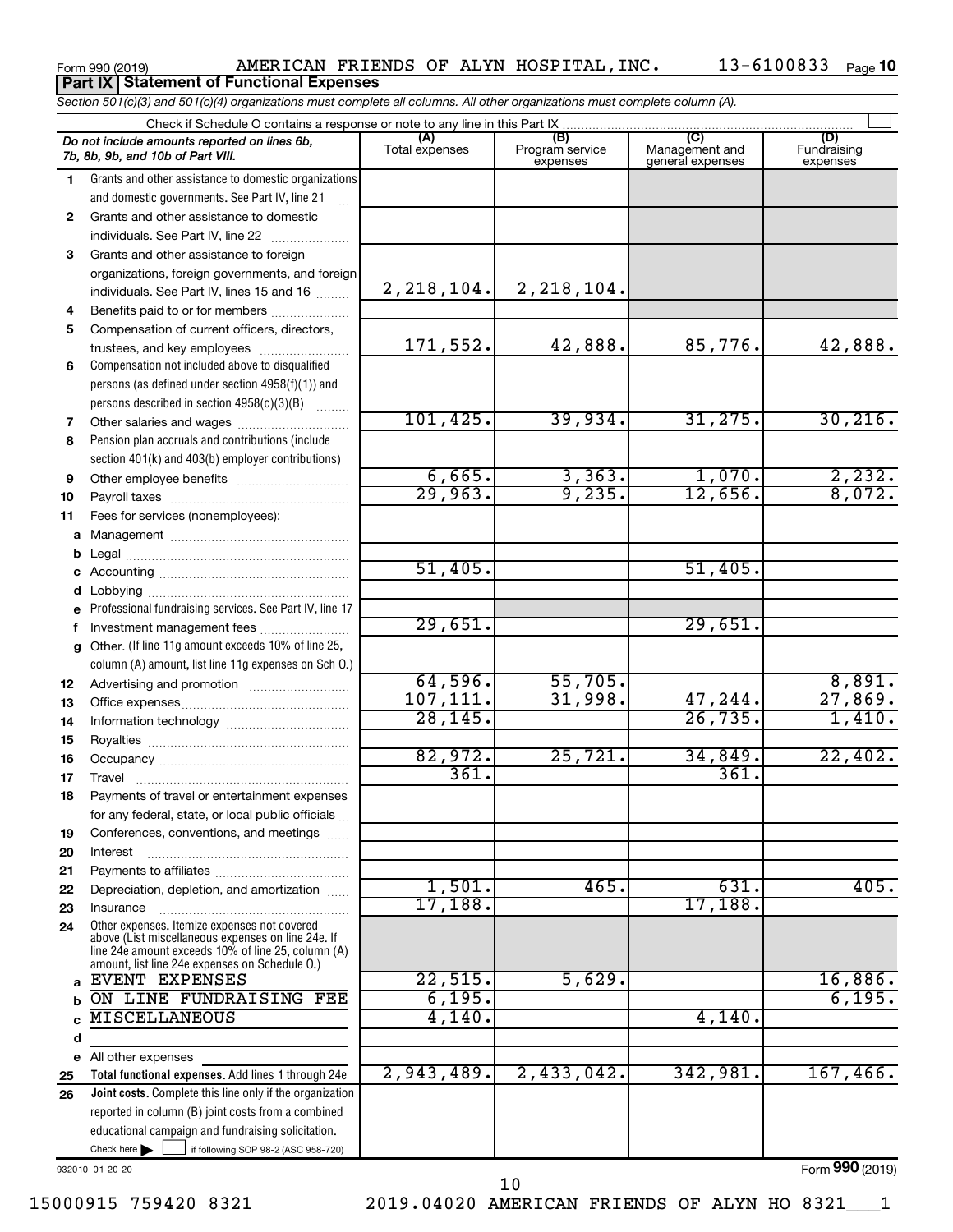Form 990 (2019) AMERICAN FRIENDS OF ALYN HOSPITAL,INC. 13-6100833 Page 10

## Part IX Statement of Functional Expenses

*Section 501(c)(3) and 501(c)(4) organizations must complete all columns. All other organizations must complete column (A).*

Check if Schedule O contains a response or note to any line in this Part IX ☐

| | *Do not include amounts reported on lines 6b, 7b, 8b, 9b, and 10b of Part VIII.* | (A) Total expenses | (B) Program service expenses | (C) Management and general expenses | (D) Fundraising expenses |
|---|---|---|---|---|---|
| 1 | Grants and other assistance to domestic organizations and domestic governments. See Part IV, line 21 | | | | |
| 2 | Grants and other assistance to domestic individuals. See Part IV, line 22 | | | | |
| 3 | Grants and other assistance to foreign organizations, foreign governments, and foreign individuals. See Part IV, lines 15 and 16 | 2,218,104. | 2,218,104. | | |
| 4 | Benefits paid to or for members | | | | |
| 5 | Compensation of current officers, directors, trustees, and key employees | 171,552. | 42,888. | 85,776. | 42,888. |
| 6 | Compensation not included above to disqualified persons (as defined under section 4958(f)(1)) and persons described in section 4958(c)(3)(B) | | | | |
| 7 | Other salaries and wages | 101,425. | 39,934. | 31,275. | 30,216. |
| 8 | Pension plan accruals and contributions (include section 401(k) and 403(b) employer contributions) | | | | |
| 9 | Other employee benefits | 6,665. | 3,363. | 1,070. | 2,232. |
| 10 | Payroll taxes | 29,963. | 9,235. | 12,656. | 8,072. |
| 11 | Fees for services (nonemployees): | | | | |
| a | Management | | | | |
| b | Legal | | | | |
| c | Accounting | 51,405. | | 51,405. | |
| d | Lobbying | | | | |
| e | Professional fundraising services. See Part IV, line 17 | | | | |
| f | Investment management fees | 29,651. | | 29,651. | |
| g | Other. (If line 11g amount exceeds 10% of line 25, column (A) amount, list line 11g expenses on Sch O.) | | | | |
| 12 | Advertising and promotion | 64,596. | 55,705. | | 8,891. |
| 13 | Office expenses | 107,111. | 31,998. | 47,244. | 27,869. |
| 14 | Information technology | 28,145. | | 26,735. | 1,410. |
| 15 | Royalties | | | | |
| 16 | Occupancy | 82,972. | 25,721. | 34,849. | 22,402. |
| 17 | Travel | 361. | | 361. | |
| 18 | Payments of travel or entertainment expenses for any federal, state, or local public officials | | | | |
| 19 | Conferences, conventions, and meetings | | | | |
| 20 | Interest | | | | |
| 21 | Payments to affiliates | | | | |
| 22 | Depreciation, depletion, and amortization | 1,501. | 465. | 631. | 405. |
| 23 | Insurance | 17,188. | | 17,188. | |
| 24 | Other expenses. Itemize expenses not covered above (List miscellaneous expenses on line 24e. If line 24e amount exceeds 10% of line 25, column (A) amount, list line 24e expenses on Schedule O.) | | | | |
| a | EVENT EXPENSES | 22,515. | 5,629. | | 16,886. |
| b | ON LINE FUNDRAISING FEE | 6,195. | | | 6,195. |
| c | MISCELLANEOUS | 4,140. | | 4,140. | |
| d | | | | | |
| e | All other expenses | | | | |
| 25 | **Total functional expenses.** Add lines 1 through 24e | 2,943,489. | 2,433,042. | 342,981. | 167,466. |
| 26 | **Joint costs.** Complete this line only if the organization reported in column (B) joint costs from a combined educational campaign and fundraising solicitation. Check here ☐ if following SOP 98-2 (ASC 958-720) | | | | |

932010 01-20-20

Form 990 (2019)

15000915 759420 8321 2019.04020 AMERICAN FRIENDS OF ALYN HO 8321___1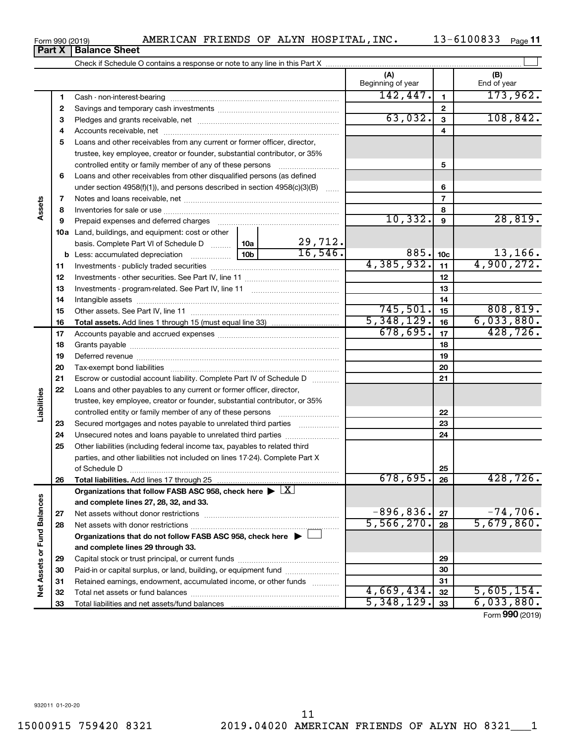Form 990 (2019) AMERICAN FRIENDS OF ALYN HOSPITAL,INC. 13-6100833 Page 11

## Part X | Balance Sheet

Check if Schedule O contains a response or note to any line in this Part X

| | | | | (A) Beginning of year | | (B) End of year |
|---|---|---|---|---|---|---|
| **Assets** | 1 | Cash - non-interest-bearing | | 142,447. | 1 | 173,962. |
| | 2 | Savings and temporary cash investments | | | 2 | |
| | 3 | Pledges and grants receivable, net | | 63,032. | 3 | 108,842. |
| | 4 | Accounts receivable, net | | | 4 | |
| | 5 | Loans and other receivables from any current or former officer, director, trustee, key employee, creator or founder, substantial contributor, or 35% controlled entity or family member of any of these persons | | | 5 | |
| | 6 | Loans and other receivables from other disqualified persons (as defined under section 4958(f)(1)), and persons described in section 4958(c)(3)(B) | | | 6 | |
| | 7 | Notes and loans receivable, net | | | 7 | |
| | 8 | Inventories for sale or use | | | 8 | |
| | 9 | Prepaid expenses and deferred charges | | 10,332. | 9 | 28,819. |
| | 10a | Land, buildings, and equipment: cost or other basis. Complete Part VI of Schedule D | 10a 29,712. | | | |
| | b | Less: accumulated depreciation | 10b 16,546. | 885. | 10c | 13,166. |
| | 11 | Investments - publicly traded securities | | 4,385,932. | 11 | 4,900,272. |
| | 12 | Investments - other securities. See Part IV, line 11 | | | 12 | |
| | 13 | Investments - program-related. See Part IV, line 11 | | | 13 | |
| | 14 | Intangible assets | | | 14 | |
| | 15 | Other assets. See Part IV, line 11 | | 745,501. | 15 | 808,819. |
| | 16 | **Total assets.** Add lines 1 through 15 (must equal line 33) | | 5,348,129. | 16 | 6,033,880. |
| **Liabilities** | 17 | Accounts payable and accrued expenses | | 678,695. | 17 | 428,726. |
| | 18 | Grants payable | | | 18 | |
| | 19 | Deferred revenue | | | 19 | |
| | 20 | Tax-exempt bond liabilities | | | 20 | |
| | 21 | Escrow or custodial account liability. Complete Part IV of Schedule D | | | 21 | |
| | 22 | Loans and other payables to any current or former officer, director, trustee, key employee, creator or founder, substantial contributor, or 35% controlled entity or family member of any of these persons | | | 22 | |
| | 23 | Secured mortgages and notes payable to unrelated third parties | | | 23 | |
| | 24 | Unsecured notes and loans payable to unrelated third parties | | | 24 | |
| | 25 | Other liabilities (including federal income tax, payables to related third parties, and other liabilities not included on lines 17-24). Complete Part X of Schedule D | | | 25 | |
| | 26 | **Total liabilities.** Add lines 17 through 25 | | 678,695. | 26 | 428,726. |
| **Net Assets or Fund Balances** | | **Organizations that follow FASB ASC 958, check here** ▶ [X] **and complete lines 27, 28, 32, and 33.** | | | | |
| | 27 | Net assets without donor restrictions | | -896,836. | 27 | -74,706. |
| | 28 | Net assets with donor restrictions | | 5,566,270. | 28 | 5,679,860. |
| | | **Organizations that do not follow FASB ASC 958, check here** ▶ [ ] **and complete lines 29 through 33.** | | | | |
| | 29 | Capital stock or trust principal, or current funds | | | 29 | |
| | 30 | Paid-in or capital surplus, or land, building, or equipment fund | | | 30 | |
| | 31 | Retained earnings, endowment, accumulated income, or other funds | | | 31 | |
| | 32 | Total net assets or fund balances | | 4,669,434. | 32 | 5,605,154. |
| | 33 | Total liabilities and net assets/fund balances | | 5,348,129. | 33 | 6,033,880. |

Form **990** (2019)

932011 01-20-20

15000915 759420 8321 2019.04020 AMERICAN FRIENDS OF ALYN HO 8321___1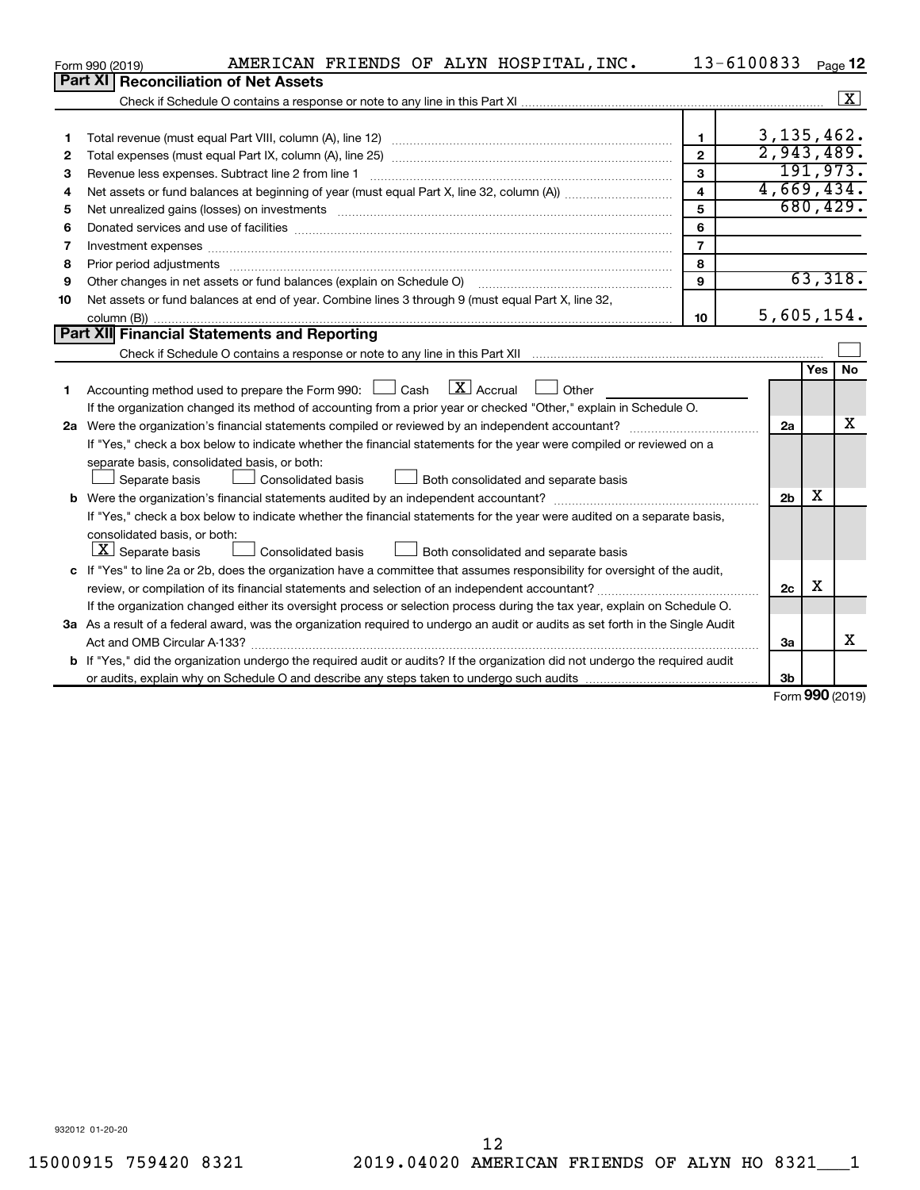Form 990 (2019) AMERICAN FRIENDS OF ALYN HOSPITAL,INC. 13-6100833 Page **12**

## Part XI Reconciliation of Net Assets

Check if Schedule O contains a response or note to any line in this Part XI ..... [X]

| | | | |
|---|---|---|---|
| 1 | Total revenue (must equal Part VIII, column (A), line 12) | 1 | 3,135,462. |
| 2 | Total expenses (must equal Part IX, column (A), line 25) | 2 | 2,943,489. |
| 3 | Revenue less expenses. Subtract line 2 from line 1 | 3 | 191,973. |
| 4 | Net assets or fund balances at beginning of year (must equal Part X, line 32, column (A)) | 4 | 4,669,434. |
| 5 | Net unrealized gains (losses) on investments | 5 | 680,429. |
| 6 | Donated services and use of facilities | 6 | |
| 7 | Investment expenses | 7 | |
| 8 | Prior period adjustments | 8 | |
| 9 | Other changes in net assets or fund balances (explain on Schedule O) | 9 | 63,318. |
| 10 | Net assets or fund balances at end of year. Combine lines 3 through 9 (must equal Part X, line 32, column (B)) | 10 | 5,605,154. |

## Part XII Financial Statements and Reporting

Check if Schedule O contains a response or note to any line in this Part XII ..... [ ]

| | | | Yes | No |
|---|---|---|---|---|
| 1 | Accounting method used to prepare the Form 990: [ ] Cash [X] Accrual [ ] Other ______<br>If the organization changed its method of accounting from a prior year or checked "Other," explain in Schedule O. | | | |
| 2a | Were the organization's financial statements compiled or reviewed by an independent accountant? | 2a | | X |
| | If "Yes," check a box below to indicate whether the financial statements for the year were compiled or reviewed on a separate basis, consolidated basis, or both:<br>[ ] Separate basis [ ] Consolidated basis [ ] Both consolidated and separate basis | | | |
| b | Were the organization's financial statements audited by an independent accountant? | 2b | X | |
| | If "Yes," check a box below to indicate whether the financial statements for the year were audited on a separate basis, consolidated basis, or both:<br>[X] Separate basis [ ] Consolidated basis [ ] Both consolidated and separate basis | | | |
| c | If "Yes" to line 2a or 2b, does the organization have a committee that assumes responsibility for oversight of the audit, review, or compilation of its financial statements and selection of an independent accountant? | 2c | X | |
| | If the organization changed either its oversight process or selection process during the tax year, explain on Schedule O. | | | |
| 3a | As a result of a federal award, was the organization required to undergo an audit or audits as set forth in the Single Audit Act and OMB Circular A-133? | 3a | | X |
| b | If "Yes," did the organization undergo the required audit or audits? If the organization did not undergo the required audit or audits, explain why on Schedule O and describe any steps taken to undergo such audits | 3b | | |

Form **990** (2019)

932012 01-20-20

15000915 759420 8321 2019.04020 AMERICAN FRIENDS OF ALYN HO 8321___1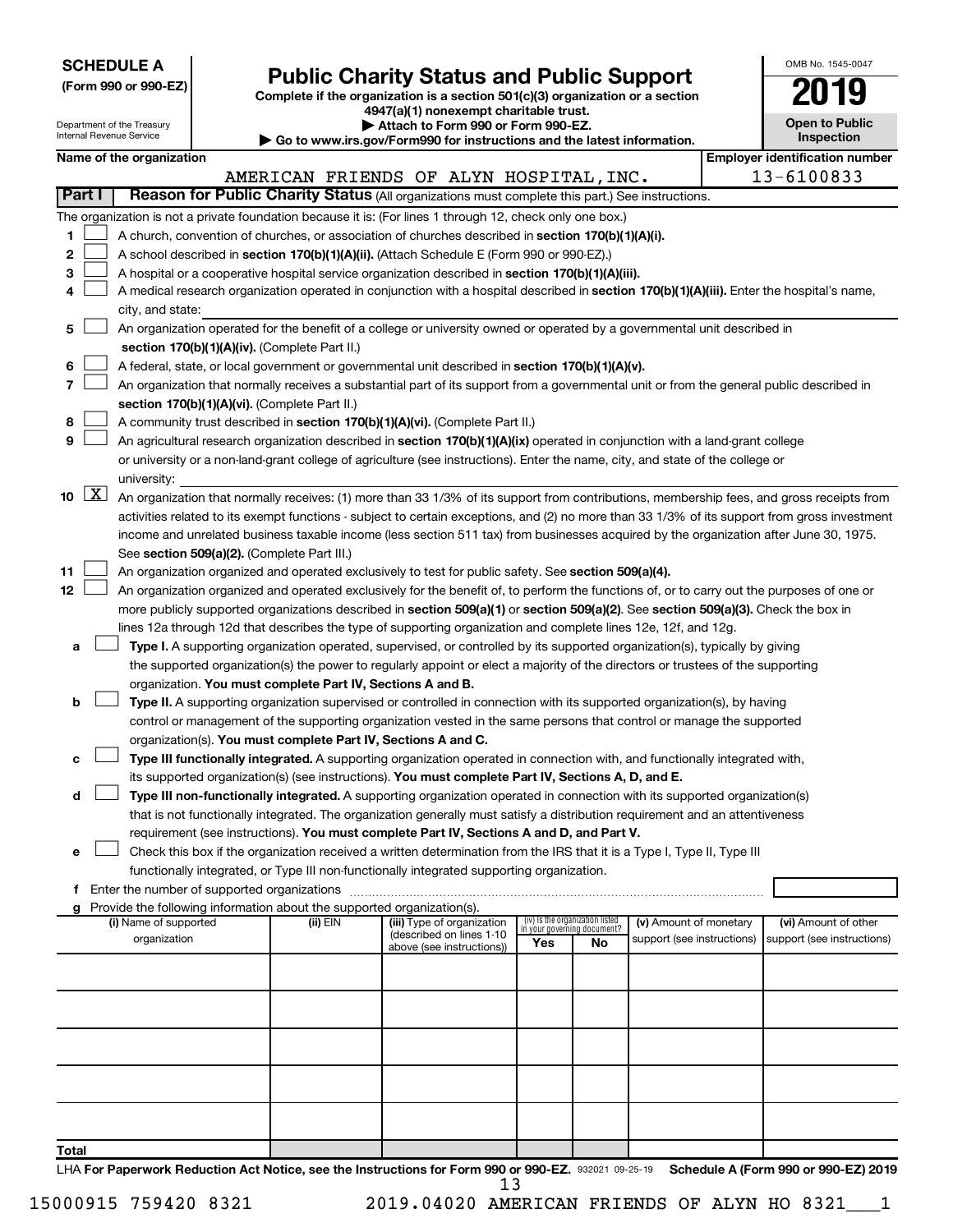**SCHEDULE A**
**(Form 990 or 990-EZ)**

Department of the Treasury
Internal Revenue Service

# Public Charity Status and Public Support

**Complete if the organization is a section 501(c)(3) organization or a section 4947(a)(1) nonexempt charitable trust.**
**▶ Attach to Form 990 or Form 990-EZ.**
**▶ Go to www.irs.gov/Form990 for instructions and the latest information.**

OMB No. 1545-0047
**2019**
**Open to Public Inspection**

| Name of the organization | Employer identification number |
|---|---|
| AMERICAN FRIENDS OF ALYN HOSPITAL, INC. | 13-6100833 |

**Part I** **Reason for Public Charity Status** (All organizations must complete this part.) See instructions.

The organization is not a private foundation because it is: (For lines 1 through 12, check only one box.)

1 ☐ A church, convention of churches, or association of churches described in **section 170(b)(1)(A)(i).**

2 ☐ A school described in **section 170(b)(1)(A)(ii).** (Attach Schedule E (Form 990 or 990-EZ).)

3 ☐ A hospital or a cooperative hospital service organization described in **section 170(b)(1)(A)(iii).**

4 ☐ A medical research organization operated in conjunction with a hospital described in **section 170(b)(1)(A)(iii).** Enter the hospital's name, city, and state:

5 ☐ An organization operated for the benefit of a college or university owned or operated by a governmental unit described in **section 170(b)(1)(A)(iv).** (Complete Part II.)

6 ☐ A federal, state, or local government or governmental unit described in **section 170(b)(1)(A)(v).**

7 ☐ An organization that normally receives a substantial part of its support from a governmental unit or from the general public described in **section 170(b)(1)(A)(vi).** (Complete Part II.)

8 ☐ A community trust described in **section 170(b)(1)(A)(vi).** (Complete Part II.)

9 ☐ An agricultural research organization described in **section 170(b)(1)(A)(ix)** operated in conjunction with a land-grant college or university or a non-land-grant college of agriculture (see instructions). Enter the name, city, and state of the college or university:

10 ☒ An organization that normally receives: (1) more than 33 1/3% of its support from contributions, membership fees, and gross receipts from activities related to its exempt functions - subject to certain exceptions, and (2) no more than 33 1/3% of its support from gross investment income and unrelated business taxable income (less section 511 tax) from businesses acquired by the organization after June 30, 1975. See **section 509(a)(2).** (Complete Part III.)

11 ☐ An organization organized and operated exclusively to test for public safety. See **section 509(a)(4).**

12 ☐ An organization organized and operated exclusively for the benefit of, to perform the functions of, or to carry out the purposes of one or more publicly supported organizations described in **section 509(a)(1)** or **section 509(a)(2)**. See **section 509(a)(3).** Check the box in lines 12a through 12d that describes the type of supporting organization and complete lines 12e, 12f, and 12g.

a ☐ **Type I.** A supporting organization operated, supervised, or controlled by its supported organization(s), typically by giving the supported organization(s) the power to regularly appoint or elect a majority of the directors or trustees of the supporting organization. **You must complete Part IV, Sections A and B.**

b ☐ **Type II.** A supporting organization supervised or controlled in connection with its supported organization(s), by having control or management of the supporting organization vested in the same persons that control or manage the supported organization(s). **You must complete Part IV, Sections A and C.**

c ☐ **Type III functionally integrated.** A supporting organization operated in connection with, and functionally integrated with, its supported organization(s) (see instructions). **You must complete Part IV, Sections A, D, and E.**

d ☐ **Type III non-functionally integrated.** A supporting organization operated in connection with its supported organization(s) that is not functionally integrated. The organization generally must satisfy a distribution requirement and an attentiveness requirement (see instructions). **You must complete Part IV, Sections A and D, and Part V.**

e ☐ Check this box if the organization received a written determination from the IRS that it is a Type I, Type II, Type III functionally integrated, or Type III non-functionally integrated supporting organization.

f Enter the number of supported organizations

g Provide the following information about the supported organization(s).

| (i) Name of supported organization | (ii) EIN | (iii) Type of organization (described on lines 1-10 above (see instructions)) | (iv) Is the organization listed in your governing document? Yes | No | (v) Amount of monetary support (see instructions) | (vi) Amount of other support (see instructions) |
|---|---|---|---|---|---|---|
| | | | | | | |
| | | | | | | |
| | | | | | | |
| | | | | | | |
| | | | | | | |
| **Total** | | | | | | |

LHA **For Paperwork Reduction Act Notice, see the Instructions for Form 990 or 990-EZ.** 932021 09-25-19 **Schedule A (Form 990 or 990-EZ) 2019**

15000915 759420 8321    2019.04020 AMERICAN FRIENDS OF ALYN HO 8321___1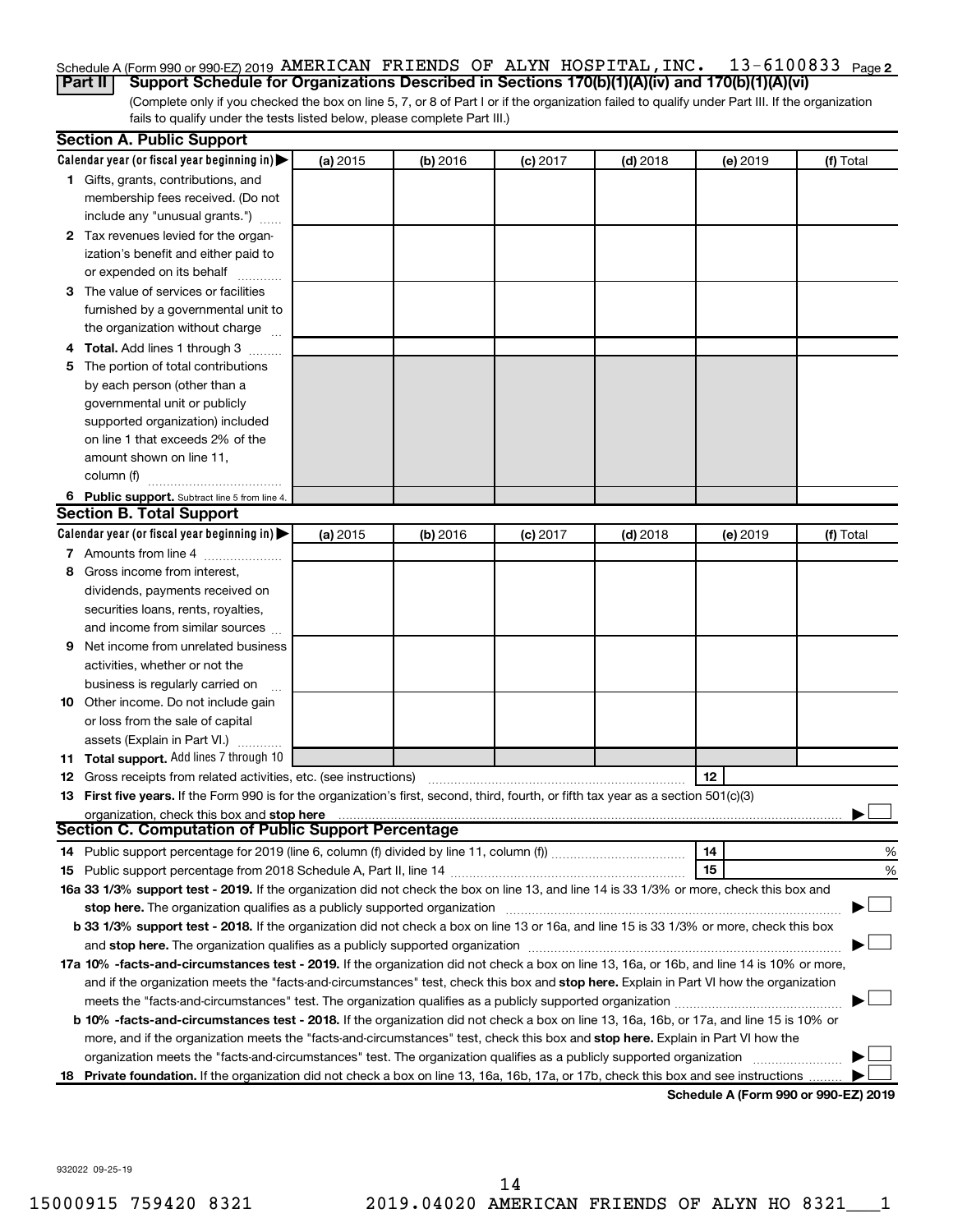Schedule A (Form 990 or 990-EZ) 2019 AMERICAN FRIENDS OF ALYN HOSPITAL,INC. 13-6100833 Page 2

**Part II** **Support Schedule for Organizations Described in Sections 170(b)(1)(A)(iv) and 170(b)(1)(A)(vi)**

(Complete only if you checked the box on line 5, 7, or 8 of Part I or if the organization failed to qualify under Part III. If the organization fails to qualify under the tests listed below, please complete Part III.)

## Section A. Public Support

| Calendar year (or fiscal year beginning in) ▶ | (a) 2015 | (b) 2016 | (c) 2017 | (d) 2018 | (e) 2019 | (f) Total |
|---|---|---|---|---|---|---|
| **1** Gifts, grants, contributions, and membership fees received. (Do not include any "unusual grants.") | | | | | | |
| **2** Tax revenues levied for the organization's benefit and either paid to or expended on its behalf | | | | | | |
| **3** The value of services or facilities furnished by a governmental unit to the organization without charge | | | | | | |
| **4** **Total.** Add lines 1 through 3 | | | | | | |
| **5** The portion of total contributions by each person (other than a governmental unit or publicly supported organization) included on line 1 that exceeds 2% of the amount shown on line 11, column (f) | | | | | | |
| **6** **Public support.** Subtract line 5 from line 4. | | | | | | |

## Section B. Total Support

| Calendar year (or fiscal year beginning in) ▶ | (a) 2015 | (b) 2016 | (c) 2017 | (d) 2018 | (e) 2019 | (f) Total |
|---|---|---|---|---|---|---|
| **7** Amounts from line 4 | | | | | | |
| **8** Gross income from interest, dividends, payments received on securities loans, rents, royalties, and income from similar sources | | | | | | |
| **9** Net income from unrelated business activities, whether or not the business is regularly carried on | | | | | | |
| **10** Other income. Do not include gain or loss from the sale of capital assets (Explain in Part VI.) | | | | | | |
| **11** **Total support.** Add lines 7 through 10 | | | | | | |

**12** Gross receipts from related activities, etc. (see instructions) **12**

**13** **First five years.** If the Form 990 is for the organization's first, second, third, fourth, or fifth tax year as a section 501(c)(3) organization, check this box and **stop here** ▶ ☐

## Section C. Computation of Public Support Percentage

**14** Public support percentage for 2019 (line 6, column (f) divided by line 11, column (f)) **14** %

**15** Public support percentage from 2018 Schedule A, Part II, line 14 **15** %

**16a** **33 1/3% support test - 2019.** If the organization did not check the box on line 13, and line 14 is 33 1/3% or more, check this box and **stop here.** The organization qualifies as a publicly supported organization ▶ ☐

**b** **33 1/3% support test - 2018.** If the organization did not check a box on line 13 or 16a, and line 15 is 33 1/3% or more, check this box and **stop here.** The organization qualifies as a publicly supported organization ▶ ☐

**17a** **10% -facts-and-circumstances test - 2019.** If the organization did not check a box on line 13, 16a, or 16b, and line 14 is 10% or more, and if the organization meets the "facts-and-circumstances" test, check this box and **stop here.** Explain in Part VI how the organization meets the "facts-and-circumstances" test. The organization qualifies as a publicly supported organization ▶ ☐

**b** **10% -facts-and-circumstances test - 2018.** If the organization did not check a box on line 13, 16a, 16b, or 17a, and line 15 is 10% or more, and if the organization meets the "facts-and-circumstances" test, check this box and **stop here.** Explain in Part VI how the organization meets the "facts-and-circumstances" test. The organization qualifies as a publicly supported organization ▶ ☐

**18** **Private foundation.** If the organization did not check a box on line 13, 16a, 16b, 17a, or 17b, check this box and see instructions ▶ ☐

**Schedule A (Form 990 or 990-EZ) 2019**

932022 09-25-19

15000915 759420 8321 2019.04020 AMERICAN FRIENDS OF ALYN HO 8321___1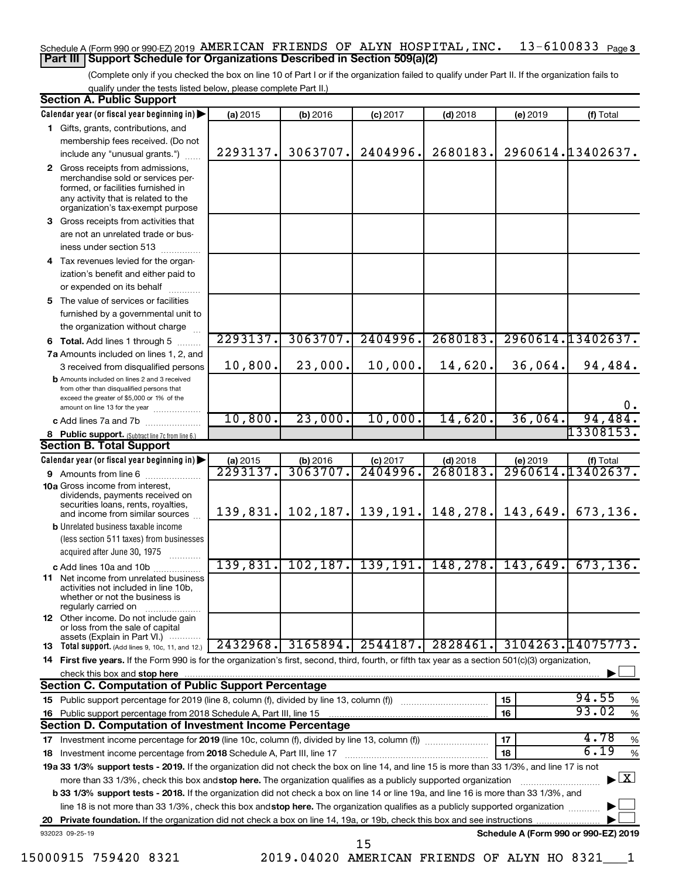Schedule A (Form 990 or 990-EZ) 2019 AMERICAN FRIENDS OF ALYN HOSPITAL, INC. 13-6100833 Page 3

## Part III Support Schedule for Organizations Described in Section 509(a)(2)

(Complete only if you checked the box on line 10 of Part I or if the organization failed to qualify under Part II. If the organization fails to qualify under the tests listed below, please complete Part II.)

### Section A. Public Support

| Calendar year (or fiscal year beginning in) | (a) 2015 | (b) 2016 | (c) 2017 | (d) 2018 | (e) 2019 | (f) Total |
|---|---|---|---|---|---|---|
| 1 Gifts, grants, contributions, and membership fees received. (Do not include any "unusual grants.") | 2293137. | 3063707. | 2404996. | 2680183. | 2960614. | 13402637. |
| 2 Gross receipts from admissions, merchandise sold or services performed, or facilities furnished in any activity that is related to the organization's tax-exempt purpose | | | | | | |
| 3 Gross receipts from activities that are not an unrelated trade or business under section 513 | | | | | | |
| 4 Tax revenues levied for the organization's benefit and either paid to or expended on its behalf | | | | | | |
| 5 The value of services or facilities furnished by a governmental unit to the organization without charge | | | | | | |
| 6 Total. Add lines 1 through 5 | 2293137. | 3063707. | 2404996. | 2680183. | 2960614. | 13402637. |
| 7a Amounts included on lines 1, 2, and 3 received from disqualified persons | 10,800. | 23,000. | 10,000. | 14,620. | 36,064. | 94,484. |
| b Amounts included on lines 2 and 3 received from other than disqualified persons that exceed the greater of $5,000 or 1% of the amount on line 13 for the year | | | | | | 0. |
| c Add lines 7a and 7b | 10,800. | 23,000. | 10,000. | 14,620. | 36,064. | 94,484. |
| 8 Public support. (Subtract line 7c from line 6.) | | | | | | 13308153. |

### Section B. Total Support

| Calendar year (or fiscal year beginning in) | (a) 2015 | (b) 2016 | (c) 2017 | (d) 2018 | (e) 2019 | (f) Total |
|---|---|---|---|---|---|---|
| 9 Amounts from line 6 | 2293137. | 3063707. | 2404996. | 2680183. | 2960614. | 13402637. |
| 10a Gross income from interest, dividends, payments received on securities loans, rents, royalties, and income from similar sources | 139,831. | 102,187. | 139,191. | 148,278. | 143,649. | 673,136. |
| b Unrelated business taxable income (less section 511 taxes) from businesses acquired after June 30, 1975 | | | | | | |
| c Add lines 10a and 10b | 139,831. | 102,187. | 139,191. | 148,278. | 143,649. | 673,136. |
| 11 Net income from unrelated business activities not included in line 10b, whether or not the business is regularly carried on | | | | | | |
| 12 Other income. Do not include gain or loss from the sale of capital assets (Explain in Part VI.) | | | | | | |
| 13 Total support. (Add lines 9, 10c, 11, and 12.) | 2432968. | 3165894. | 2544187. | 2828461. | 3104263. | 14075773. |

14 First five years. If the Form 990 is for the organization's first, second, third, fourth, or fifth tax year as a section 501(c)(3) organization, check this box and stop here ☐

### Section C. Computation of Public Support Percentage

| | | | |
|---|---|---|---|
| 15 Public support percentage for 2019 (line 8, column (f), divided by line 13, column (f)) | 15 | 94.55 | % |
| 16 Public support percentage from 2018 Schedule A, Part III, line 15 | 16 | 93.02 | % |

### Section D. Computation of Investment Income Percentage

| | | | |
|---|---|---|---|
| 17 Investment income percentage for 2019 (line 10c, column (f), divided by line 13, column (f)) | 17 | 4.78 | % |
| 18 Investment income percentage from 2018 Schedule A, Part III, line 17 | 18 | 6.19 | % |

19a 33 1/3% support tests - 2019. If the organization did not check the box on line 14, and line 15 is more than 33 1/3%, and line 17 is not more than 33 1/3%, check this box and stop here. The organization qualifies as a publicly supported organization ☒

b 33 1/3% support tests - 2018. If the organization did not check a box on line 14 or line 19a, and line 16 is more than 33 1/3%, and line 18 is not more than 33 1/3%, check this box and stop here. The organization qualifies as a publicly supported organization ☐

20 Private foundation. If the organization did not check a box on line 14, 19a, or 19b, check this box and see instructions ☐

932023 09-25-19

Schedule A (Form 990 or 990-EZ) 2019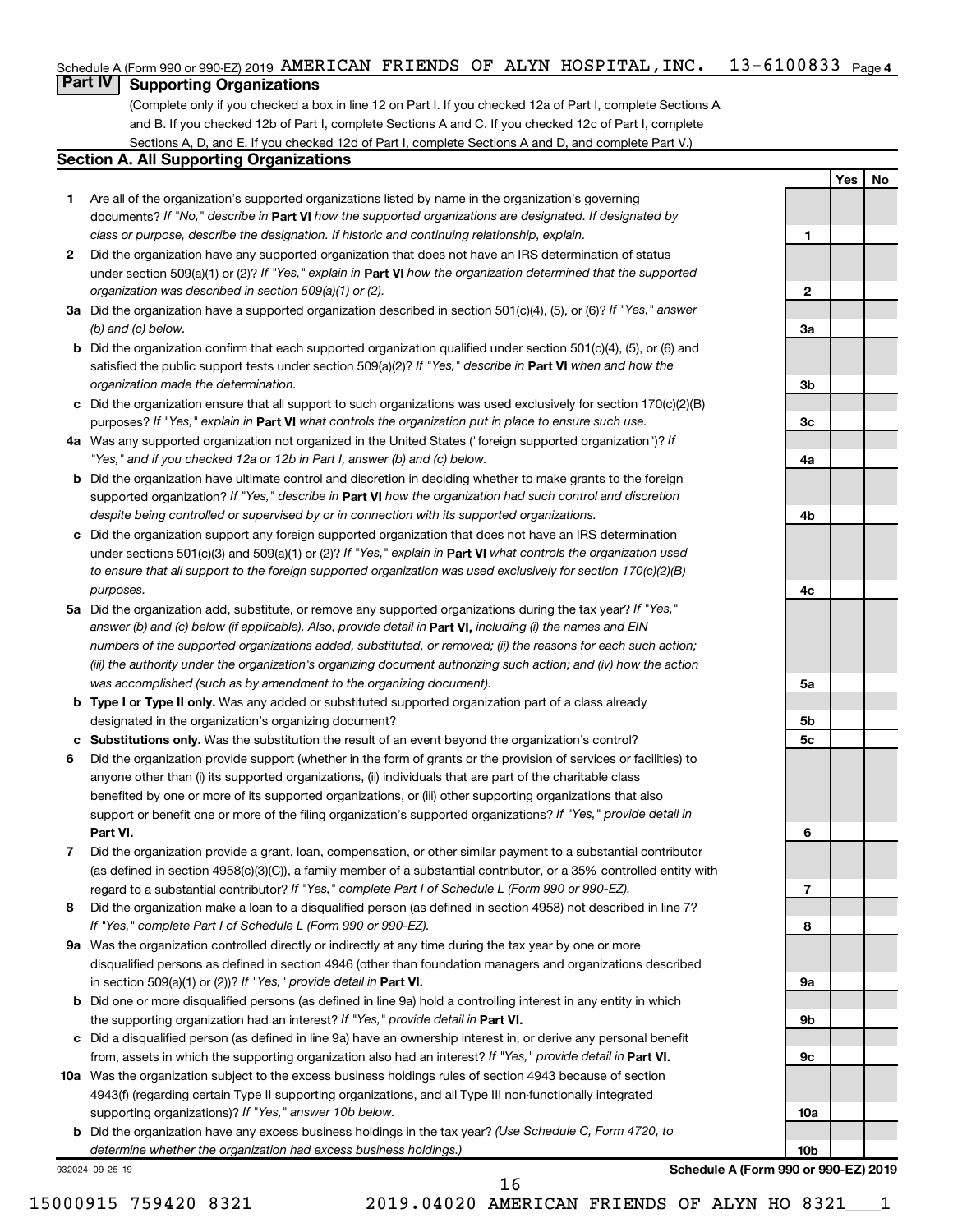Schedule A (Form 990 or 990-EZ) 2019 AMERICAN FRIENDS OF ALYN HOSPITAL,INC. 13-6100833 Page 4

## Part IV Supporting Organizations

(Complete only if you checked a box in line 12 on Part I. If you checked 12a of Part I, complete Sections A and B. If you checked 12b of Part I, complete Sections A and C. If you checked 12c of Part I, complete Sections A, D, and E. If you checked 12d of Part I, complete Sections A and D, and complete Part V.)

### Section A. All Supporting Organizations

| | | | Yes | No |
|---|---|---|---|---|
| **1** | Are all of the organization's supported organizations listed by name in the organization's governing documents? *If "No," describe in* **Part VI** *how the supported organizations are designated. If designated by class or purpose, describe the designation. If historic and continuing relationship, explain.* | **1** | | |
| **2** | Did the organization have any supported organization that does not have an IRS determination of status under section 509(a)(1) or (2)? *If "Yes," explain in* **Part VI** *how the organization determined that the supported organization was described in section 509(a)(1) or (2).* | **2** | | |
| **3a** | Did the organization have a supported organization described in section 501(c)(4), (5), or (6)? *If "Yes," answer (b) and (c) below.* | **3a** | | |
| **b** | Did the organization confirm that each supported organization qualified under section 501(c)(4), (5), or (6) and satisfied the public support tests under section 509(a)(2)? *If "Yes," describe in* **Part VI** *when and how the organization made the determination.* | **3b** | | |
| **c** | Did the organization ensure that all support to such organizations was used exclusively for section 170(c)(2)(B) purposes? *If "Yes," explain in* **Part VI** *what controls the organization put in place to ensure such use.* | **3c** | | |
| **4a** | Was any supported organization not organized in the United States ("foreign supported organization")? *If "Yes," and if you checked 12a or 12b in Part I, answer (b) and (c) below.* | **4a** | | |
| **b** | Did the organization have ultimate control and discretion in deciding whether to make grants to the foreign supported organization? *If "Yes," describe in* **Part VI** *how the organization had such control and discretion despite being controlled or supervised by or in connection with its supported organizations.* | **4b** | | |
| **c** | Did the organization support any foreign supported organization that does not have an IRS determination under sections 501(c)(3) and 509(a)(1) or (2)? *If "Yes," explain in* **Part VI** *what controls the organization used to ensure that all support to the foreign supported organization was used exclusively for section 170(c)(2)(B) purposes.* | **4c** | | |
| **5a** | Did the organization add, substitute, or remove any supported organizations during the tax year? *If "Yes," answer (b) and (c) below (if applicable). Also, provide detail in* **Part VI,** *including (i) the names and EIN numbers of the supported organizations added, substituted, or removed; (ii) the reasons for each such action; (iii) the authority under the organization's organizing document authorizing such action; and (iv) how the action was accomplished (such as by amendment to the organizing document).* | **5a** | | |
| **b** | **Type I or Type II only.** Was any added or substituted supported organization part of a class already designated in the organization's organizing document? | **5b** | | |
| **c** | **Substitutions only.** Was the substitution the result of an event beyond the organization's control? | **5c** | | |
| **6** | Did the organization provide support (whether in the form of grants or the provision of services or facilities) to anyone other than (i) its supported organizations, (ii) individuals that are part of the charitable class benefited by one or more of its supported organizations, or (iii) other supporting organizations that also support or benefit one or more of the filing organization's supported organizations? *If "Yes," provide detail in* **Part VI.** | **6** | | |
| **7** | Did the organization provide a grant, loan, compensation, or other similar payment to a substantial contributor (as defined in section 4958(c)(3)(C)), a family member of a substantial contributor, or a 35% controlled entity with regard to a substantial contributor? *If "Yes," complete Part I of Schedule L (Form 990 or 990-EZ).* | **7** | | |
| **8** | Did the organization make a loan to a disqualified person (as defined in section 4958) not described in line 7? *If "Yes," complete Part I of Schedule L (Form 990 or 990-EZ).* | **8** | | |
| **9a** | Was the organization controlled directly or indirectly at any time during the tax year by one or more disqualified persons as defined in section 4946 (other than foundation managers and organizations described in section 509(a)(1) or (2))? *If "Yes," provide detail in* **Part VI.** | **9a** | | |
| **b** | Did one or more disqualified persons (as defined in line 9a) hold a controlling interest in any entity in which the supporting organization had an interest? *If "Yes," provide detail in* **Part VI.** | **9b** | | |
| **c** | Did a disqualified person (as defined in line 9a) have an ownership interest in, or derive any personal benefit from, assets in which the supporting organization also had an interest? *If "Yes," provide detail in* **Part VI.** | **9c** | | |
| **10a** | Was the organization subject to the excess business holdings rules of section 4943 because of section 4943(f) (regarding certain Type II supporting organizations, and all Type III non-functionally integrated supporting organizations)? *If "Yes," answer 10b below.* | **10a** | | |
| **b** | Did the organization have any excess business holdings in the tax year? *(Use Schedule C, Form 4720, to determine whether the organization had excess business holdings.)* | **10b** | | |

932024 09-25-19 **Schedule A (Form 990 or 990-EZ) 2019**

15000915 759420 8321 2019.04020 AMERICAN FRIENDS OF ALYN HO 8321___1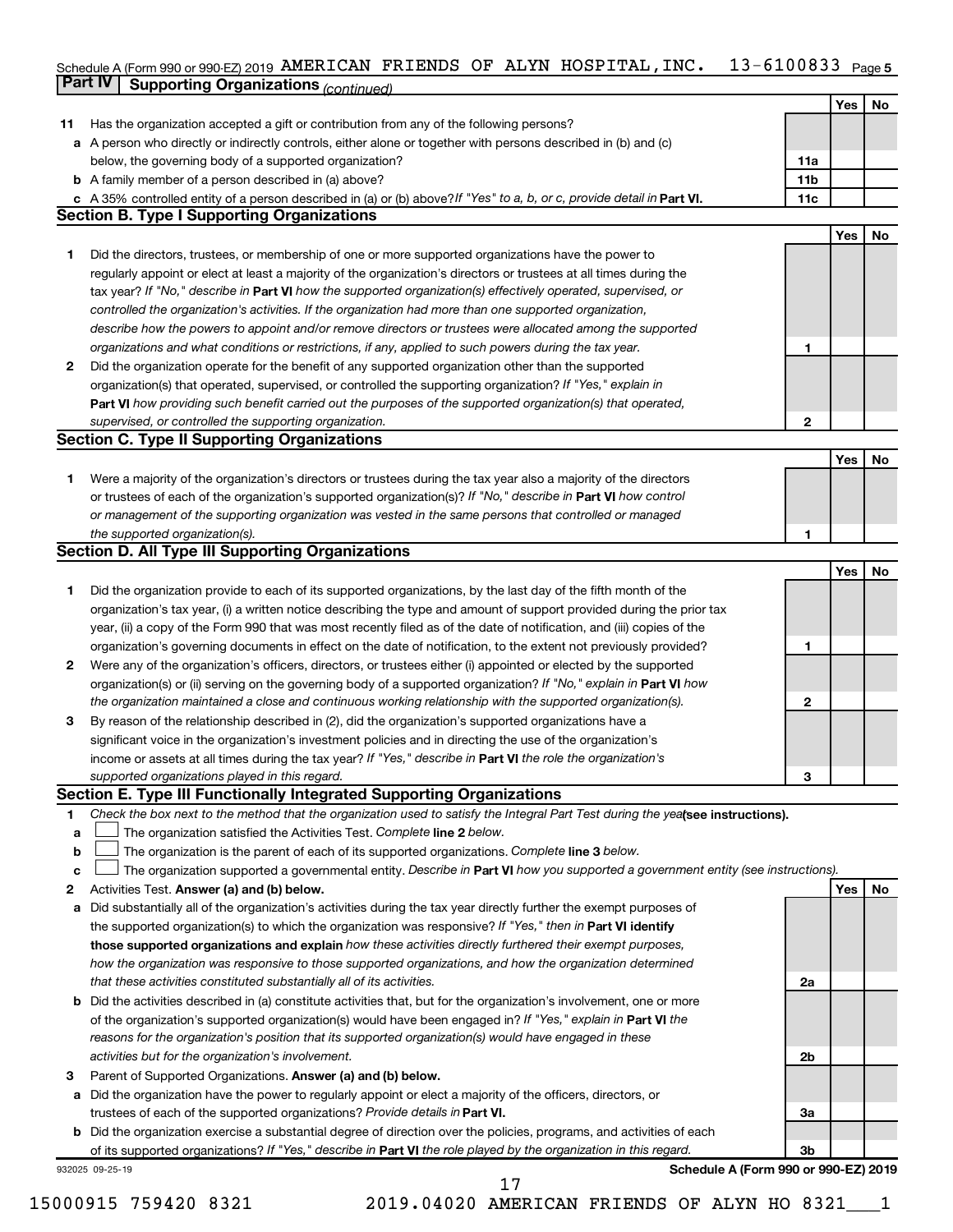Schedule A (Form 990 or 990-EZ) 2019 AMERICAN FRIENDS OF ALYN HOSPITAL,INC. 13-6100833 Page 5

**Part IV | Supporting Organizations** *(continued)*

| | | | Yes | No |
|---|---|---|---|---|
| **11** | Has the organization accepted a gift or contribution from any of the following persons? | | | |
| **a** | A person who directly or indirectly controls, either alone or together with persons described in (b) and (c) below, the governing body of a supported organization? | **11a** | | |
| **b** | A family member of a person described in (a) above? | **11b** | | |
| **c** | A 35% controlled entity of a person described in (a) or (b) above? *If "Yes" to a, b, or c, provide detail in* **Part VI.** | **11c** | | |

**Section B. Type I Supporting Organizations**

| | | | Yes | No |
|---|---|---|---|---|
| **1** | Did the directors, trustees, or membership of one or more supported organizations have the power to regularly appoint or elect at least a majority of the organization's directors or trustees at all times during the tax year? *If "No," describe in* **Part VI** *how the supported organization(s) effectively operated, supervised, or controlled the organization's activities. If the organization had more than one supported organization, describe how the powers to appoint and/or remove directors or trustees were allocated among the supported organizations and what conditions or restrictions, if any, applied to such powers during the tax year.* | **1** | | |
| **2** | Did the organization operate for the benefit of any supported organization other than the supported organization(s) that operated, supervised, or controlled the supporting organization? *If "Yes," explain in* **Part VI** *how providing such benefit carried out the purposes of the supported organization(s) that operated, supervised, or controlled the supporting organization.* | **2** | | |

**Section C. Type II Supporting Organizations**

| | | | Yes | No |
|---|---|---|---|---|
| **1** | Were a majority of the organization's directors or trustees during the tax year also a majority of the directors or trustees of each of the organization's supported organization(s)? *If "No," describe in* **Part VI** *how control or management of the supporting organization was vested in the same persons that controlled or managed the supported organization(s).* | **1** | | |

**Section D. All Type III Supporting Organizations**

| | | | Yes | No |
|---|---|---|---|---|
| **1** | Did the organization provide to each of its supported organizations, by the last day of the fifth month of the organization's tax year, (i) a written notice describing the type and amount of support provided during the prior tax year, (ii) a copy of the Form 990 that was most recently filed as of the date of notification, and (iii) copies of the organization's governing documents in effect on the date of notification, to the extent not previously provided? | **1** | | |
| **2** | Were any of the organization's officers, directors, or trustees either (i) appointed or elected by the supported organization(s) or (ii) serving on the governing body of a supported organization? *If "No," explain in* **Part VI** *how the organization maintained a close and continuous working relationship with the supported organization(s).* | **2** | | |
| **3** | By reason of the relationship described in (2), did the organization's supported organizations have a significant voice in the organization's investment policies and in directing the use of the organization's income or assets at all times during the tax year? *If "Yes," describe in* **Part VI** *the role the organization's supported organizations played in this regard.* | **3** | | |

**Section E. Type III Functionally Integrated Supporting Organizations**

**1** *Check the box next to the method that the organization used to satisfy the Integral Part Test during the year* **(see instructions).**

- **a** ☐ The organization satisfied the Activities Test. *Complete* **line 2** *below.*
- **b** ☐ The organization is the parent of each of its supported organizations. *Complete* **line 3** *below.*
- **c** ☐ The organization supported a governmental entity. *Describe in* **Part VI** *how you supported a government entity (see instructions).*

| | | | Yes | No |
|---|---|---|---|---|
| **2** | Activities Test. **Answer (a) and (b) below.** | | | |
| **a** | Did substantially all of the organization's activities during the tax year directly further the exempt purposes of the supported organization(s) to which the organization was responsive? *If "Yes," then in* **Part VI identify those supported organizations and explain** *how these activities directly furthered their exempt purposes, how the organization was responsive to those supported organizations, and how the organization determined that these activities constituted substantially all of its activities.* | **2a** | | |
| **b** | Did the activities described in (a) constitute activities that, but for the organization's involvement, one or more of the organization's supported organization(s) would have been engaged in? *If "Yes," explain in* **Part VI** *the reasons for the organization's position that its supported organization(s) would have engaged in these activities but for the organization's involvement.* | **2b** | | |
| **3** | Parent of Supported Organizations. **Answer (a) and (b) below.** | | | |
| **a** | Did the organization have the power to regularly appoint or elect a majority of the officers, directors, or trustees of each of the supported organizations? *Provide details in* **Part VI.** | **3a** | | |
| **b** | Did the organization exercise a substantial degree of direction over the policies, programs, and activities of each of its supported organizations? *If "Yes," describe in* **Part VI** *the role played by the organization in this regard.* | **3b** | | |

932025 09-25-19 **Schedule A (Form 990 or 990-EZ) 2019**

15000915 759420 8321 2019.04020 AMERICAN FRIENDS OF ALYN HO 8321___1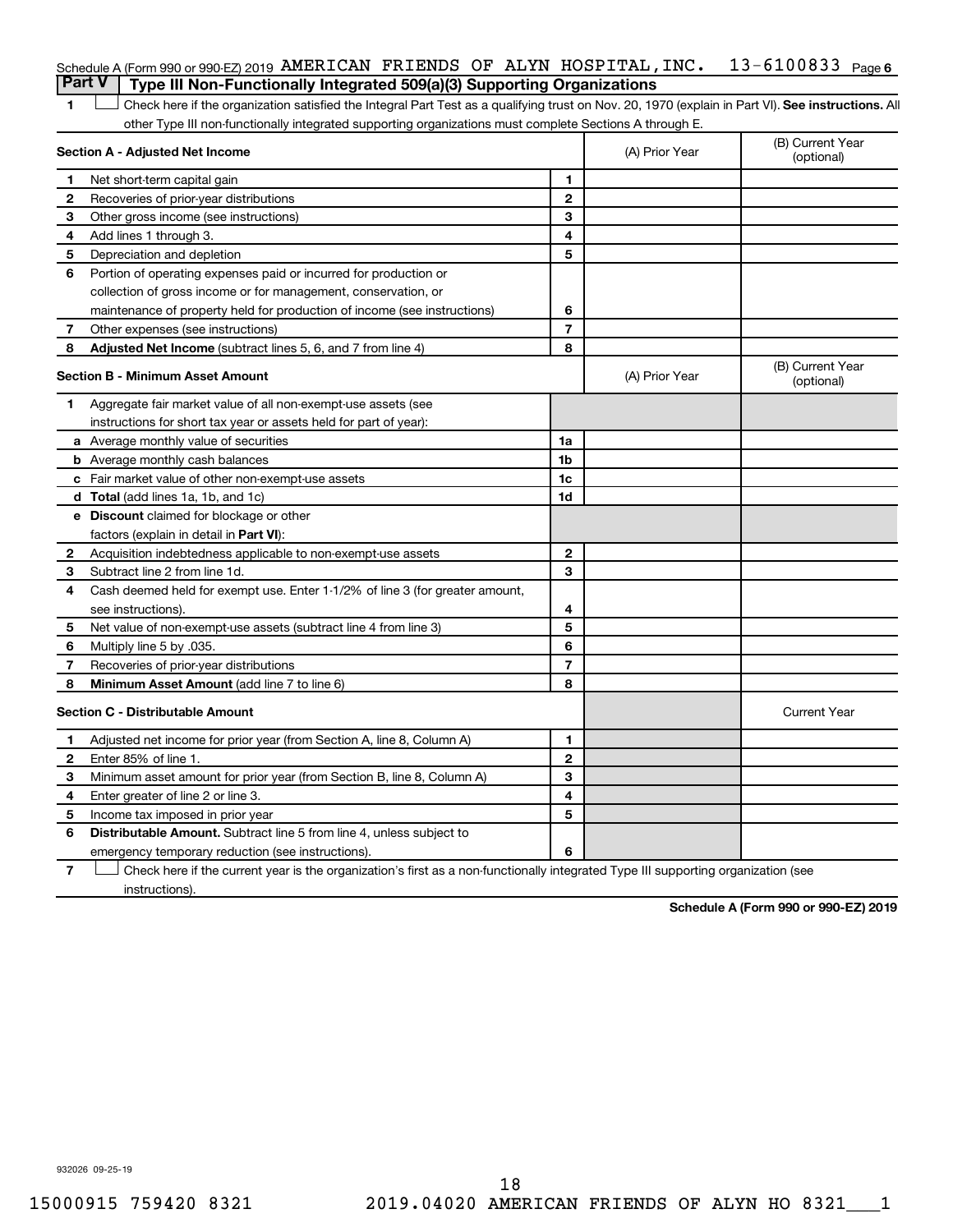Schedule A (Form 990 or 990-EZ) 2019 AMERICAN FRIENDS OF ALYN HOSPITAL,INC. 13-6100833 Page 6

## Part V Type III Non-Functionally Integrated 509(a)(3) Supporting Organizations

1 ☐ Check here if the organization satisfied the Integral Part Test as a qualifying trust on Nov. 20, 1970 (explain in Part VI). **See instructions.** All other Type III non-functionally integrated supporting organizations must complete Sections A through E.

| **Section A - Adjusted Net Income** | | | (A) Prior Year | (B) Current Year (optional) |
|---|---|---|---|---|
| 1 | Net short-term capital gain | 1 | | |
| 2 | Recoveries of prior-year distributions | 2 | | |
| 3 | Other gross income (see instructions) | 3 | | |
| 4 | Add lines 1 through 3. | 4 | | |
| 5 | Depreciation and depletion | 5 | | |
| 6 | Portion of operating expenses paid or incurred for production or collection of gross income or for management, conservation, or maintenance of property held for production of income (see instructions) | 6 | | |
| 7 | Other expenses (see instructions) | 7 | | |
| 8 | **Adjusted Net Income** (subtract lines 5, 6, and 7 from line 4) | 8 | | |

| **Section B - Minimum Asset Amount** | | | (A) Prior Year | (B) Current Year (optional) |
|---|---|---|---|---|
| 1 | Aggregate fair market value of all non-exempt-use assets (see instructions for short tax year or assets held for part of year): | | | |
| a | Average monthly value of securities | 1a | | |
| b | Average monthly cash balances | 1b | | |
| c | Fair market value of other non-exempt-use assets | 1c | | |
| d | **Total** (add lines 1a, 1b, and 1c) | 1d | | |
| e | **Discount** claimed for blockage or other factors (explain in detail in **Part VI**): | | | |
| 2 | Acquisition indebtedness applicable to non-exempt-use assets | 2 | | |
| 3 | Subtract line 2 from line 1d. | 3 | | |
| 4 | Cash deemed held for exempt use. Enter 1-1/2% of line 3 (for greater amount, see instructions). | 4 | | |
| 5 | Net value of non-exempt-use assets (subtract line 4 from line 3) | 5 | | |
| 6 | Multiply line 5 by .035. | 6 | | |
| 7 | Recoveries of prior-year distributions | 7 | | |
| 8 | **Minimum Asset Amount** (add line 7 to line 6) | 8 | | |

| **Section C - Distributable Amount** | | | | Current Year |
|---|---|---|---|---|
| 1 | Adjusted net income for prior year (from Section A, line 8, Column A) | 1 | | |
| 2 | Enter 85% of line 1. | 2 | | |
| 3 | Minimum asset amount for prior year (from Section B, line 8, Column A) | 3 | | |
| 4 | Enter greater of line 2 or line 3. | 4 | | |
| 5 | Income tax imposed in prior year | 5 | | |
| 6 | **Distributable Amount.** Subtract line 5 from line 4, unless subject to emergency temporary reduction (see instructions). | 6 | | |

7 ☐ Check here if the current year is the organization's first as a non-functionally integrated Type III supporting organization (see instructions).

**Schedule A (Form 990 or 990-EZ) 2019**

932026 09-25-19

15000915 759420 8321 2019.04020 AMERICAN FRIENDS OF ALYN HO 8321___1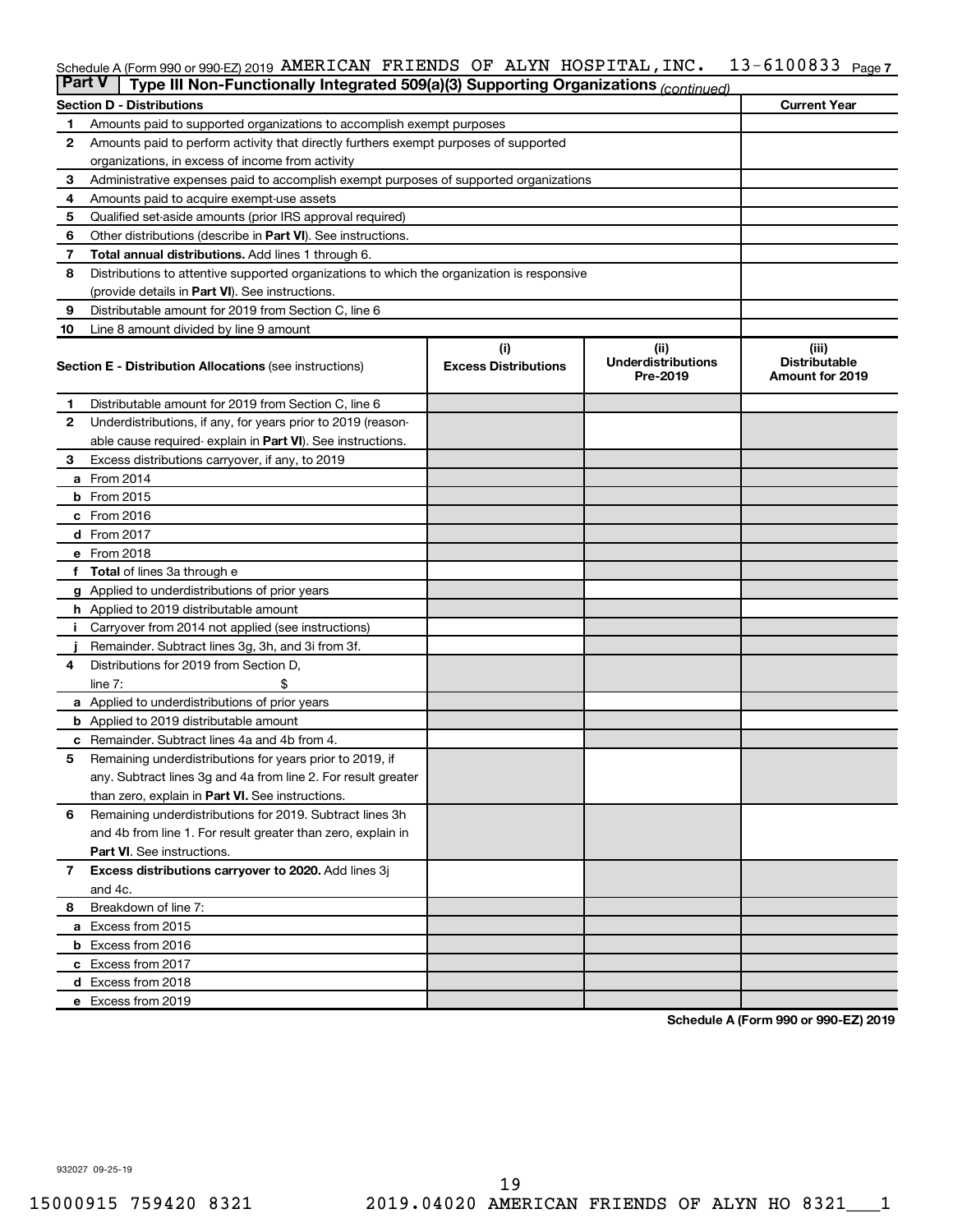Schedule A (Form 990 or 990-EZ) 2019 AMERICAN FRIENDS OF ALYN HOSPITAL,INC. 13-6100833 Page 7

## Part V Type III Non-Functionally Integrated 509(a)(3) Supporting Organizations *(continued)*

| Section D - Distributions | | Current Year |
|---|---|---|
| 1 | Amounts paid to supported organizations to accomplish exempt purposes | |
| 2 | Amounts paid to perform activity that directly furthers exempt purposes of supported organizations, in excess of income from activity | |
| 3 | Administrative expenses paid to accomplish exempt purposes of supported organizations | |
| 4 | Amounts paid to acquire exempt-use assets | |
| 5 | Qualified set-aside amounts (prior IRS approval required) | |
| 6 | Other distributions (describe in **Part VI**). See instructions. | |
| 7 | **Total annual distributions.** Add lines 1 through 6. | |
| 8 | Distributions to attentive supported organizations to which the organization is responsive (provide details in **Part VI**). See instructions. | |
| 9 | Distributable amount for 2019 from Section C, line 6 | |
| 10 | Line 8 amount divided by line 9 amount | |

| Section E - Distribution Allocations (see instructions) | | (i) Excess Distributions | (ii) Underdistributions Pre-2019 | (iii) Distributable Amount for 2019 |
|---|---|---|---|---|
| 1 | Distributable amount for 2019 from Section C, line 6 | | | |
| 2 | Underdistributions, if any, for years prior to 2019 (reasonable cause required- explain in **Part VI**). See instructions. | | | |
| 3 | Excess distributions carryover, if any, to 2019 | | | |
| a | From 2014 | | | |
| b | From 2015 | | | |
| c | From 2016 | | | |
| d | From 2017 | | | |
| e | From 2018 | | | |
| f | **Total** of lines 3a through e | | | |
| g | Applied to underdistributions of prior years | | | |
| h | Applied to 2019 distributable amount | | | |
| i | Carryover from 2014 not applied (see instructions) | | | |
| j | Remainder. Subtract lines 3g, 3h, and 3i from 3f. | | | |
| 4 | Distributions for 2019 from Section D, line 7: $ | | | |
| a | Applied to underdistributions of prior years | | | |
| b | Applied to 2019 distributable amount | | | |
| c | Remainder. Subtract lines 4a and 4b from 4. | | | |
| 5 | Remaining underdistributions for years prior to 2019, if any. Subtract lines 3g and 4a from line 2. For result greater than zero, explain in **Part VI.** See instructions. | | | |
| 6 | Remaining underdistributions for 2019. Subtract lines 3h and 4b from line 1. For result greater than zero, explain in **Part VI**. See instructions. | | | |
| 7 | **Excess distributions carryover to 2020.** Add lines 3j and 4c. | | | |
| 8 | Breakdown of line 7: | | | |
| a | Excess from 2015 | | | |
| b | Excess from 2016 | | | |
| c | Excess from 2017 | | | |
| d | Excess from 2018 | | | |
| e | Excess from 2019 | | | |

**Schedule A (Form 990 or 990-EZ) 2019**

932027 09-25-19

15000915 759420 8321 2019.04020 AMERICAN FRIENDS OF ALYN HO 8321___1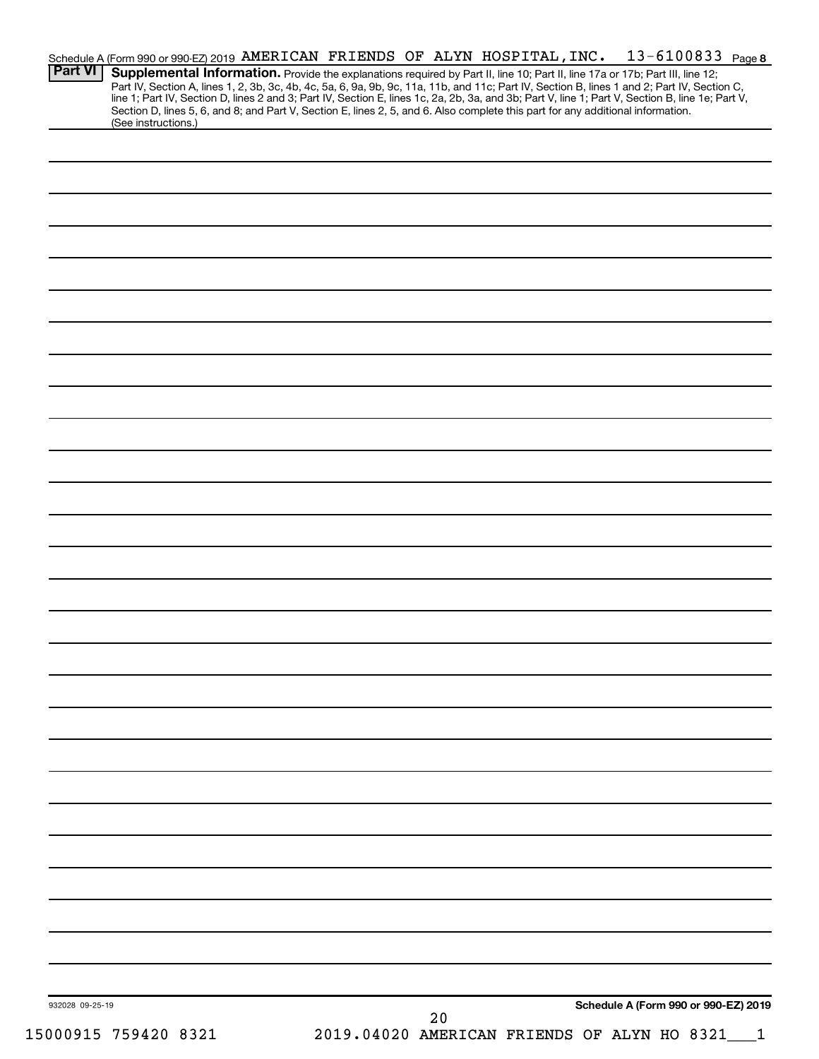Schedule A (Form 990 or 990-EZ) 2019 AMERICAN FRIENDS OF ALYN HOSPITAL,INC. 13-6100833 Page 8

**Part VI** **Supplemental Information.** Provide the explanations required by Part II, line 10; Part II, line 17a or 17b; Part III, line 12; Part IV, Section A, lines 1, 2, 3b, 3c, 4b, 4c, 5a, 6, 9a, 9b, 9c, 11a, 11b, and 11c; Part IV, Section B, lines 1 and 2; Part IV, Section C, line 1; Part IV, Section D, lines 2 and 3; Part IV, Section E, lines 1c, 2a, 2b, 3a, and 3b; Part V, line 1; Part V, Section B, line 1e; Part V, Section D, lines 5, 6, and 8; and Part V, Section E, lines 2, 5, and 6. Also complete this part for any additional information. (See instructions.)

932028 09-25-19

**Schedule A (Form 990 or 990-EZ) 2019**

15000915 759420 8321 2019.04020 AMERICAN FRIENDS OF ALYN HO 8321___1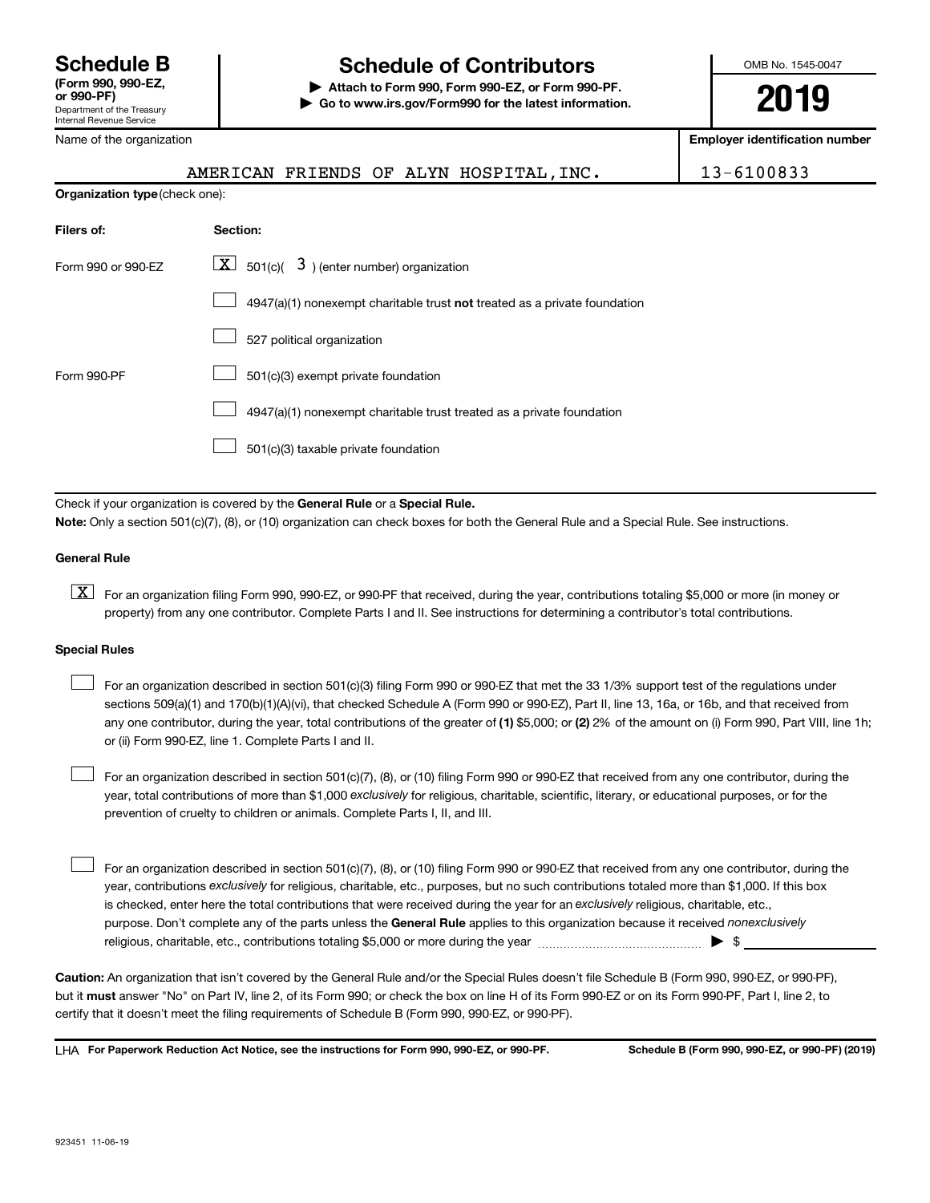**Schedule B**
**(Form 990, 990-EZ, or 990-PF)**
Department of the Treasury
Internal Revenue Service

# Schedule of Contributors

**▶ Attach to Form 990, Form 990-EZ, or Form 990-PF.**
**▶ Go to www.irs.gov/Form990 for the latest information.**

OMB No. 1545-0047

**2019**

| Name of the organization | Employer identification number |
|---|---|
| AMERICAN FRIENDS OF ALYN HOSPITAL,INC. | 13-6100833 |

**Organization type** (check one):

| Filers of: | Section: |
|---|---|
| Form 990 or 990-EZ | [X] 501(c)( 3 ) (enter number) organization |
| | [ ] 4947(a)(1) nonexempt charitable trust **not** treated as a private foundation |
| | [ ] 527 political organization |
| Form 990-PF | [ ] 501(c)(3) exempt private foundation |
| | [ ] 4947(a)(1) nonexempt charitable trust treated as a private foundation |
| | [ ] 501(c)(3) taxable private foundation |

Check if your organization is covered by the **General Rule** or a **Special Rule.**

**Note:** Only a section 501(c)(7), (8), or (10) organization can check boxes for both the General Rule and a Special Rule. See instructions.

**General Rule**

[X] For an organization filing Form 990, 990-EZ, or 990-PF that received, during the year, contributions totaling $5,000 or more (in money or property) from any one contributor. Complete Parts I and II. See instructions for determining a contributor's total contributions.

**Special Rules**

[ ] For an organization described in section 501(c)(3) filing Form 990 or 990-EZ that met the 33 1/3% support test of the regulations under sections 509(a)(1) and 170(b)(1)(A)(vi), that checked Schedule A (Form 990 or 990-EZ), Part II, line 13, 16a, or 16b, and that received from any one contributor, during the year, total contributions of the greater of **(1)** $5,000; or **(2)** 2% of the amount on (i) Form 990, Part VIII, line 1h; or (ii) Form 990-EZ, line 1. Complete Parts I and II.

[ ] For an organization described in section 501(c)(7), (8), or (10) filing Form 990 or 990-EZ that received from any one contributor, during the year, total contributions of more than $1,000 *exclusively* for religious, charitable, scientific, literary, or educational purposes, or for the prevention of cruelty to children or animals. Complete Parts I, II, and III.

[ ] For an organization described in section 501(c)(7), (8), or (10) filing Form 990 or 990-EZ that received from any one contributor, during the year, contributions *exclusively* for religious, charitable, etc., purposes, but no such contributions totaled more than $1,000. If this box is checked, enter here the total contributions that were received during the year for an *exclusively* religious, charitable, etc., purpose. Don't complete any of the parts unless the **General Rule** applies to this organization because it received *nonexclusively* religious, charitable, etc., contributions totaling $5,000 or more during the year ▶ $

**Caution:** An organization that isn't covered by the General Rule and/or the Special Rules doesn't file Schedule B (Form 990, 990-EZ, or 990-PF), but it **must** answer "No" on Part IV, line 2, of its Form 990; or check the box on line H of its Form 990-EZ or on its Form 990-PF, Part I, line 2, to certify that it doesn't meet the filing requirements of Schedule B (Form 990, 990-EZ, or 990-PF).

LHA **For Paperwork Reduction Act Notice, see the instructions for Form 990, 990-EZ, or 990-PF.** **Schedule B (Form 990, 990-EZ, or 990-PF) (2019)**

923451 11-06-19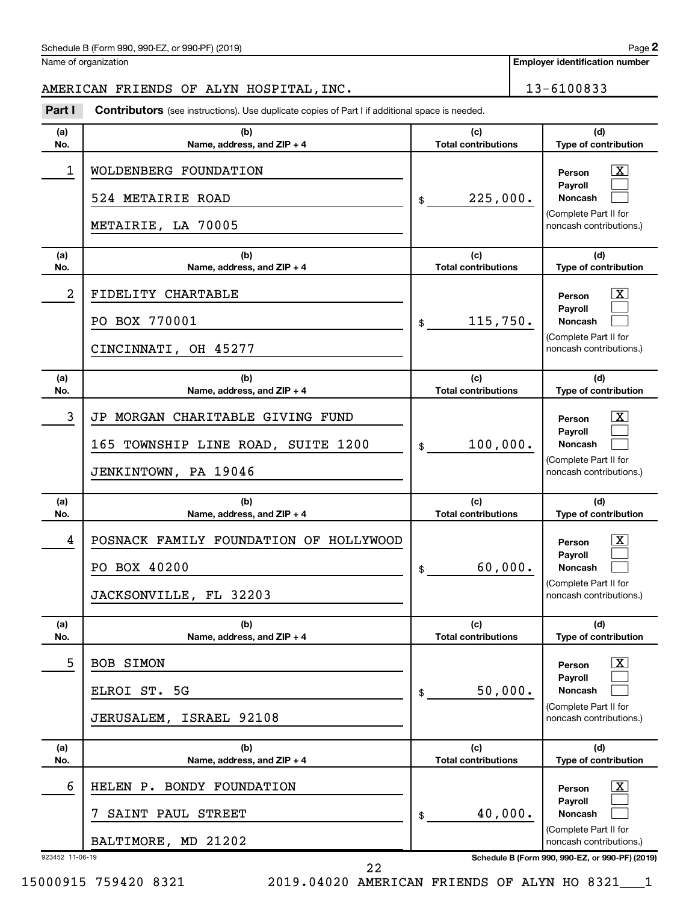Schedule B (Form 990, 990-EZ, or 990-PF) (2019)

Name of organization: AMERICAN FRIENDS OF ALYN HOSPITAL,INC.

Employer identification number: 13-6100833

**Part I Contributors** (see instructions). Use duplicate copies of Part I if additional space is needed.

| (a) No. | (b) Name, address, and ZIP + 4 | (c) Total contributions | (d) Type of contribution |
|---|---|---|---|
| 1 | WOLDENBERG FOUNDATION<br>524 METAIRIE ROAD<br>METAIRIE, LA 70005 | $ 225,000. | Person [X]<br>Payroll [ ]<br>Noncash [ ]<br>(Complete Part II for noncash contributions.) |
| 2 | FIDELITY CHARTABLE<br>PO BOX 770001<br>CINCINNATI, OH 45277 | $ 115,750. | Person [X]<br>Payroll [ ]<br>Noncash [ ]<br>(Complete Part II for noncash contributions.) |
| 3 | JP MORGAN CHARITABLE GIVING FUND<br>165 TOWNSHIP LINE ROAD, SUITE 1200<br>JENKINTOWN, PA 19046 | $ 100,000. | Person [X]<br>Payroll [ ]<br>Noncash [ ]<br>(Complete Part II for noncash contributions.) |
| 4 | POSNACK FAMILY FOUNDATION OF HOLLYWOOD<br>PO BOX 40200<br>JACKSONVILLE, FL 32203 | $ 60,000. | Person [X]<br>Payroll [ ]<br>Noncash [ ]<br>(Complete Part II for noncash contributions.) |
| 5 | BOB SIMON<br>ELROI ST. 5G<br>JERUSALEM, ISRAEL 92108 | $ 50,000. | Person [X]<br>Payroll [ ]<br>Noncash [ ]<br>(Complete Part II for noncash contributions.) |
| 6 | HELEN P. BONDY FOUNDATION<br>7 SAINT PAUL STREET<br>BALTIMORE, MD 21202 | $ 40,000. | Person [X]<br>Payroll [ ]<br>Noncash [ ]<br>(Complete Part II for noncash contributions.) |

923452 11-06-19

15000915 759420 8321 2019.04020 AMERICAN FRIENDS OF ALYN HO 8321___1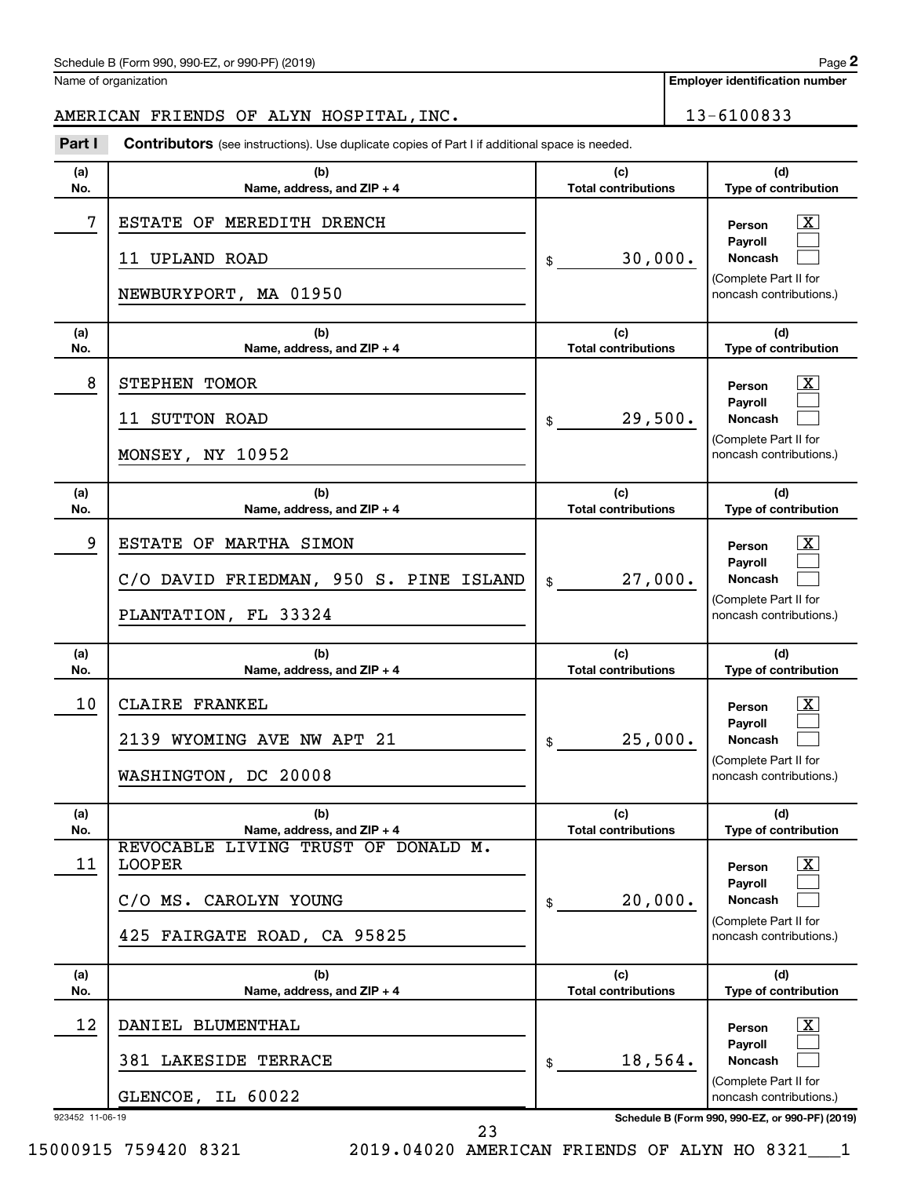Schedule B (Form 990, 990-EZ, or 990-PF) (2019)

Name of organization: AMERICAN FRIENDS OF ALYN HOSPITAL,INC.

Employer identification number: 13-6100833

## Part I Contributors (see instructions). Use duplicate copies of Part I if additional space is needed.

| (a) No. | (b) Name, address, and ZIP + 4 | (c) Total contributions | (d) Type of contribution |
|---|---|---|---|
| 7 | ESTATE OF MEREDITH DRENCH<br>11 UPLAND ROAD<br>NEWBURYPORT, MA 01950 | $ 30,000. | Person [X]<br>Payroll [ ]<br>Noncash [ ]<br>(Complete Part II for noncash contributions.) |
| 8 | STEPHEN TOMOR<br>11 SUTTON ROAD<br>MONSEY, NY 10952 | $ 29,500. | Person [X]<br>Payroll [ ]<br>Noncash [ ]<br>(Complete Part II for noncash contributions.) |
| 9 | ESTATE OF MARTHA SIMON<br>C/O DAVID FRIEDMAN, 950 S. PINE ISLAND<br>PLANTATION, FL 33324 | $ 27,000. | Person [X]<br>Payroll [ ]<br>Noncash [ ]<br>(Complete Part II for noncash contributions.) |
| 10 | CLAIRE FRANKEL<br>2139 WYOMING AVE NW APT 21<br>WASHINGTON, DC 20008 | $ 25,000. | Person [X]<br>Payroll [ ]<br>Noncash [ ]<br>(Complete Part II for noncash contributions.) |
| 11 | REVOCABLE LIVING TRUST OF DONALD M. LOOPER<br>C/O MS. CAROLYN YOUNG<br>425 FAIRGATE ROAD, CA 95825 | $ 20,000. | Person [X]<br>Payroll [ ]<br>Noncash [ ]<br>(Complete Part II for noncash contributions.) |
| 12 | DANIEL BLUMENTHAL<br>381 LAKESIDE TERRACE<br>GLENCOE, IL 60022 | $ 18,564. | Person [X]<br>Payroll [ ]<br>Noncash [ ]<br>(Complete Part II for noncash contributions.) |

923452 11-06-19

Schedule B (Form 990, 990-EZ, or 990-PF) (2019)

15000915 759420 8321 2019.04020 AMERICAN FRIENDS OF ALYN HO 8321___1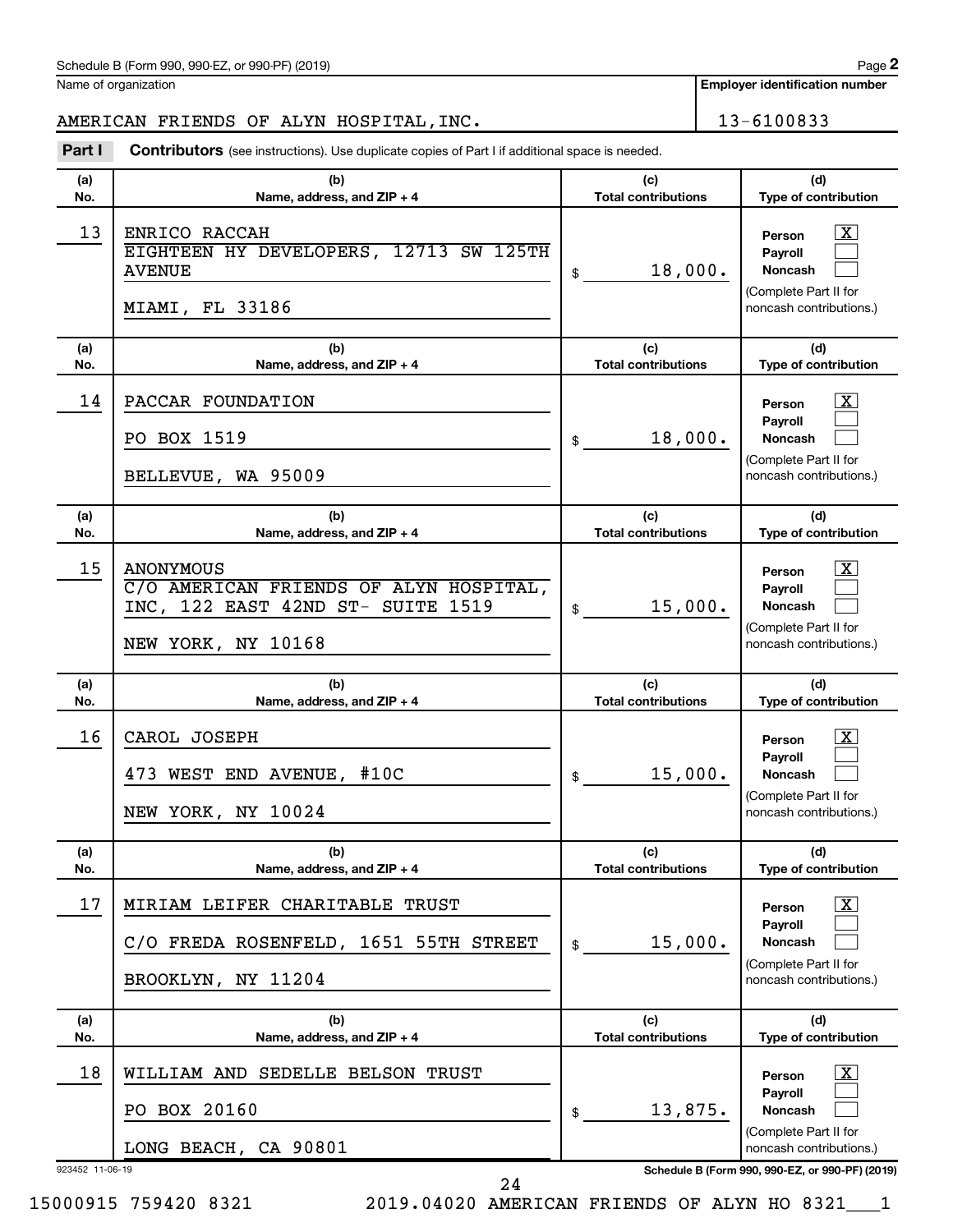Name of organization

AMERICAN FRIENDS OF ALYN HOSPITAL,INC.

**Employer identification number**

13-6100833

**Part I** **Contributors** (see instructions). Use duplicate copies of Part I if additional space is needed.

| (a) No. | (b) Name, address, and ZIP + 4 | (c) Total contributions | (d) Type of contribution |
|---|---|---|---|
| 13 | ENRICO RACCAH<br>EIGHTEEN HY DEVELOPERS, 12713 SW 125TH AVENUE<br>MIAMI, FL 33186 | $ 18,000. | Person [X]<br>Payroll [ ]<br>Noncash [ ]<br>(Complete Part II for noncash contributions.) |
| 14 | PACCAR FOUNDATION<br>PO BOX 1519<br>BELLEVUE, WA 95009 | $ 18,000. | Person [X]<br>Payroll [ ]<br>Noncash [ ]<br>(Complete Part II for noncash contributions.) |
| 15 | ANONYMOUS<br>C/O AMERICAN FRIENDS OF ALYN HOSPITAL, INC, 122 EAST 42ND ST- SUITE 1519<br>NEW YORK, NY 10168 | $ 15,000. | Person [X]<br>Payroll [ ]<br>Noncash [ ]<br>(Complete Part II for noncash contributions.) |
| 16 | CAROL JOSEPH<br>473 WEST END AVENUE, #10C<br>NEW YORK, NY 10024 | $ 15,000. | Person [X]<br>Payroll [ ]<br>Noncash [ ]<br>(Complete Part II for noncash contributions.) |
| 17 | MIRIAM LEIFER CHARITABLE TRUST<br>C/O FREDA ROSENFELD, 1651 55TH STREET<br>BROOKLYN, NY 11204 | $ 15,000. | Person [X]<br>Payroll [ ]<br>Noncash [ ]<br>(Complete Part II for noncash contributions.) |
| 18 | WILLIAM AND SEDELLE BELSON TRUST<br>PO BOX 20160<br>LONG BEACH, CA 90801 | $ 13,875. | Person [X]<br>Payroll [ ]<br>Noncash [ ]<br>(Complete Part II for noncash contributions.) |

923452 11-06-19

15000915 759420 8321 2019.04020 AMERICAN FRIENDS OF ALYN HO 8321___1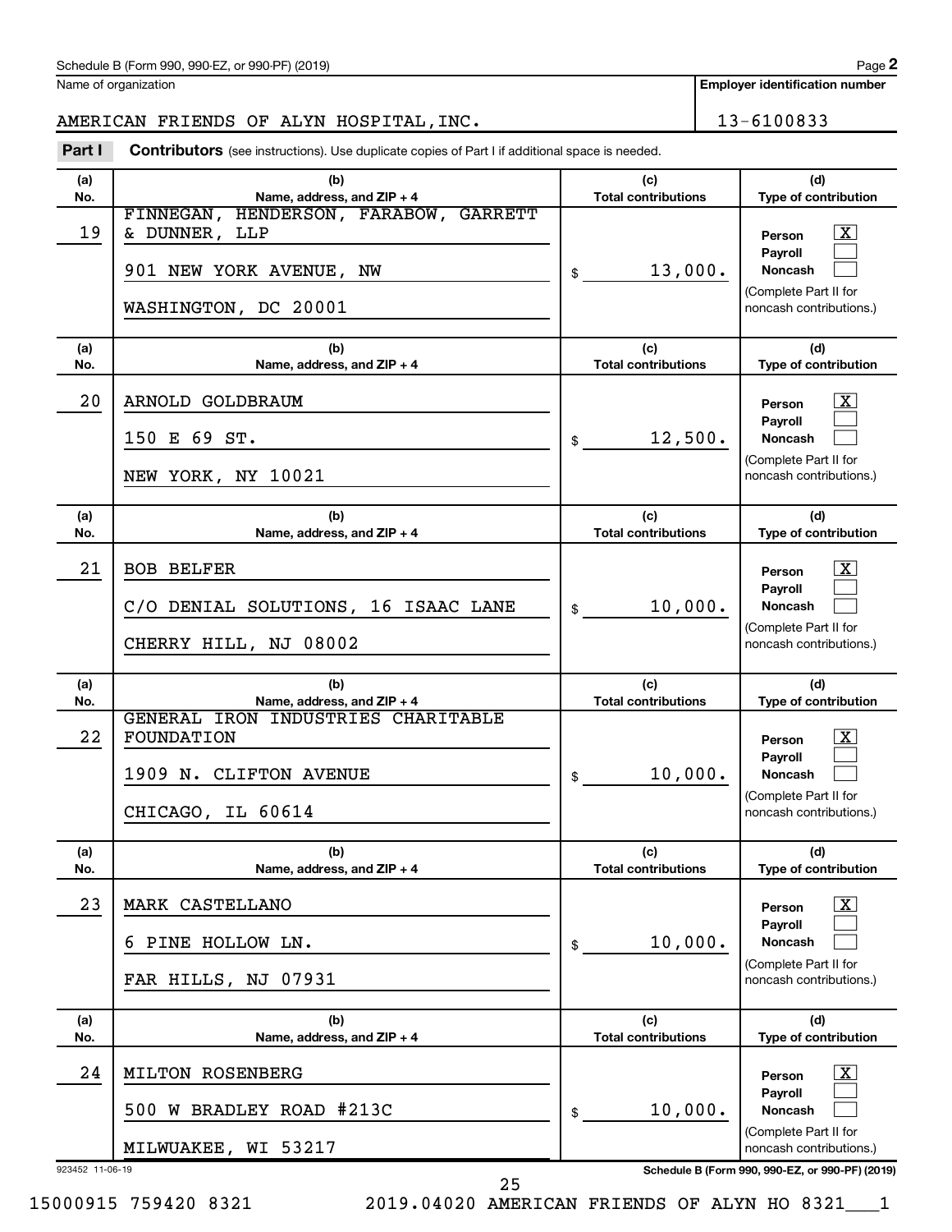Schedule B (Form 990, 990-EZ, or 990-PF) (2019)

Name of organization: AMERICAN FRIENDS OF ALYN HOSPITAL,INC.

Employer identification number: 13-6100833

**Part I** **Contributors** (see instructions). Use duplicate copies of Part I if additional space is needed.

| (a) No. | (b) Name, address, and ZIP + 4 | (c) Total contributions | (d) Type of contribution |
|---|---|---|---|
| 19 | FINNEGAN, HENDERSON, FARABOW, GARRETT & DUNNER, LLP<br>901 NEW YORK AVENUE, NW<br>WASHINGTON, DC 20001 | $ 13,000. | Person [X]<br>Payroll [ ]<br>Noncash [ ]<br>(Complete Part II for noncash contributions.) |
| 20 | ARNOLD GOLDBRAUM<br>150 E 69 ST.<br>NEW YORK, NY 10021 | $ 12,500. | Person [X]<br>Payroll [ ]<br>Noncash [ ]<br>(Complete Part II for noncash contributions.) |
| 21 | BOB BELFER<br>C/O DENIAL SOLUTIONS, 16 ISAAC LANE<br>CHERRY HILL, NJ 08002 | $ 10,000. | Person [X]<br>Payroll [ ]<br>Noncash [ ]<br>(Complete Part II for noncash contributions.) |
| 22 | GENERAL IRON INDUSTRIES CHARITABLE FOUNDATION<br>1909 N. CLIFTON AVENUE<br>CHICAGO, IL 60614 | $ 10,000. | Person [X]<br>Payroll [ ]<br>Noncash [ ]<br>(Complete Part II for noncash contributions.) |
| 23 | MARK CASTELLANO<br>6 PINE HOLLOW LN.<br>FAR HILLS, NJ 07931 | $ 10,000. | Person [X]<br>Payroll [ ]<br>Noncash [ ]<br>(Complete Part II for noncash contributions.) |
| 24 | MILTON ROSENBERG<br>500 W BRADLEY ROAD #213C<br>MILWUAKEE, WI 53217 | $ 10,000. | Person [X]<br>Payroll [ ]<br>Noncash [ ]<br>(Complete Part II for noncash contributions.) |

923452 11-06-19

15000915 759420 8321 2019.04020 AMERICAN FRIENDS OF ALYN HO 8321___1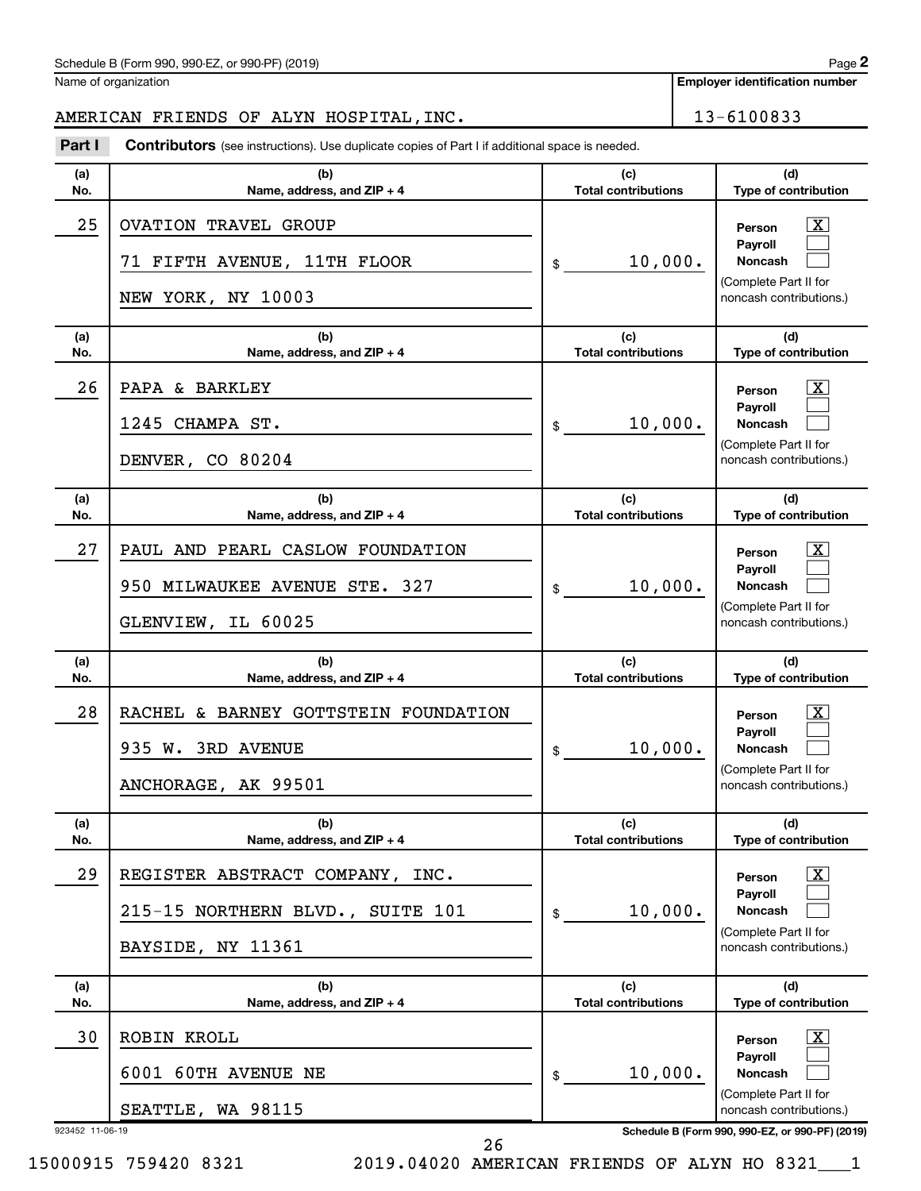Schedule B (Form 990, 990-EZ, or 990-PF) (2019)

Name of organization: AMERICAN FRIENDS OF ALYN HOSPITAL,INC.

Employer identification number: 13-6100833

**Part I** **Contributors** (see instructions). Use duplicate copies of Part I if additional space is needed.

| (a) No. | (b) Name, address, and ZIP + 4 | (c) Total contributions | (d) Type of contribution |
|---|---|---|---|
| 25 | OVATION TRAVEL GROUP<br>71 FIFTH AVENUE, 11TH FLOOR<br>NEW YORK, NY 10003 | $ 10,000. | Person [X]<br>Payroll [ ]<br>Noncash [ ]<br>(Complete Part II for noncash contributions.) |
| 26 | PAPA & BARKLEY<br>1245 CHAMPA ST.<br>DENVER, CO 80204 | $ 10,000. | Person [X]<br>Payroll [ ]<br>Noncash [ ]<br>(Complete Part II for noncash contributions.) |
| 27 | PAUL AND PEARL CASLOW FOUNDATION<br>950 MILWAUKEE AVENUE STE. 327<br>GLENVIEW, IL 60025 | $ 10,000. | Person [X]<br>Payroll [ ]<br>Noncash [ ]<br>(Complete Part II for noncash contributions.) |
| 28 | RACHEL & BARNEY GOTTSTEIN FOUNDATION<br>935 W. 3RD AVENUE<br>ANCHORAGE, AK 99501 | $ 10,000. | Person [X]<br>Payroll [ ]<br>Noncash [ ]<br>(Complete Part II for noncash contributions.) |
| 29 | REGISTER ABSTRACT COMPANY, INC.<br>215-15 NORTHERN BLVD., SUITE 101<br>BAYSIDE, NY 11361 | $ 10,000. | Person [X]<br>Payroll [ ]<br>Noncash [ ]<br>(Complete Part II for noncash contributions.) |
| 30 | ROBIN KROLL<br>6001 60TH AVENUE NE<br>SEATTLE, WA 98115 | $ 10,000. | Person [X]<br>Payroll [ ]<br>Noncash [ ]<br>(Complete Part II for noncash contributions.) |

923452 11-06-19

Schedule B (Form 990, 990-EZ, or 990-PF) (2019)

15000915 759420 8321 2019.04020 AMERICAN FRIENDS OF ALYN HO 8321___1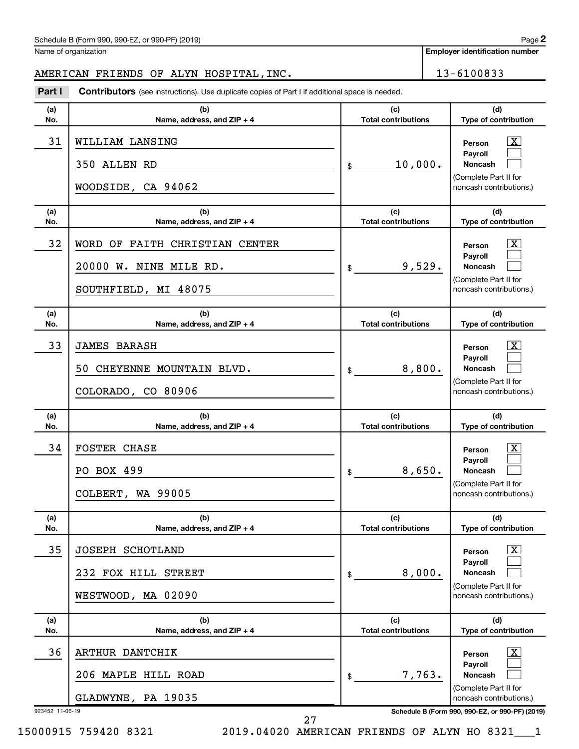Schedule B (Form 990, 990-EZ, or 990-PF) (2019)

Name of organization: AMERICAN FRIENDS OF ALYN HOSPITAL,INC.

Employer identification number: 13-6100833

**Part I** **Contributors** (see instructions). Use duplicate copies of Part I if additional space is needed.

| (a) No. | (b) Name, address, and ZIP + 4 | (c) Total contributions | (d) Type of contribution |
|---|---|---|---|
| 31 | WILLIAM LANSING<br>350 ALLEN RD<br>WOODSIDE, CA 94062 | $ 10,000. | Person [X]<br>Payroll [ ]<br>Noncash [ ]<br>(Complete Part II for noncash contributions.) |
| 32 | WORD OF FAITH CHRISTIAN CENTER<br>20000 W. NINE MILE RD.<br>SOUTHFIELD, MI 48075 | $ 9,529. | Person [X]<br>Payroll [ ]<br>Noncash [ ]<br>(Complete Part II for noncash contributions.) |
| 33 | JAMES BARASH<br>50 CHEYENNE MOUNTAIN BLVD.<br>COLORADO, CO 80906 | $ 8,800. | Person [X]<br>Payroll [ ]<br>Noncash [ ]<br>(Complete Part II for noncash contributions.) |
| 34 | FOSTER CHASE<br>PO BOX 499<br>COLBERT, WA 99005 | $ 8,650. | Person [X]<br>Payroll [ ]<br>Noncash [ ]<br>(Complete Part II for noncash contributions.) |
| 35 | JOSEPH SCHOTLAND<br>232 FOX HILL STREET<br>WESTWOOD, MA 02090 | $ 8,000. | Person [X]<br>Payroll [ ]<br>Noncash [ ]<br>(Complete Part II for noncash contributions.) |
| 36 | ARTHUR DANTCHIK<br>206 MAPLE HILL ROAD<br>GLADWYNE, PA 19035 | $ 7,763. | Person [X]<br>Payroll [ ]<br>Noncash [ ]<br>(Complete Part II for noncash contributions.) |

923452 11-06-19

15000915 759420 8321 2019.04020 AMERICAN FRIENDS OF ALYN HO 8321___1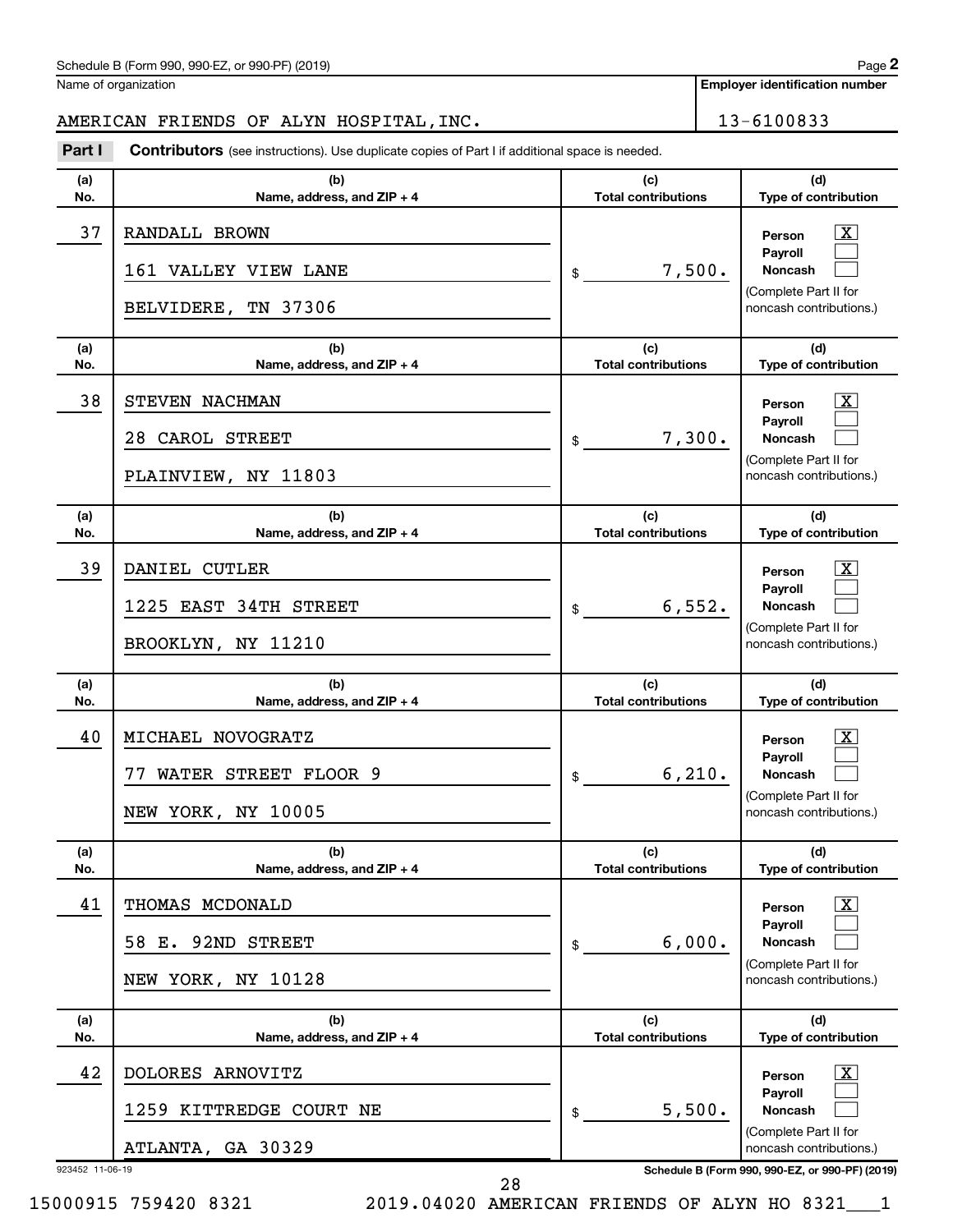Schedule B (Form 990, 990-EZ, or 990-PF) (2019) Page **2**

Name of organization: AMERICAN FRIENDS OF ALYN HOSPITAL,INC.

**Employer identification number**: 13-6100833

**Part I** **Contributors** (see instructions). Use duplicate copies of Part I if additional space is needed.

| (a) No. | (b) Name, address, and ZIP + 4 | (c) Total contributions | (d) Type of contribution |
|---|---|---|---|
| 37 | RANDALL BROWN<br>161 VALLEY VIEW LANE<br>BELVIDERE, TN 37306 | $ 7,500. | Person [X]<br>Payroll [ ]<br>Noncash [ ]<br>(Complete Part II for noncash contributions.) |
| 38 | STEVEN NACHMAN<br>28 CAROL STREET<br>PLAINVIEW, NY 11803 | $ 7,300. | Person [X]<br>Payroll [ ]<br>Noncash [ ]<br>(Complete Part II for noncash contributions.) |
| 39 | DANIEL CUTLER<br>1225 EAST 34TH STREET<br>BROOKLYN, NY 11210 | $ 6,552. | Person [X]<br>Payroll [ ]<br>Noncash [ ]<br>(Complete Part II for noncash contributions.) |
| 40 | MICHAEL NOVOGRATZ<br>77 WATER STREET FLOOR 9<br>NEW YORK, NY 10005 | $ 6,210. | Person [X]<br>Payroll [ ]<br>Noncash [ ]<br>(Complete Part II for noncash contributions.) |
| 41 | THOMAS MCDONALD<br>58 E. 92ND STREET<br>NEW YORK, NY 10128 | $ 6,000. | Person [X]<br>Payroll [ ]<br>Noncash [ ]<br>(Complete Part II for noncash contributions.) |
| 42 | DOLORES ARNOVITZ<br>1259 KITTREDGE COURT NE<br>ATLANTA, GA 30329 | $ 5,500. | Person [X]<br>Payroll [ ]<br>Noncash [ ]<br>(Complete Part II for noncash contributions.) |

923452 11-06-19 **Schedule B (Form 990, 990-EZ, or 990-PF) (2019)**

15000915 759420 8321 2019.04020 AMERICAN FRIENDS OF ALYN HO 8321___1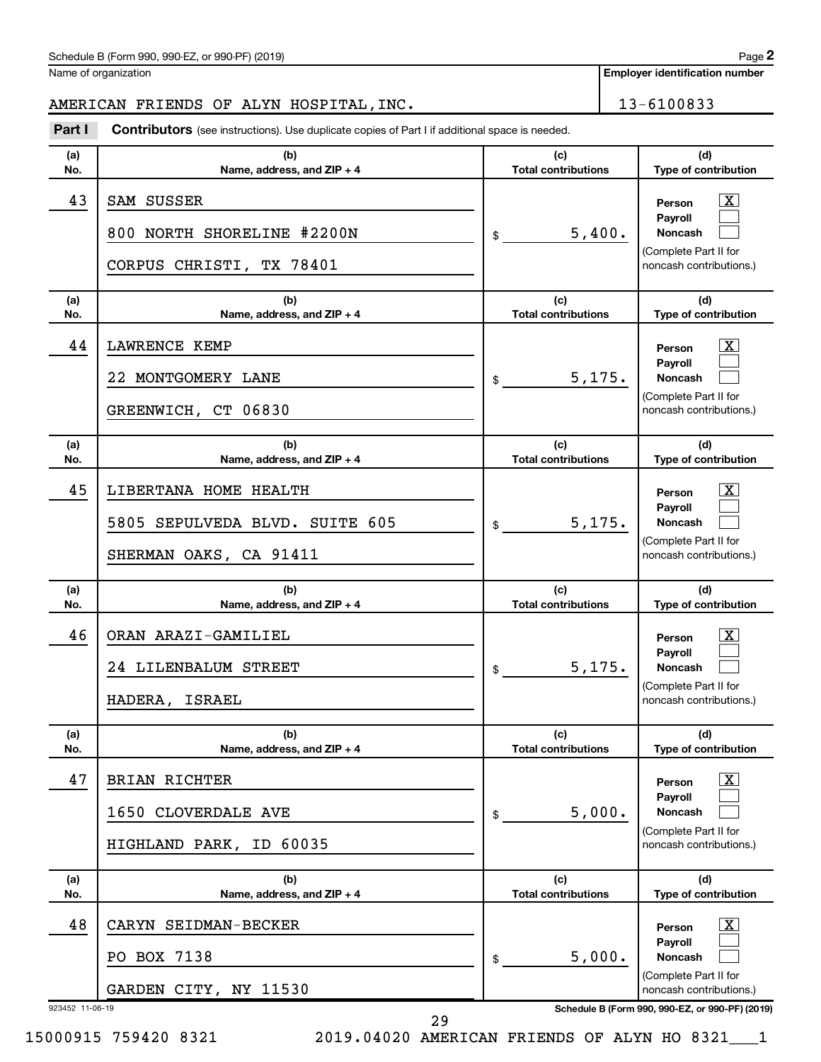Schedule B (Form 990, 990-EZ, or 990-PF) (2019) Page **2**

Name of organization: AMERICAN FRIENDS OF ALYN HOSPITAL,INC.

**Employer identification number:** 13-6100833

**Part I** **Contributors** (see instructions). Use duplicate copies of Part I if additional space is needed.

| (a) No. | (b) Name, address, and ZIP + 4 | (c) Total contributions | (d) Type of contribution |
|---|---|---|---|
| 43 | SAM SUSSER<br>800 NORTH SHORELINE #2200N<br>CORPUS CHRISTI, TX 78401 | $ 5,400. | Person [X]<br>Payroll [ ]<br>Noncash [ ]<br>(Complete Part II for noncash contributions.) |
| 44 | LAWRENCE KEMP<br>22 MONTGOMERY LANE<br>GREENWICH, CT 06830 | $ 5,175. | Person [X]<br>Payroll [ ]<br>Noncash [ ]<br>(Complete Part II for noncash contributions.) |
| 45 | LIBERTANA HOME HEALTH<br>5805 SEPULVEDA BLVD. SUITE 605<br>SHERMAN OAKS, CA 91411 | $ 5,175. | Person [X]<br>Payroll [ ]<br>Noncash [ ]<br>(Complete Part II for noncash contributions.) |
| 46 | ORAN ARAZI-GAMILIEL<br>24 LILENBALUM STREET<br>HADERA, ISRAEL | $ 5,175. | Person [X]<br>Payroll [ ]<br>Noncash [ ]<br>(Complete Part II for noncash contributions.) |
| 47 | BRIAN RICHTER<br>1650 CLOVERDALE AVE<br>HIGHLAND PARK, ID 60035 | $ 5,000. | Person [X]<br>Payroll [ ]<br>Noncash [ ]<br>(Complete Part II for noncash contributions.) |
| 48 | CARYN SEIDMAN-BECKER<br>PO BOX 7138<br>GARDEN CITY, NY 11530 | $ 5,000. | Person [X]<br>Payroll [ ]<br>Noncash [ ]<br>(Complete Part II for noncash contributions.) |

923452 11-06-19 **Schedule B (Form 990, 990-EZ, or 990-PF) (2019)**

15000915 759420 8321 2019.04020 AMERICAN FRIENDS OF ALYN HO 8321___1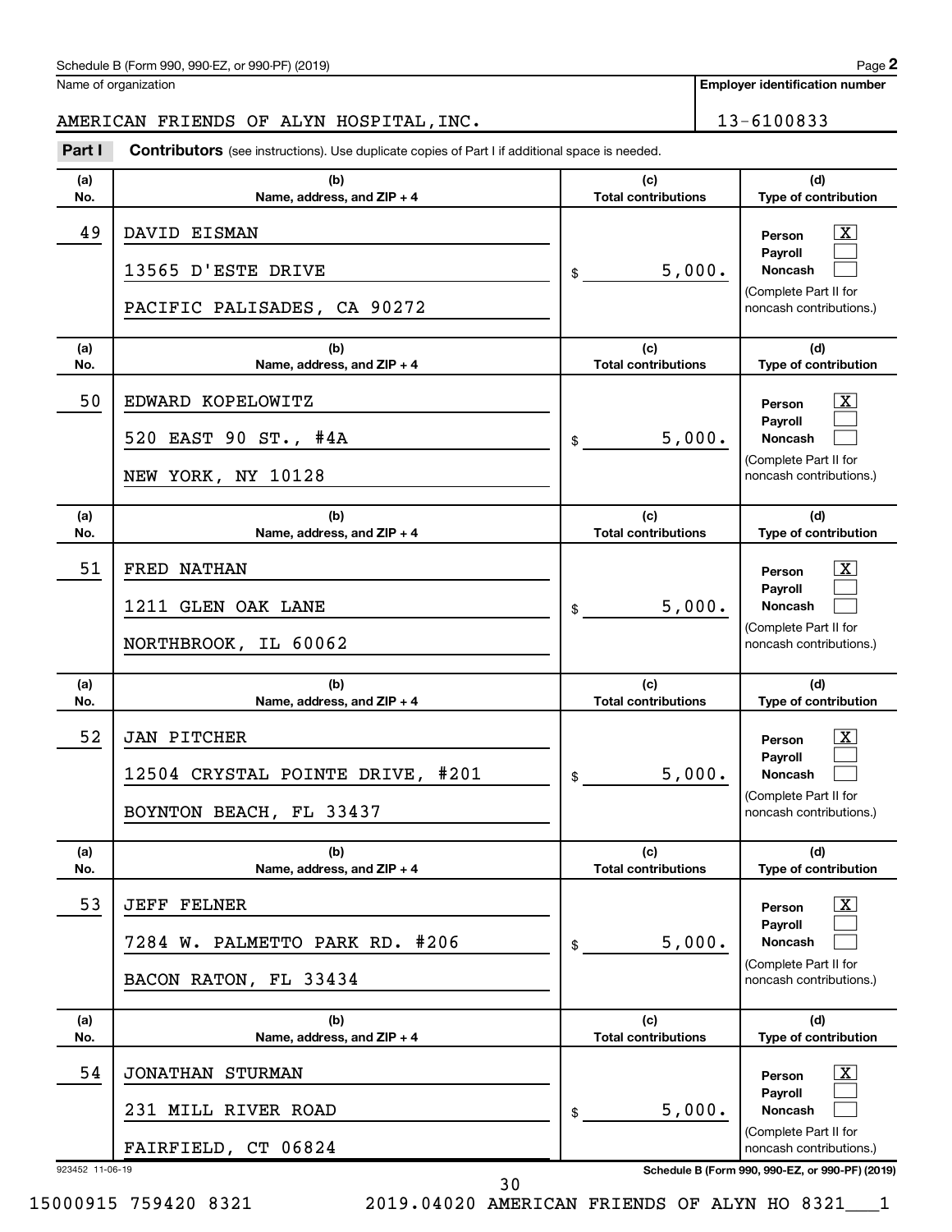Schedule B (Form 990, 990-EZ, or 990-PF) (2019)

Name of organization: AMERICAN FRIENDS OF ALYN HOSPITAL, INC.

Employer identification number: 13-6100833

**Part I** **Contributors** (see instructions). Use duplicate copies of Part I if additional space is needed.

| (a) No. | (b) Name, address, and ZIP + 4 | (c) Total contributions | (d) Type of contribution |
|---|---|---|---|
| 49 | DAVID EISMAN<br>13565 D'ESTE DRIVE<br>PACIFIC PALISADES, CA 90272 | $ 5,000. | Person [X]<br>Payroll [ ]<br>Noncash [ ]<br>(Complete Part II for noncash contributions.) |
| 50 | EDWARD KOPELOWITZ<br>520 EAST 90 ST., #4A<br>NEW YORK, NY 10128 | $ 5,000. | Person [X]<br>Payroll [ ]<br>Noncash [ ]<br>(Complete Part II for noncash contributions.) |
| 51 | FRED NATHAN<br>1211 GLEN OAK LANE<br>NORTHBROOK, IL 60062 | $ 5,000. | Person [X]<br>Payroll [ ]<br>Noncash [ ]<br>(Complete Part II for noncash contributions.) |
| 52 | JAN PITCHER<br>12504 CRYSTAL POINTE DRIVE, #201<br>BOYNTON BEACH, FL 33437 | $ 5,000. | Person [X]<br>Payroll [ ]<br>Noncash [ ]<br>(Complete Part II for noncash contributions.) |
| 53 | JEFF FELNER<br>7284 W. PALMETTO PARK RD. #206<br>BACON RATON, FL 33434 | $ 5,000. | Person [X]<br>Payroll [ ]<br>Noncash [ ]<br>(Complete Part II for noncash contributions.) |
| 54 | JONATHAN STURMAN<br>231 MILL RIVER ROAD<br>FAIRFIELD, CT 06824 | $ 5,000. | Person [X]<br>Payroll [ ]<br>Noncash [ ]<br>(Complete Part II for noncash contributions.) |

923452 11-06-19

Schedule B (Form 990, 990-EZ, or 990-PF) (2019)

15000915 759420 8321 2019.04020 AMERICAN FRIENDS OF ALYN HO 8321___1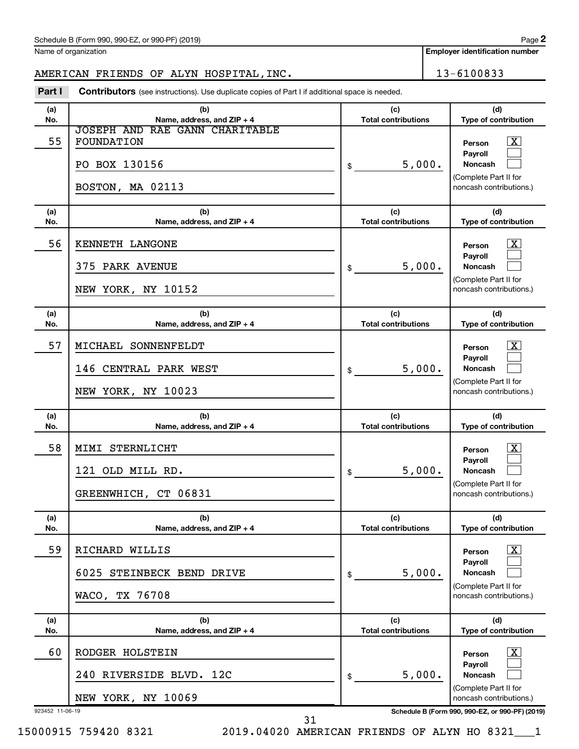Schedule B (Form 990, 990-EZ, or 990-PF) (2019) Page **2**

Name of organization: AMERICAN FRIENDS OF ALYN HOSPITAL,INC.

**Employer identification number:** 13-6100833

**Part I** **Contributors** (see instructions). Use duplicate copies of Part I if additional space is needed.

| (a) No. | (b) Name, address, and ZIP + 4 | (c) Total contributions | (d) Type of contribution |
|---|---|---|---|
| 55 | JOSEPH AND RAE GANN CHARITABLE FOUNDATION<br>PO BOX 130156<br>BOSTON, MA 02113 | $ 5,000. | Person [X]<br>Payroll [ ]<br>Noncash [ ]<br>(Complete Part II for noncash contributions.) |
| 56 | KENNETH LANGONE<br>375 PARK AVENUE<br>NEW YORK, NY 10152 | $ 5,000. | Person [X]<br>Payroll [ ]<br>Noncash [ ]<br>(Complete Part II for noncash contributions.) |
| 57 | MICHAEL SONNENFELDT<br>146 CENTRAL PARK WEST<br>NEW YORK, NY 10023 | $ 5,000. | Person [X]<br>Payroll [ ]<br>Noncash [ ]<br>(Complete Part II for noncash contributions.) |
| 58 | MIMI STERNLICHT<br>121 OLD MILL RD.<br>GREENWHICH, CT 06831 | $ 5,000. | Person [X]<br>Payroll [ ]<br>Noncash [ ]<br>(Complete Part II for noncash contributions.) |
| 59 | RICHARD WILLIS<br>6025 STEINBECK BEND DRIVE<br>WACO, TX 76708 | $ 5,000. | Person [X]<br>Payroll [ ]<br>Noncash [ ]<br>(Complete Part II for noncash contributions.) |
| 60 | RODGER HOLSTEIN<br>240 RIVERSIDE BLVD. 12C<br>NEW YORK, NY 10069 | $ 5,000. | Person [X]<br>Payroll [ ]<br>Noncash [ ]<br>(Complete Part II for noncash contributions.) |

923452 11-06-19 **Schedule B (Form 990, 990-EZ, or 990-PF) (2019)**

15000915 759420 8321 2019.04020 AMERICAN FRIENDS OF ALYN HO 8321___1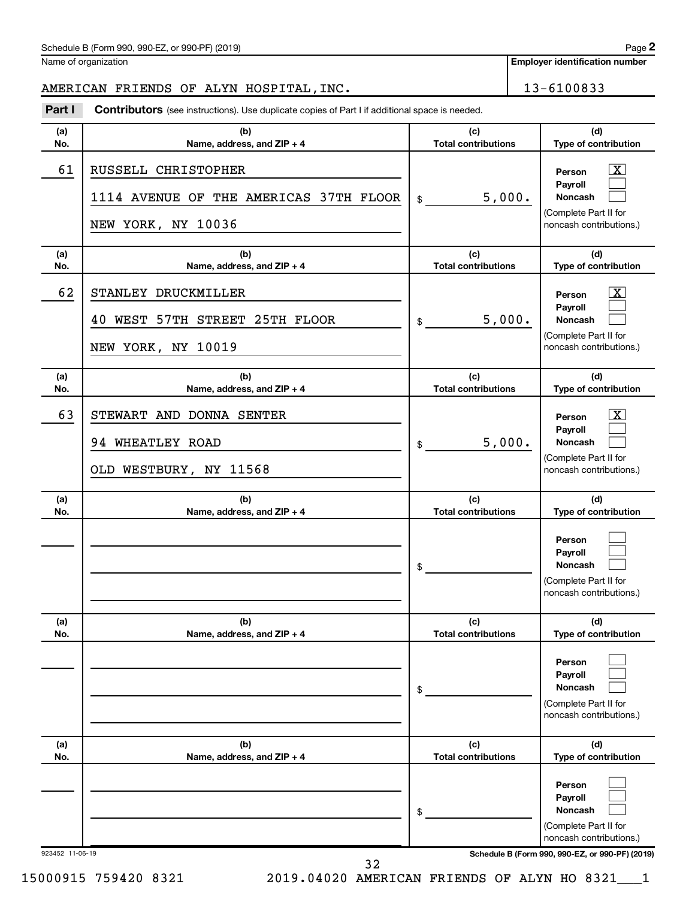Schedule B (Form 990, 990-EZ, or 990-PF) (2019) Page **2**

Name of organization: AMERICAN FRIENDS OF ALYN HOSPITAL,INC.

**Employer identification number:** 13-6100833

**Part I** **Contributors** (see instructions). Use duplicate copies of Part I if additional space is needed.

| (a) No. | (b) Name, address, and ZIP + 4 | (c) Total contributions | (d) Type of contribution |
|---|---|---|---|
| 61 | RUSSELL CHRISTOPHER<br>1114 AVENUE OF THE AMERICAS 37TH FLOOR<br>NEW YORK, NY 10036 | $ 5,000. | Person [X]<br>Payroll [ ]<br>Noncash [ ]<br>(Complete Part II for noncash contributions.) |
| 62 | STANLEY DRUCKMILLER<br>40 WEST 57TH STREET 25TH FLOOR<br>NEW YORK, NY 10019 | $ 5,000. | Person [X]<br>Payroll [ ]<br>Noncash [ ]<br>(Complete Part II for noncash contributions.) |
| 63 | STEWART AND DONNA SENTER<br>94 WHEATLEY ROAD<br>OLD WESTBURY, NY 11568 | $ 5,000. | Person [X]<br>Payroll [ ]<br>Noncash [ ]<br>(Complete Part II for noncash contributions.) |
| | | $ | Person [ ]<br>Payroll [ ]<br>Noncash [ ]<br>(Complete Part II for noncash contributions.) |
| | | $ | Person [ ]<br>Payroll [ ]<br>Noncash [ ]<br>(Complete Part II for noncash contributions.) |
| | | $ | Person [ ]<br>Payroll [ ]<br>Noncash [ ]<br>(Complete Part II for noncash contributions.) |

923452 11-06-19 **Schedule B (Form 990, 990-EZ, or 990-PF) (2019)**

15000915 759420 8321 2019.04020 AMERICAN FRIENDS OF ALYN HO 8321___1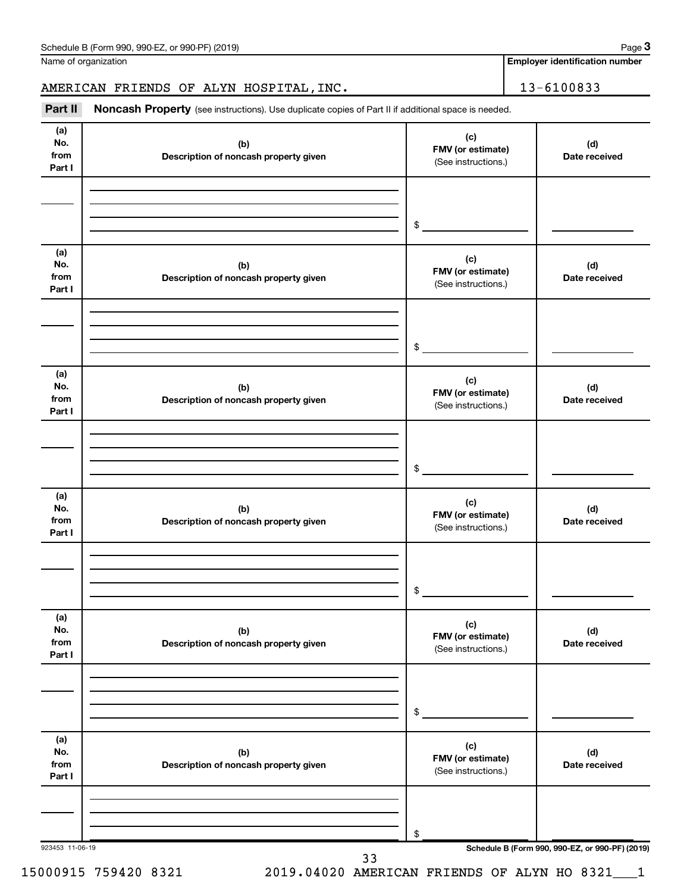Schedule B (Form 990, 990-EZ, or 990-PF) (2019) Page **3**

| Name of organization | Employer identification number |
| --- | --- |
| AMERICAN FRIENDS OF ALYN HOSPITAL,INC. | 13-6100833 |

**Part II** **Noncash Property** (see instructions). Use duplicate copies of Part II if additional space is needed.

| (a) No. from Part I | (b) Description of noncash property given | (c) FMV (or estimate) (See instructions.) | (d) Date received |
| --- | --- | --- | --- |
| | | $ | |

| (a) No. from Part I | (b) Description of noncash property given | (c) FMV (or estimate) (See instructions.) | (d) Date received |
| --- | --- | --- | --- |
| | | $ | |

| (a) No. from Part I | (b) Description of noncash property given | (c) FMV (or estimate) (See instructions.) | (d) Date received |
| --- | --- | --- | --- |
| | | $ | |

| (a) No. from Part I | (b) Description of noncash property given | (c) FMV (or estimate) (See instructions.) | (d) Date received |
| --- | --- | --- | --- |
| | | $ | |

| (a) No. from Part I | (b) Description of noncash property given | (c) FMV (or estimate) (See instructions.) | (d) Date received |
| --- | --- | --- | --- |
| | | $ | |

| (a) No. from Part I | (b) Description of noncash property given | (c) FMV (or estimate) (See instructions.) | (d) Date received |
| --- | --- | --- | --- |
| | | $ | |

923453 11-06-19 **Schedule B (Form 990, 990-EZ, or 990-PF) (2019)**

15000915 759420 8321 2019.04020 AMERICAN FRIENDS OF ALYN HO 8321___1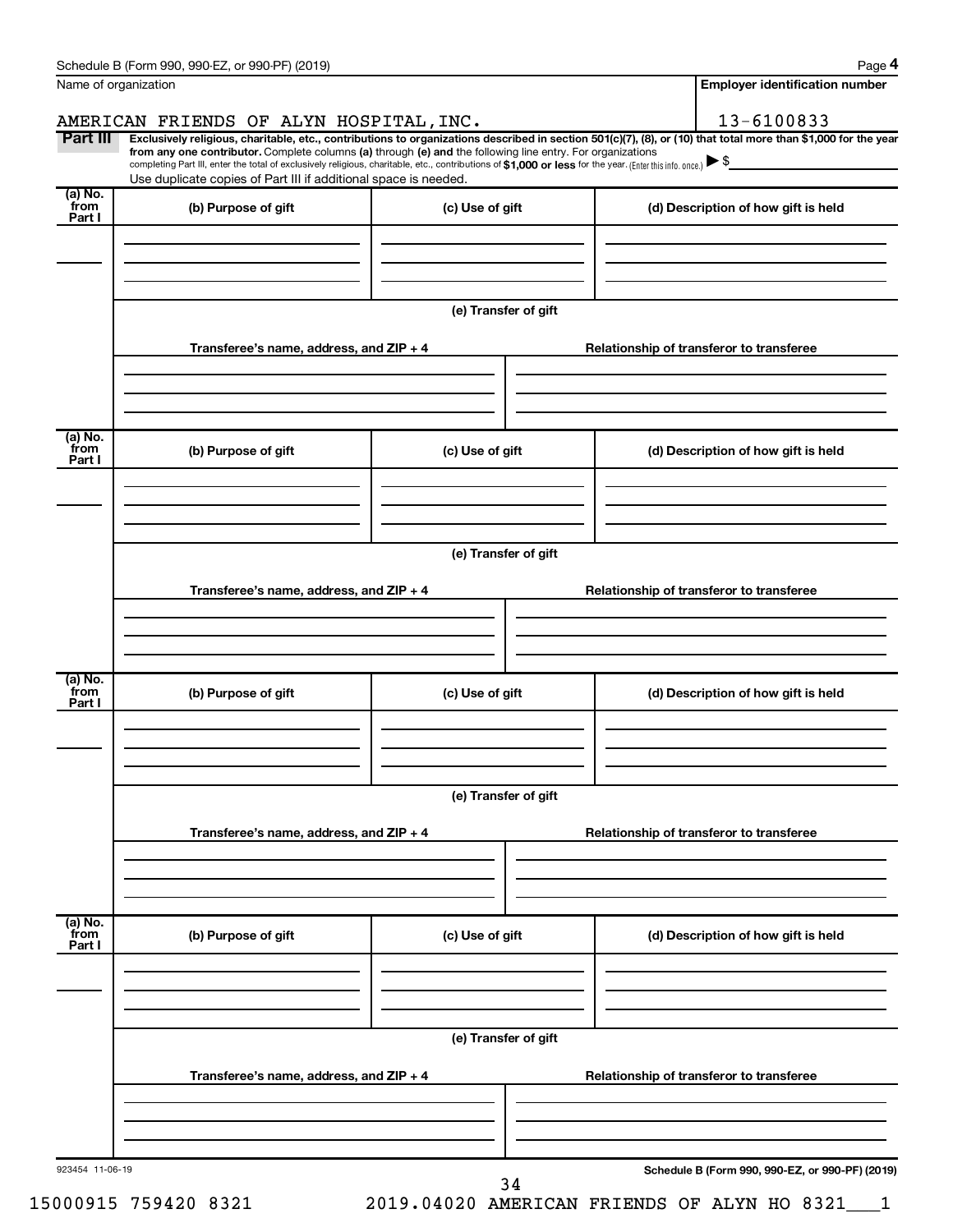Name of organization

AMERICAN FRIENDS OF ALYN HOSPITAL,INC.

**Employer identification number**

13-6100833

**Part III** **Exclusively religious, charitable, etc., contributions to organizations described in section 501(c)(7), (8), or (10) that total more than $1,000 for the year from any one contributor.** Complete columns **(a)** through **(e)** and the following line entry. For organizations completing Part III, enter the total of exclusively religious, charitable, etc., contributions of **$1,000 or less** for the year. (Enter this info. once.) ▶ $

Use duplicate copies of Part III if additional space is needed.

| (a) No. from Part I | (b) Purpose of gift | (c) Use of gift | (d) Description of how gift is held |
|---|---|---|---|
| | | | |

(e) Transfer of gift

| Transferee's name, address, and ZIP + 4 | Relationship of transferor to transferee |
|---|---|
| | |

| (a) No. from Part I | (b) Purpose of gift | (c) Use of gift | (d) Description of how gift is held |
|---|---|---|---|
| | | | |

(e) Transfer of gift

| Transferee's name, address, and ZIP + 4 | Relationship of transferor to transferee |
|---|---|
| | |

| (a) No. from Part I | (b) Purpose of gift | (c) Use of gift | (d) Description of how gift is held |
|---|---|---|---|
| | | | |

(e) Transfer of gift

| Transferee's name, address, and ZIP + 4 | Relationship of transferor to transferee |
|---|---|
| | |

| (a) No. from Part I | (b) Purpose of gift | (c) Use of gift | (d) Description of how gift is held |
|---|---|---|---|
| | | | |

(e) Transfer of gift

| Transferee's name, address, and ZIP + 4 | Relationship of transferor to transferee |
|---|---|
| | |

923454 11-06-19

**Schedule B (Form 990, 990-EZ, or 990-PF) (2019)**

15000915 759420 8321 2019.04020 AMERICAN FRIENDS OF ALYN HO 8321___1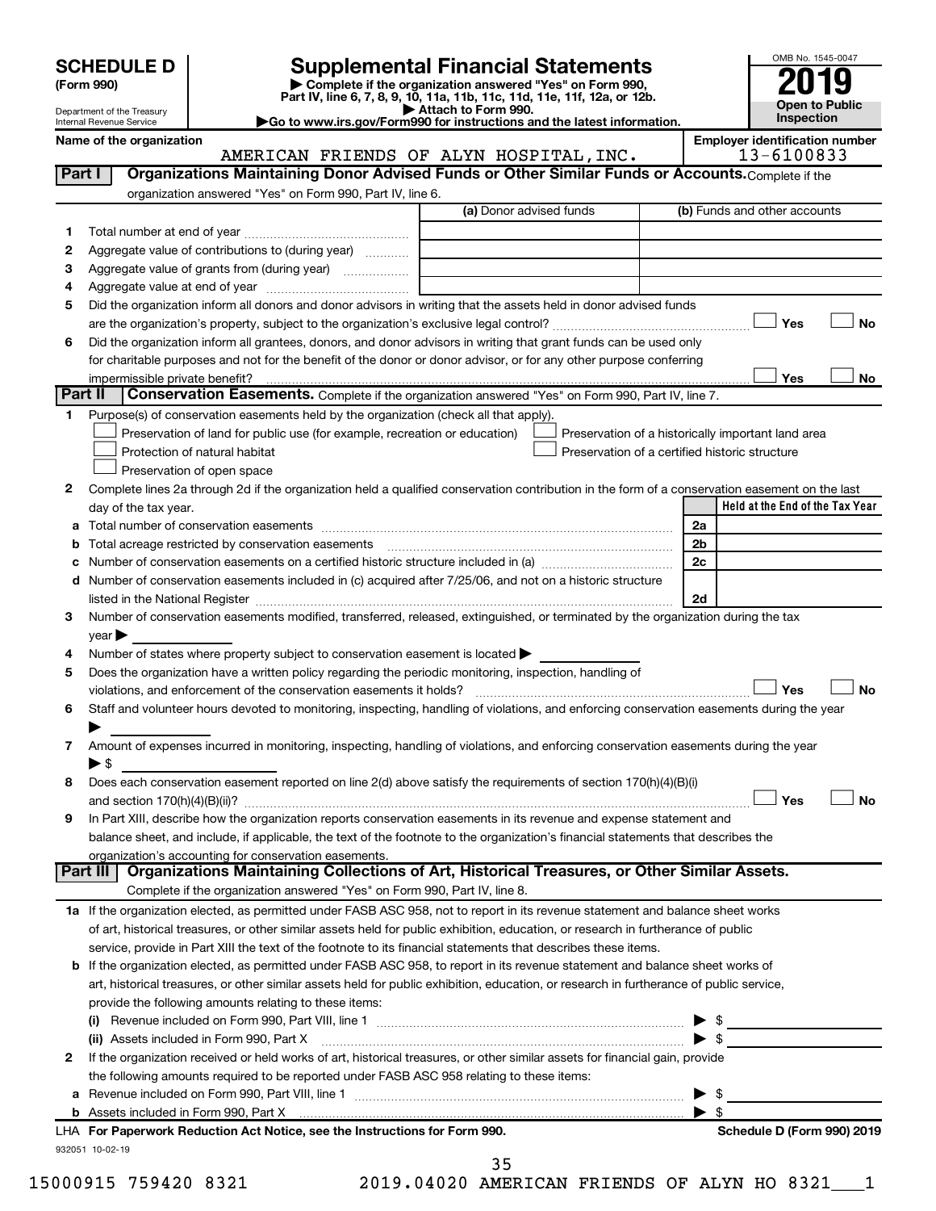# SCHEDULE D (Form 990)

Department of the Treasury
Internal Revenue Service

## Supplemental Financial Statements

▶ Complete if the organization answered "Yes" on Form 990, Part IV, line 6, 7, 8, 9, 10, 11a, 11b, 11c, 11d, 11e, 11f, 12a, or 12b.
▶ Attach to Form 990.
▶Go to www.irs.gov/Form990 for instructions and the latest information.

OMB No. 1545-0047

**2019**

**Open to Public Inspection**

**Name of the organization:** AMERICAN FRIENDS OF ALYN HOSPITAL, INC.

**Employer identification number:** 13-6100833

## Part I Organizations Maintaining Donor Advised Funds or Other Similar Funds or Accounts.

Complete if the organization answered "Yes" on Form 990, Part IV, line 6.

| | | (a) Donor advised funds | (b) Funds and other accounts |
|---|---|---|---|
| 1 | Total number at end of year | | |
| 2 | Aggregate value of contributions to (during year) | | |
| 3 | Aggregate value of grants from (during year) | | |
| 4 | Aggregate value at end of year | | |

5 Did the organization inform all donors and donor advisors in writing that the assets held in donor advised funds are the organization's property, subject to the organization's exclusive legal control? ☐ Yes ☐ No

6 Did the organization inform all grantees, donors, and donor advisors in writing that grant funds can be used only for charitable purposes and not for the benefit of the donor or donor advisor, or for any other purpose conferring impermissible private benefit? ☐ Yes ☐ No

## Part II Conservation Easements.

Complete if the organization answered "Yes" on Form 990, Part IV, line 7.

1 Purpose(s) of conservation easements held by the organization (check all that apply).

- ☐ Preservation of land for public use (for example, recreation or education)
- ☐ Protection of natural habitat
- ☐ Preservation of open space
- ☐ Preservation of a historically important land area
- ☐ Preservation of a certified historic structure

2 Complete lines 2a through 2d if the organization held a qualified conservation contribution in the form of a conservation easement on the last day of the tax year.

| | | | Held at the End of the Tax Year |
|---|---|---|---|
| a | Total number of conservation easements | 2a | |
| b | Total acreage restricted by conservation easements | 2b | |
| c | Number of conservation easements on a certified historic structure included in (a) | 2c | |
| d | Number of conservation easements included in (c) acquired after 7/25/06, and not on a historic structure listed in the National Register | 2d | |

3 Number of conservation easements modified, transferred, released, extinguished, or terminated by the organization during the tax year ▶

4 Number of states where property subject to conservation easement is located ▶

5 Does the organization have a written policy regarding the periodic monitoring, inspection, handling of violations, and enforcement of the conservation easements it holds? ☐ Yes ☐ No

6 Staff and volunteer hours devoted to monitoring, inspecting, handling of violations, and enforcing conservation easements during the year ▶

7 Amount of expenses incurred in monitoring, inspecting, handling of violations, and enforcing conservation easements during the year ▶ $

8 Does each conservation easement reported on line 2(d) above satisfy the requirements of section 170(h)(4)(B)(i) and section 170(h)(4)(B)(ii)? ☐ Yes ☐ No

9 In Part XIII, describe how the organization reports conservation easements in its revenue and expense statement and balance sheet, and include, if applicable, the text of the footnote to the organization's financial statements that describes the organization's accounting for conservation easements.

## Part III Organizations Maintaining Collections of Art, Historical Treasures, or Other Similar Assets.

Complete if the organization answered "Yes" on Form 990, Part IV, line 8.

1a If the organization elected, as permitted under FASB ASC 958, not to report in its revenue statement and balance sheet works of art, historical treasures, or other similar assets held for public exhibition, education, or research in furtherance of public service, provide in Part XIII the text of the footnote to its financial statements that describes these items.

b If the organization elected, as permitted under FASB ASC 958, to report in its revenue statement and balance sheet works of art, historical treasures, or other similar assets held for public exhibition, education, or research in furtherance of public service, provide the following amounts relating to these items:

(i) Revenue included on Form 990, Part VIII, line 1 ▶ $

(ii) Assets included in Form 990, Part X ▶ $

2 If the organization received or held works of art, historical treasures, or other similar assets for financial gain, provide the following amounts required to be reported under FASB ASC 958 relating to these items:

a Revenue included on Form 990, Part VIII, line 1 ▶ $

b Assets included in Form 990, Part X ▶ $

**LHA For Paperwork Reduction Act Notice, see the Instructions for Form 990.** **Schedule D (Form 990) 2019**

932051 10-02-19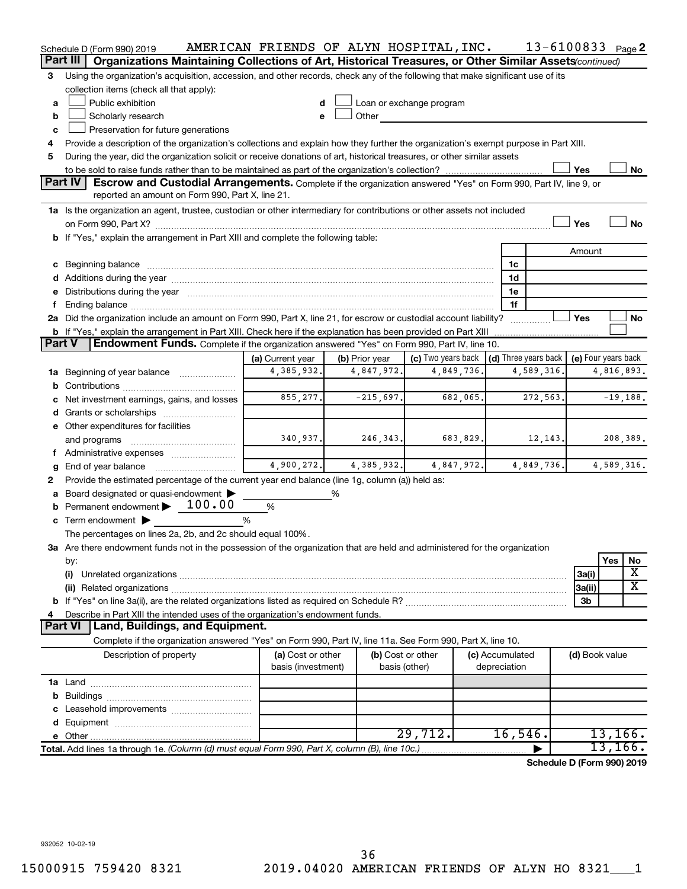Schedule D (Form 990) 2019 AMERICAN FRIENDS OF ALYN HOSPITAL,INC. 13-6100833 Page 2

## Part III | Organizations Maintaining Collections of Art, Historical Treasures, or Other Similar Assets *(continued)*

3 Using the organization's acquisition, accession, and other records, check any of the following that make significant use of its collection items (check all that apply):

- a ☐ Public exhibition
- b ☐ Scholarly research
- c ☐ Preservation for future generations
- d ☐ Loan or exchange program
- e ☐ Other

4 Provide a description of the organization's collections and explain how they further the organization's exempt purpose in Part XIII.

5 During the year, did the organization solicit or receive donations of art, historical treasures, or other similar assets to be sold to raise funds rather than to be maintained as part of the organization's collection? ☐ Yes ☐ No

## Part IV | Escrow and Custodial Arrangements.

Complete if the organization answered "Yes" on Form 990, Part IV, line 9, or reported an amount on Form 990, Part X, line 21.

1a Is the organization an agent, trustee, custodian or other intermediary for contributions or other assets not included on Form 990, Part X? ☐ Yes ☐ No

b If "Yes," explain the arrangement in Part XIII and complete the following table:

| | | Amount |
|---|---|---|
| c Beginning balance | 1c | |
| d Additions during the year | 1d | |
| e Distributions during the year | 1e | |
| f Ending balance | 1f | |

2a Did the organization include an amount on Form 990, Part X, line 21, for escrow or custodial account liability? ☐ Yes ☐ No

b If "Yes," explain the arrangement in Part XIII. Check here if the explanation has been provided on Part XIII ☐

## Part V | Endowment Funds.

Complete if the organization answered "Yes" on Form 990, Part IV, line 10.

| | (a) Current year | (b) Prior year | (c) Two years back | (d) Three years back | (e) Four years back |
|---|---|---|---|---|---|
| 1a Beginning of year balance | 4,385,932. | 4,847,972. | 4,849,736. | 4,589,316. | 4,816,893. |
| b Contributions | | | | | |
| c Net investment earnings, gains, and losses | 855,277. | -215,697. | 682,065. | 272,563. | -19,188. |
| d Grants or scholarships | | | | | |
| e Other expenditures for facilities and programs | 340,937. | 246,343. | 683,829. | 12,143. | 208,389. |
| f Administrative expenses | | | | | |
| g End of year balance | 4,900,272. | 4,385,932. | 4,847,972. | 4,849,736. | 4,589,316. |

2 Provide the estimated percentage of the current year end balance (line 1g, column (a)) held as:

- a Board designated or quasi-endowment ▶ ______ %
- b Permanent endowment ▶ 100.00 %
- c Term endowment ▶ ______ %

The percentages on lines 2a, 2b, and 2c should equal 100%.

3a Are there endowment funds not in the possession of the organization that are held and administered for the organization by:

| | | Yes | No |
|---|---|---|---|
| (i) Unrelated organizations | 3a(i) | | X |
| (ii) Related organizations | 3a(ii) | | X |
| b If "Yes" on line 3a(ii), are the related organizations listed as required on Schedule R? | 3b | | |

4 Describe in Part XIII the intended uses of the organization's endowment funds.

## Part VI | Land, Buildings, and Equipment.

Complete if the organization answered "Yes" on Form 990, Part IV, line 11a. See Form 990, Part X, line 10.

| Description of property | (a) Cost or other basis (investment) | (b) Cost or other basis (other) | (c) Accumulated depreciation | (d) Book value |
|---|---|---|---|---|
| 1a Land | | | | |
| b Buildings | | | | |
| c Leasehold improvements | | | | |
| d Equipment | | | | |
| e Other | | 29,712. | 16,546. | 13,166. |
| **Total.** Add lines 1a through 1e. *(Column (d) must equal Form 990, Part X, column (B), line 10c.)* | | | ▶ | 13,166. |

**Schedule D (Form 990) 2019**

932052 10-02-19

15000915 759420 8321 2019.04020 AMERICAN FRIENDS OF ALYN HO 8321___1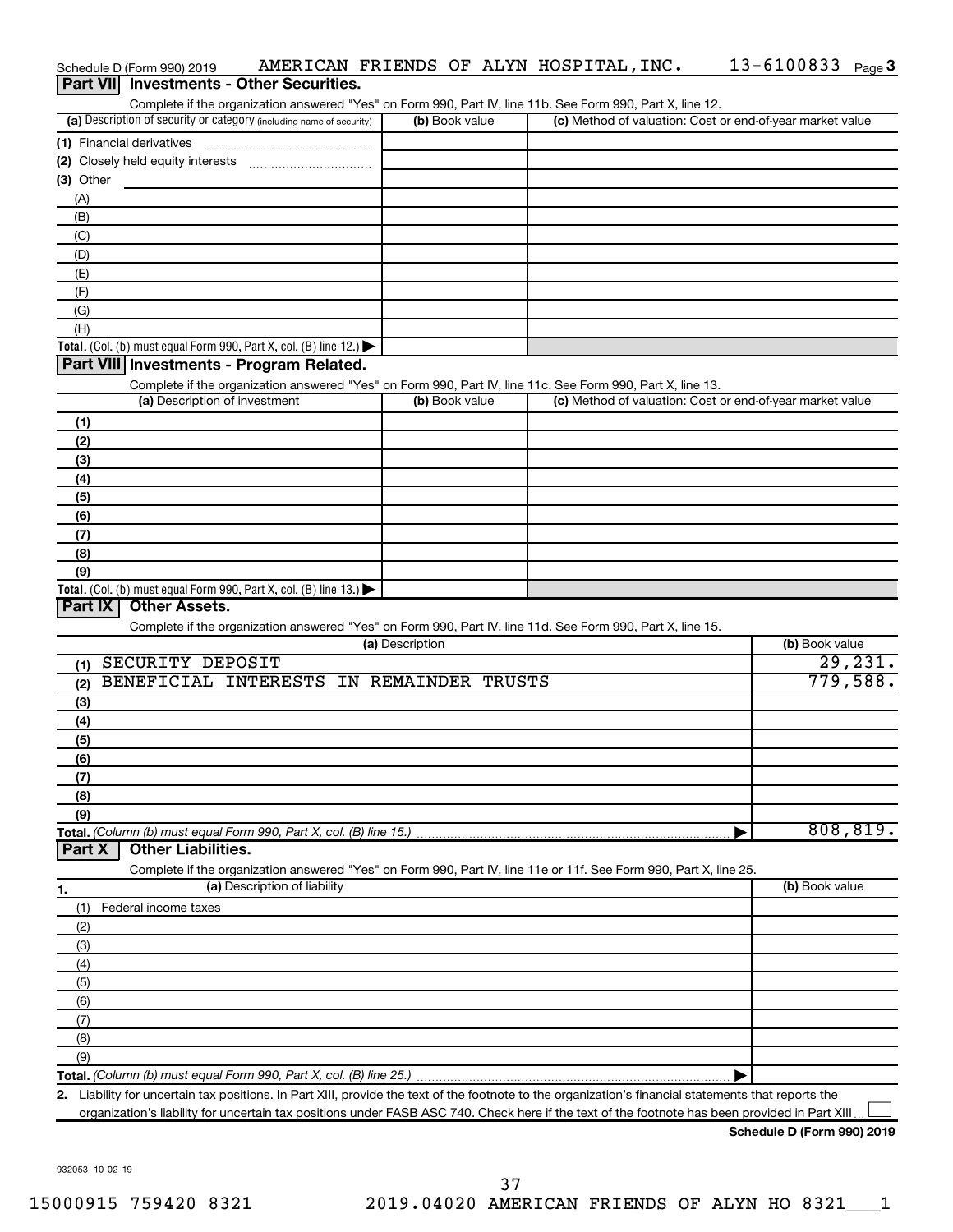Schedule D (Form 990) 2019 AMERICAN FRIENDS OF ALYN HOSPITAL, INC. 13-6100833 Page 3

## Part VII Investments - Other Securities.

Complete if the organization answered "Yes" on Form 990, Part IV, line 11b. See Form 990, Part X, line 12.

| (a) Description of security or category (including name of security) | (b) Book value | (c) Method of valuation: Cost or end-of-year market value |
|---|---|---|
| (1) Financial derivatives | | |
| (2) Closely held equity interests | | |
| (3) Other | | |
| (A) | | |
| (B) | | |
| (C) | | |
| (D) | | |
| (E) | | |
| (F) | | |
| (G) | | |
| (H) | | |
| **Total.** (Col. (b) must equal Form 990, Part X, col. (B) line 12.) ▶ | | |

## Part VIII Investments - Program Related.

Complete if the organization answered "Yes" on Form 990, Part IV, line 11c. See Form 990, Part X, line 13.

| (a) Description of investment | (b) Book value | (c) Method of valuation: Cost or end-of-year market value |
|---|---|---|
| (1) | | |
| (2) | | |
| (3) | | |
| (4) | | |
| (5) | | |
| (6) | | |
| (7) | | |
| (8) | | |
| (9) | | |
| **Total.** (Col. (b) must equal Form 990, Part X, col. (B) line 13.) ▶ | | |

## Part IX Other Assets.

Complete if the organization answered "Yes" on Form 990, Part IV, line 11d. See Form 990, Part X, line 15.

| (a) Description | (b) Book value |
|---|---|
| (1) SECURITY DEPOSIT | 29,231. |
| (2) BENEFICIAL INTERESTS IN REMAINDER TRUSTS | 779,588. |
| (3) | |
| (4) | |
| (5) | |
| (6) | |
| (7) | |
| (8) | |
| (9) | |
| **Total.** *(Column (b) must equal Form 990, Part X, col. (B) line 15.)* ▶ | 808,819. |

## Part X Other Liabilities.

Complete if the organization answered "Yes" on Form 990, Part IV, line 11e or 11f. See Form 990, Part X, line 25.

| 1. (a) Description of liability | (b) Book value |
|---|---|
| (1) Federal income taxes | |
| (2) | |
| (3) | |
| (4) | |
| (5) | |
| (6) | |
| (7) | |
| (8) | |
| (9) | |
| **Total.** *(Column (b) must equal Form 990, Part X, col. (B) line 25.)* ▶ | |

2. Liability for uncertain tax positions. In Part XIII, provide the text of the footnote to the organization's financial statements that reports the organization's liability for uncertain tax positions under FASB ASC 740. Check here if the text of the footnote has been provided in Part XIII ☐

**Schedule D (Form 990) 2019**

932053 10-02-19

15000915 759420 8321 2019.04020 AMERICAN FRIENDS OF ALYN HO 8321___1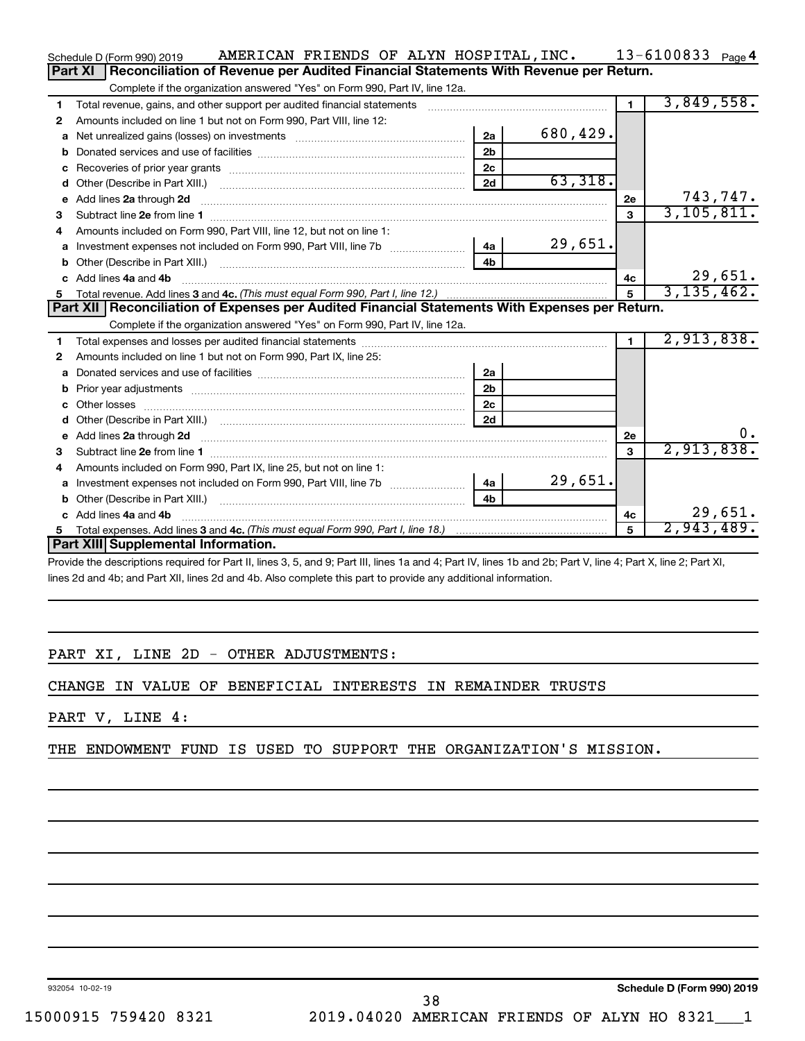Schedule D (Form 990) 2019 AMERICAN FRIENDS OF ALYN HOSPITAL, INC. 13-6100833 Page 4

## Part XI Reconciliation of Revenue per Audited Financial Statements With Revenue per Return.

Complete if the organization answered "Yes" on Form 990, Part IV, line 12a.

| | | | | | |
|---|---|---|---|---|---|
| 1 | Total revenue, gains, and other support per audited financial statements | | | 1 | 3,849,558. |
| 2 | Amounts included on line 1 but not on Form 990, Part VIII, line 12: | | | | |
| a | Net unrealized gains (losses) on investments | 2a | 680,429. | | |
| b | Donated services and use of facilities | 2b | | | |
| c | Recoveries of prior year grants | 2c | | | |
| d | Other (Describe in Part XIII.) | 2d | 63,318. | | |
| e | Add lines 2a through 2d | | | 2e | 743,747. |
| 3 | Subtract line 2e from line 1 | | | 3 | 3,105,811. |
| 4 | Amounts included on Form 990, Part VIII, line 12, but not on line 1: | | | | |
| a | Investment expenses not included on Form 990, Part VIII, line 7b | 4a | 29,651. | | |
| b | Other (Describe in Part XIII.) | 4b | | | |
| c | Add lines 4a and 4b | | | 4c | 29,651. |
| 5 | Total revenue. Add lines 3 and 4c. *(This must equal Form 990, Part I, line 12.)* | | | 5 | 3,135,462. |

## Part XII Reconciliation of Expenses per Audited Financial Statements With Expenses per Return.

Complete if the organization answered "Yes" on Form 990, Part IV, line 12a.

| | | | | | |
|---|---|---|---|---|---|
| 1 | Total expenses and losses per audited financial statements | | | 1 | 2,913,838. |
| 2 | Amounts included on line 1 but not on Form 990, Part IX, line 25: | | | | |
| a | Donated services and use of facilities | 2a | | | |
| b | Prior year adjustments | 2b | | | |
| c | Other losses | 2c | | | |
| d | Other (Describe in Part XIII.) | 2d | | | |
| e | Add lines 2a through 2d | | | 2e | 0. |
| 3 | Subtract line 2e from line 1 | | | 3 | 2,913,838. |
| 4 | Amounts included on Form 990, Part IX, line 25, but not on line 1: | | | | |
| a | Investment expenses not included on Form 990, Part VIII, line 7b | 4a | 29,651. | | |
| b | Other (Describe in Part XIII.) | 4b | | | |
| c | Add lines 4a and 4b | | | 4c | 29,651. |
| 5 | Total expenses. Add lines 3 and 4c. *(This must equal Form 990, Part I, line 18.)* | | | 5 | 2,943,489. |

## Part XIII Supplemental Information.

Provide the descriptions required for Part II, lines 3, 5, and 9; Part III, lines 1a and 4; Part IV, lines 1b and 2b; Part V, line 4; Part X, line 2; Part XI, lines 2d and 4b; and Part XII, lines 2d and 4b. Also complete this part to provide any additional information.

PART XI, LINE 2D - OTHER ADJUSTMENTS:

CHANGE IN VALUE OF BENEFICIAL INTERESTS IN REMAINDER TRUSTS

PART V, LINE 4:

THE ENDOWMENT FUND IS USED TO SUPPORT THE ORGANIZATION'S MISSION.

932054 10-02-19 Schedule D (Form 990) 2019

15000915 759420 8321 2019.04020 AMERICAN FRIENDS OF ALYN HO 8321___1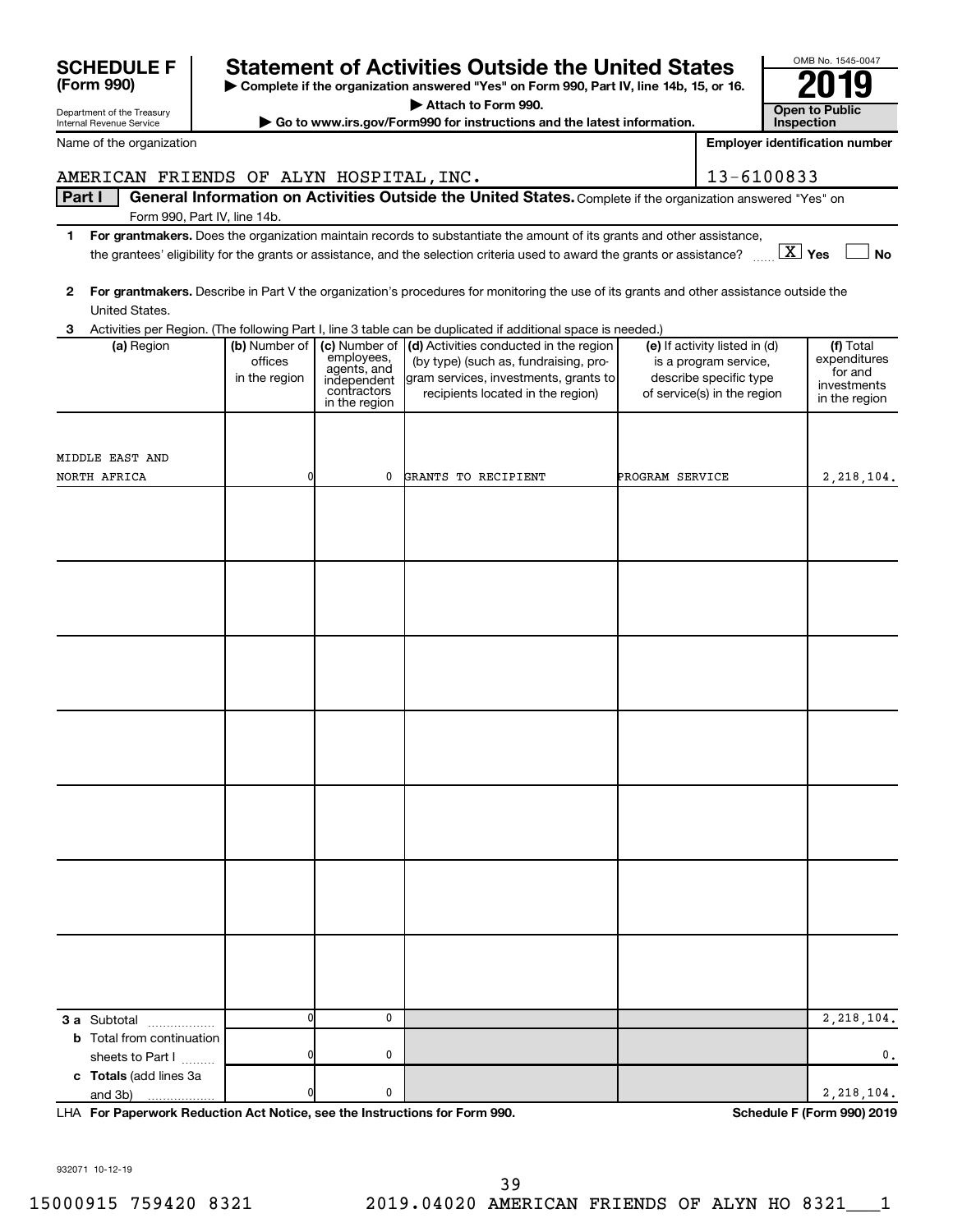# SCHEDULE F (Form 990)

Department of the Treasury
Internal Revenue Service

## Statement of Activities Outside the United States

▶ Complete if the organization answered "Yes" on Form 990, Part IV, line 14b, 15, or 16.
▶ Attach to Form 990.
▶ Go to www.irs.gov/Form990 for instructions and the latest information.

OMB No. 1545-0047

2019

Open to Public Inspection

Name of the organization: AMERICAN FRIENDS OF ALYN HOSPITAL,INC.

Employer identification number: 13-6100833

**Part I** **General Information on Activities Outside the United States.** Complete if the organization answered "Yes" on Form 990, Part IV, line 14b.

1 **For grantmakers.** Does the organization maintain records to substantiate the amount of its grants and other assistance, the grantees' eligibility for the grants or assistance, and the selection criteria used to award the grants or assistance? [X] Yes [ ] No

2 **For grantmakers.** Describe in Part V the organization's procedures for monitoring the use of its grants and other assistance outside the United States.

3 Activities per Region. (The following Part I, line 3 table can be duplicated if additional space is needed.)

| (a) Region | (b) Number of offices in the region | (c) Number of employees, agents, and independent contractors in the region | (d) Activities conducted in the region (by type) (such as, fundraising, program services, investments, grants to recipients located in the region) | (e) If activity listed in (d) is a program service, describe specific type of service(s) in the region | (f) Total expenditures for and investments in the region |
|---|---|---|---|---|---|
| MIDDLE EAST AND NORTH AFRICA | 0 | 0 | GRANTS TO RECIPIENT | PROGRAM SERVICE | 2,218,104. |
| | | | | | |
| | | | | | |
| | | | | | |
| | | | | | |
| | | | | | |
| | | | | | |
| | | | | | |
| **3 a** Subtotal | 0 | 0 | | | 2,218,104. |
| **b** Total from continuation sheets to Part I | 0 | 0 | | | 0. |
| **c** **Totals** (add lines 3a and 3b) | 0 | 0 | | | 2,218,104. |

LHA **For Paperwork Reduction Act Notice, see the Instructions for Form 990.** **Schedule F (Form 990) 2019**

932071 10-12-19

15000915 759420 8321 2019.04020 AMERICAN FRIENDS OF ALYN HO 8321___1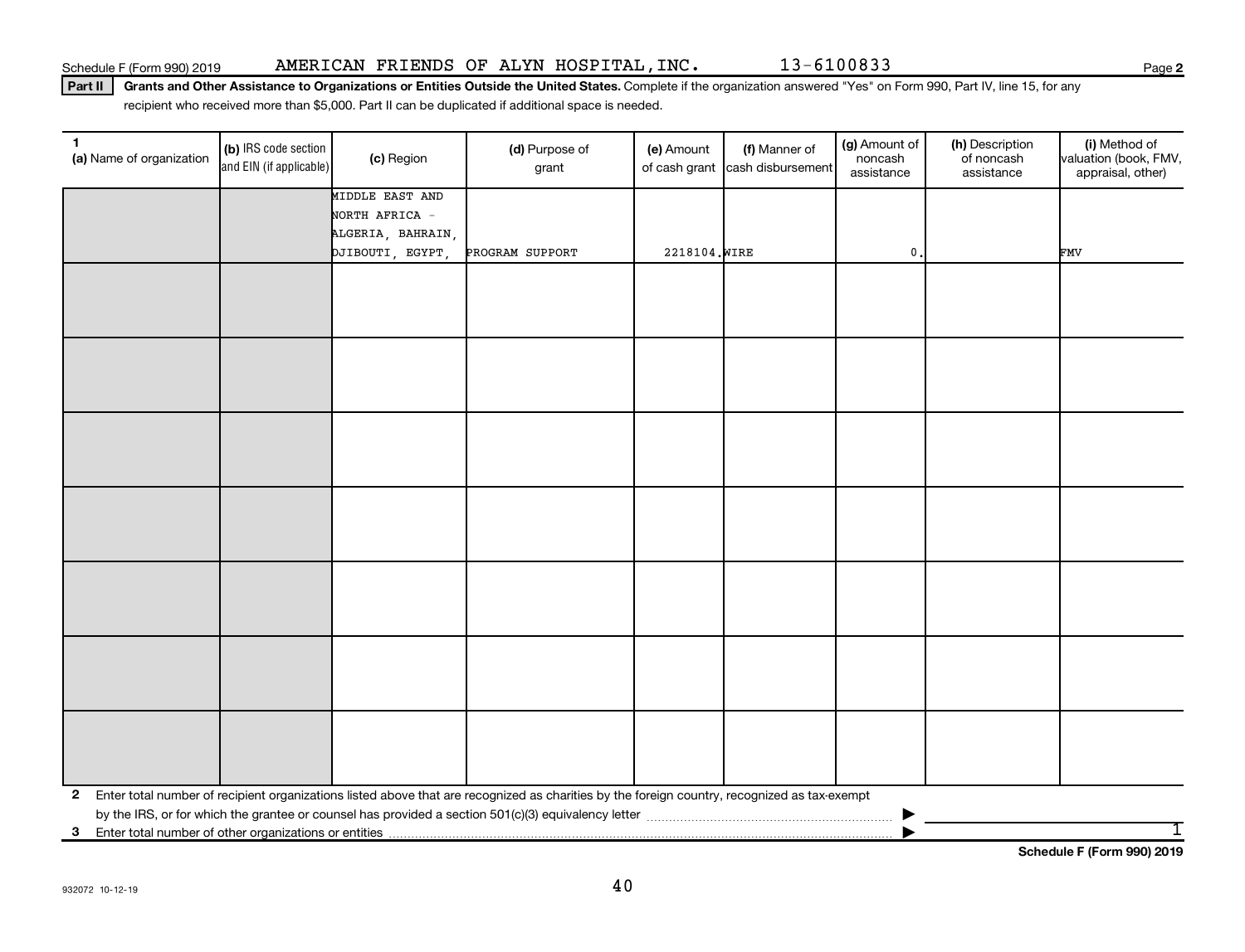Schedule F (Form 990) 2019 AMERICAN FRIENDS OF ALYN HOSPITAL,INC. 13-6100833 Page 2

**Part II** **Grants and Other Assistance to Organizations or Entities Outside the United States.** Complete if the organization answered "Yes" on Form 990, Part IV, line 15, for any recipient who received more than $5,000. Part II can be duplicated if additional space is needed.

| 1 (a) Name of organization | (b) IRS code section and EIN (if applicable) | (c) Region | (d) Purpose of grant | (e) Amount of cash grant | (f) Manner of cash disbursement | (g) Amount of noncash assistance | (h) Description of noncash assistance | (i) Method of valuation (book, FMV, appraisal, other) |
|---|---|---|---|---|---|---|---|---|
| | | MIDDLE EAST AND NORTH AFRICA - ALGERIA, BAHRAIN, DJIBOUTI, EGYPT, | PROGRAM SUPPORT | 2218104. | WIRE | 0. | | FMV |
| | | | | | | | | |
| | | | | | | | | |
| | | | | | | | | |
| | | | | | | | | |
| | | | | | | | | |
| | | | | | | | | |
| | | | | | | | | |

2 Enter total number of recipient organizations listed above that are recognized as charities by the foreign country, recognized as tax-exempt by the IRS, or for which the grantee or counsel has provided a section 501(c)(3) equivalency letter ▶

3 Enter total number of other organizations or entities ▶ 1

Schedule F (Form 990) 2019

932072 10-12-19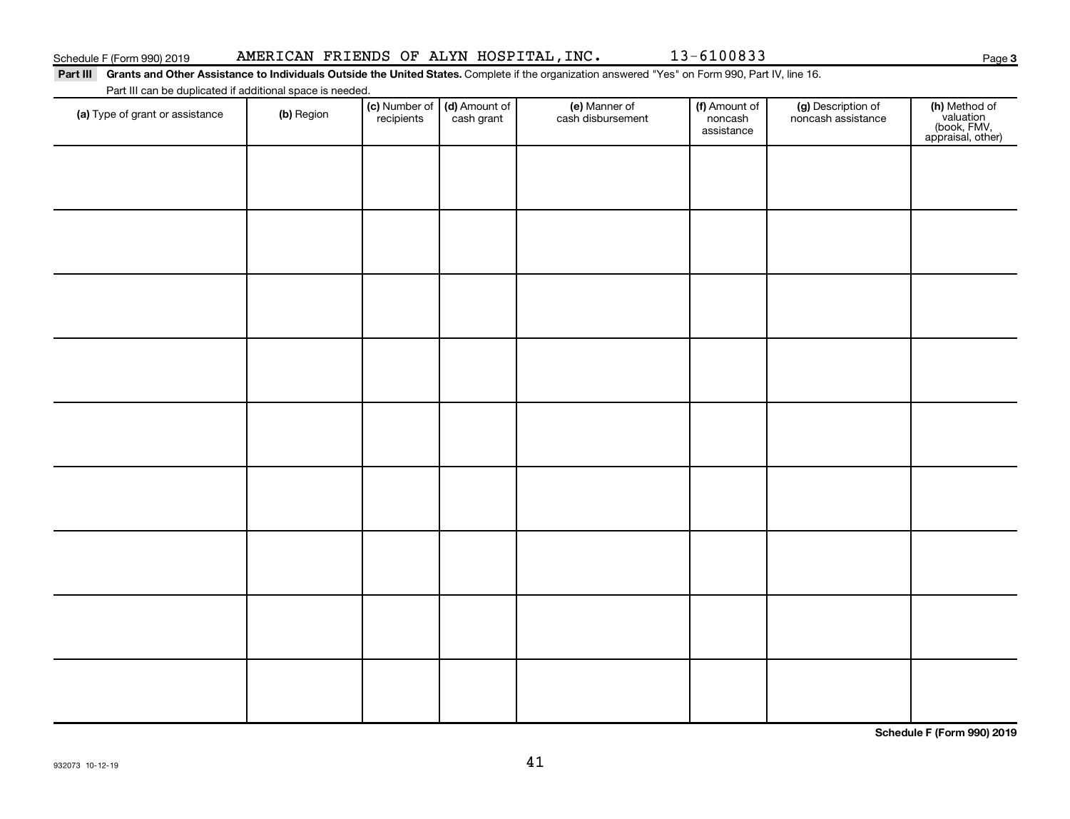Schedule F (Form 990) 2019 AMERICAN FRIENDS OF ALYN HOSPITAL, INC. 13-6100833 Page 3

**Part III** **Grants and Other Assistance to Individuals Outside the United States.** Complete if the organization answered "Yes" on Form 990, Part IV, line 16.

Part III can be duplicated if additional space is needed.

| (a) Type of grant or assistance | (b) Region | (c) Number of recipients | (d) Amount of cash grant | (e) Manner of cash disbursement | (f) Amount of noncash assistance | (g) Description of noncash assistance | (h) Method of valuation (book, FMV, appraisal, other) |
|---|---|---|---|---|---|---|---|
| | | | | | | | |
| | | | | | | | |
| | | | | | | | |
| | | | | | | | |
| | | | | | | | |
| | | | | | | | |
| | | | | | | | |
| | | | | | | | |
| | | | | | | | |

**Schedule F (Form 990) 2019**

932073 10-12-19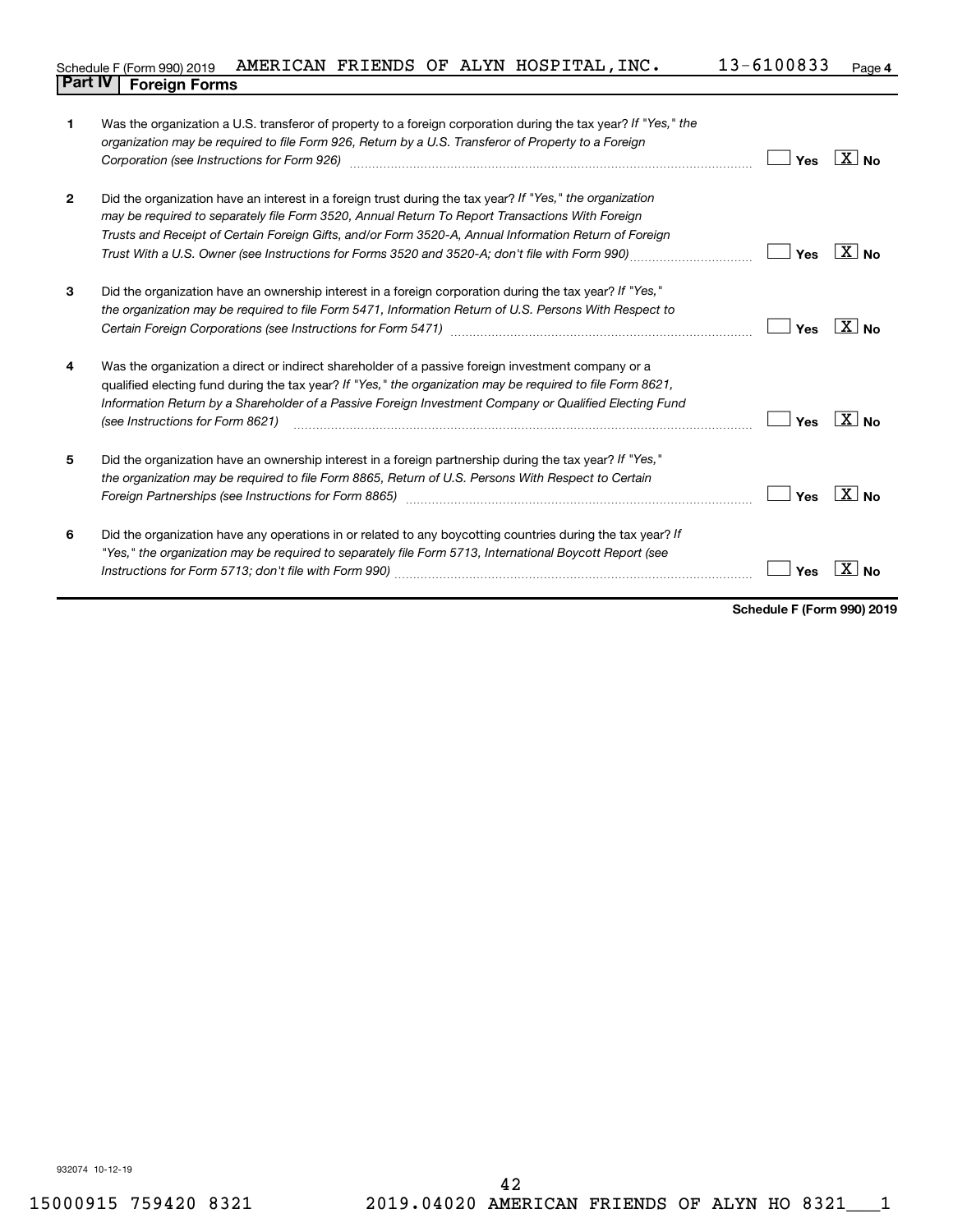Schedule F (Form 990) 2019 AMERICAN FRIENDS OF ALYN HOSPITAL,INC. 13-6100833 Page 4

## Part IV Foreign Forms

| | | | |
|---|---|---|---|
| 1 | Was the organization a U.S. transferor of property to a foreign corporation during the tax year? *If "Yes," the organization may be required to file Form 926, Return by a U.S. Transferor of Property to a Foreign Corporation (see Instructions for Form 926)* | Yes | X No |
| 2 | Did the organization have an interest in a foreign trust during the tax year? *If "Yes," the organization may be required to separately file Form 3520, Annual Return To Report Transactions With Foreign Trusts and Receipt of Certain Foreign Gifts, and/or Form 3520-A, Annual Information Return of Foreign Trust With a U.S. Owner (see Instructions for Forms 3520 and 3520-A; don't file with Form 990)* | Yes | X No |
| 3 | Did the organization have an ownership interest in a foreign corporation during the tax year? *If "Yes," the organization may be required to file Form 5471, Information Return of U.S. Persons With Respect to Certain Foreign Corporations (see Instructions for Form 5471)* | Yes | X No |
| 4 | Was the organization a direct or indirect shareholder of a passive foreign investment company or a qualified electing fund during the tax year? *If "Yes," the organization may be required to file Form 8621, Information Return by a Shareholder of a Passive Foreign Investment Company or Qualified Electing Fund (see Instructions for Form 8621)* | Yes | X No |
| 5 | Did the organization have an ownership interest in a foreign partnership during the tax year? *If "Yes," the organization may be required to file Form 8865, Return of U.S. Persons With Respect to Certain Foreign Partnerships (see Instructions for Form 8865)* | Yes | X No |
| 6 | Did the organization have any operations in or related to any boycotting countries during the tax year? *If "Yes," the organization may be required to separately file Form 5713, International Boycott Report (see Instructions for Form 5713; don't file with Form 990)* | Yes | X No |

**Schedule F (Form 990) 2019**

932074 10-12-19

15000915 759420 8321 2019.04020 AMERICAN FRIENDS OF ALYN HO 8321___1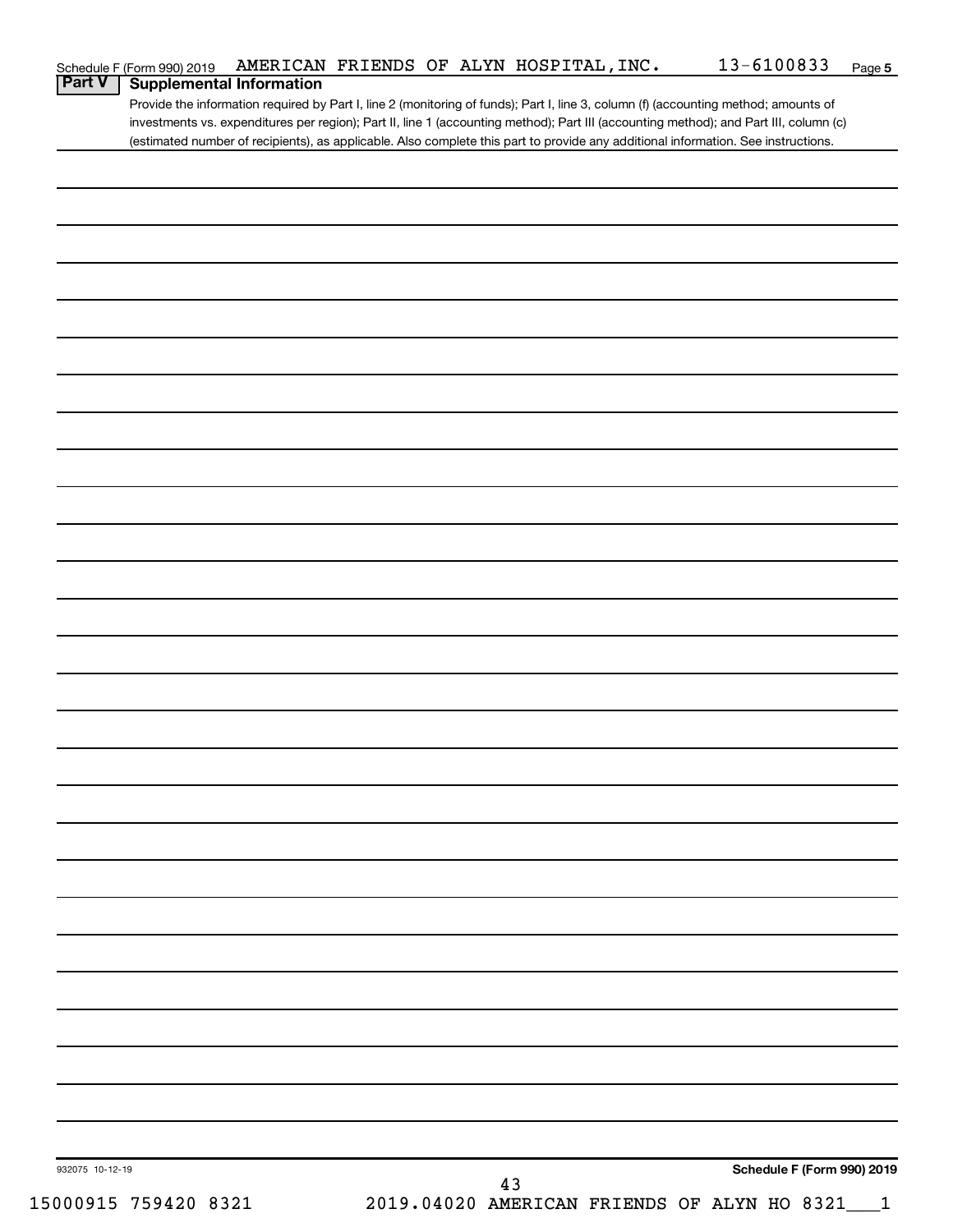Schedule F (Form 990) 2019 AMERICAN FRIENDS OF ALYN HOSPITAL,INC. 13-6100833 Page 5

## Part V Supplemental Information

Provide the information required by Part I, line 2 (monitoring of funds); Part I, line 3, column (f) (accounting method; amounts of investments vs. expenditures per region); Part II, line 1 (accounting method); Part III (accounting method); and Part III, column (c) (estimated number of recipients), as applicable. Also complete this part to provide any additional information. See instructions.

932075 10-12-19

**Schedule F (Form 990) 2019**

15000915 759420 8321 2019.04020 AMERICAN FRIENDS OF ALYN HO 8321___1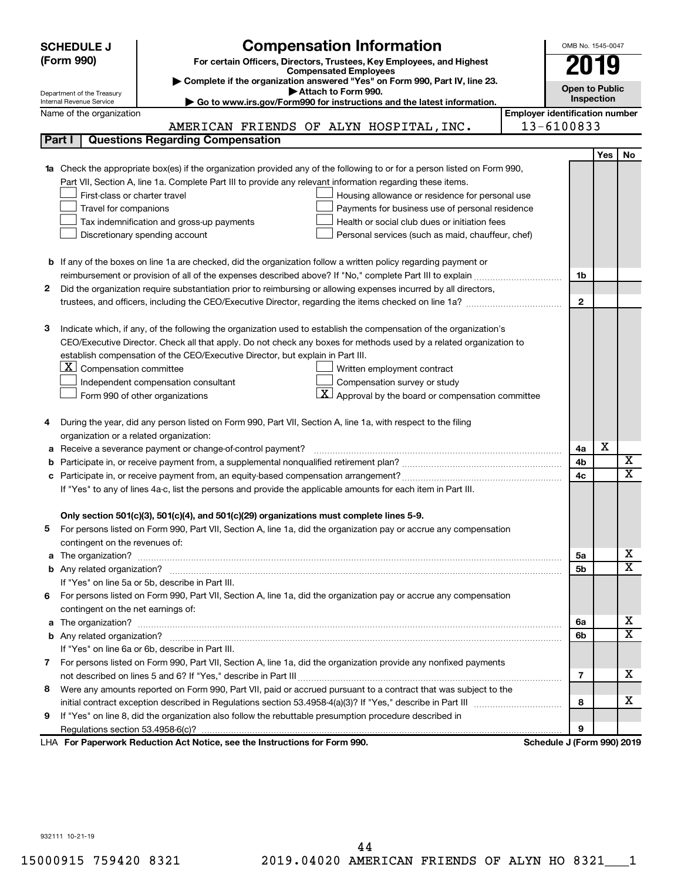**SCHEDULE J**
**(Form 990)**

Department of the Treasury
Internal Revenue Service

# Compensation Information

**For certain Officers, Directors, Trustees, Key Employees, and Highest Compensated Employees**

▶ Complete if the organization answered "Yes" on Form 990, Part IV, line 23.
▶ Attach to Form 990.
▶ Go to www.irs.gov/Form990 for instructions and the latest information.

OMB No. 1545-0047

**2019**

**Open to Public Inspection**

Name of the organization: AMERICAN FRIENDS OF ALYN HOSPITAL, INC.

Employer identification number: 13-6100833

## Part I | Questions Regarding Compensation

| | | | Yes | No |
|---|---|---|---|---|
| **1a** | Check the appropriate box(es) if the organization provided any of the following to or for a person listed on Form 990, Part VII, Section A, line 1a. Complete Part III to provide any relevant information regarding these items.<br>☐ First-class or charter travel ☐ Housing allowance or residence for personal use<br>☐ Travel for companions ☐ Payments for business use of personal residence<br>☐ Tax indemnification and gross-up payments ☐ Health or social club dues or initiation fees<br>☐ Discretionary spending account ☐ Personal services (such as maid, chauffeur, chef) | | | |
| **b** | If any of the boxes on line 1a are checked, did the organization follow a written policy regarding payment or reimbursement or provision of all of the expenses described above? If "No," complete Part III to explain | 1b | | |
| **2** | Did the organization require substantiation prior to reimbursing or allowing expenses incurred by all directors, trustees, and officers, including the CEO/Executive Director, regarding the items checked on line 1a? | 2 | | |
| **3** | Indicate which, if any, of the following the organization used to establish the compensation of the organization's CEO/Executive Director. Check all that apply. Do not check any boxes for methods used by a related organization to establish compensation of the CEO/Executive Director, but explain in Part III.<br>☒ Compensation committee ☐ Written employment contract<br>☐ Independent compensation consultant ☐ Compensation survey or study<br>☐ Form 990 of other organizations ☒ Approval by the board or compensation committee | | | |
| **4** | During the year, did any person listed on Form 990, Part VII, Section A, line 1a, with respect to the filing organization or a related organization: | | | |
| **a** | Receive a severance payment or change-of-control payment? | 4a | X | |
| **b** | Participate in, or receive payment from, a supplemental nonqualified retirement plan? | 4b | | X |
| **c** | Participate in, or receive payment from, an equity-based compensation arrangement? | 4c | | X |
| | If "Yes" to any of lines 4a-c, list the persons and provide the applicable amounts for each item in Part III. | | | |
| | **Only section 501(c)(3), 501(c)(4), and 501(c)(29) organizations must complete lines 5-9.** | | | |
| **5** | For persons listed on Form 990, Part VII, Section A, line 1a, did the organization pay or accrue any compensation contingent on the revenues of: | | | |
| **a** | The organization? | 5a | | X |
| **b** | Any related organization? | 5b | | X |
| | If "Yes" on line 5a or 5b, describe in Part III. | | | |
| **6** | For persons listed on Form 990, Part VII, Section A, line 1a, did the organization pay or accrue any compensation contingent on the net earnings of: | | | |
| **a** | The organization? | 6a | | X |
| **b** | Any related organization? | 6b | | X |
| | If "Yes" on line 6a or 6b, describe in Part III. | | | |
| **7** | For persons listed on Form 990, Part VII, Section A, line 1a, did the organization provide any nonfixed payments not described on lines 5 and 6? If "Yes," describe in Part III | 7 | | X |
| **8** | Were any amounts reported on Form 990, Part VII, paid or accrued pursuant to a contract that was subject to the initial contract exception described in Regulations section 53.4958-4(a)(3)? If "Yes," describe in Part III | 8 | | X |
| **9** | If "Yes" on line 8, did the organization also follow the rebuttable presumption procedure described in Regulations section 53.4958-6(c)? | 9 | | |

LHA **For Paperwork Reduction Act Notice, see the Instructions for Form 990.** **Schedule J (Form 990) 2019**

932111 10-21-19

15000915 759420 8321 2019.04020 AMERICAN FRIENDS OF ALYN HO 8321___1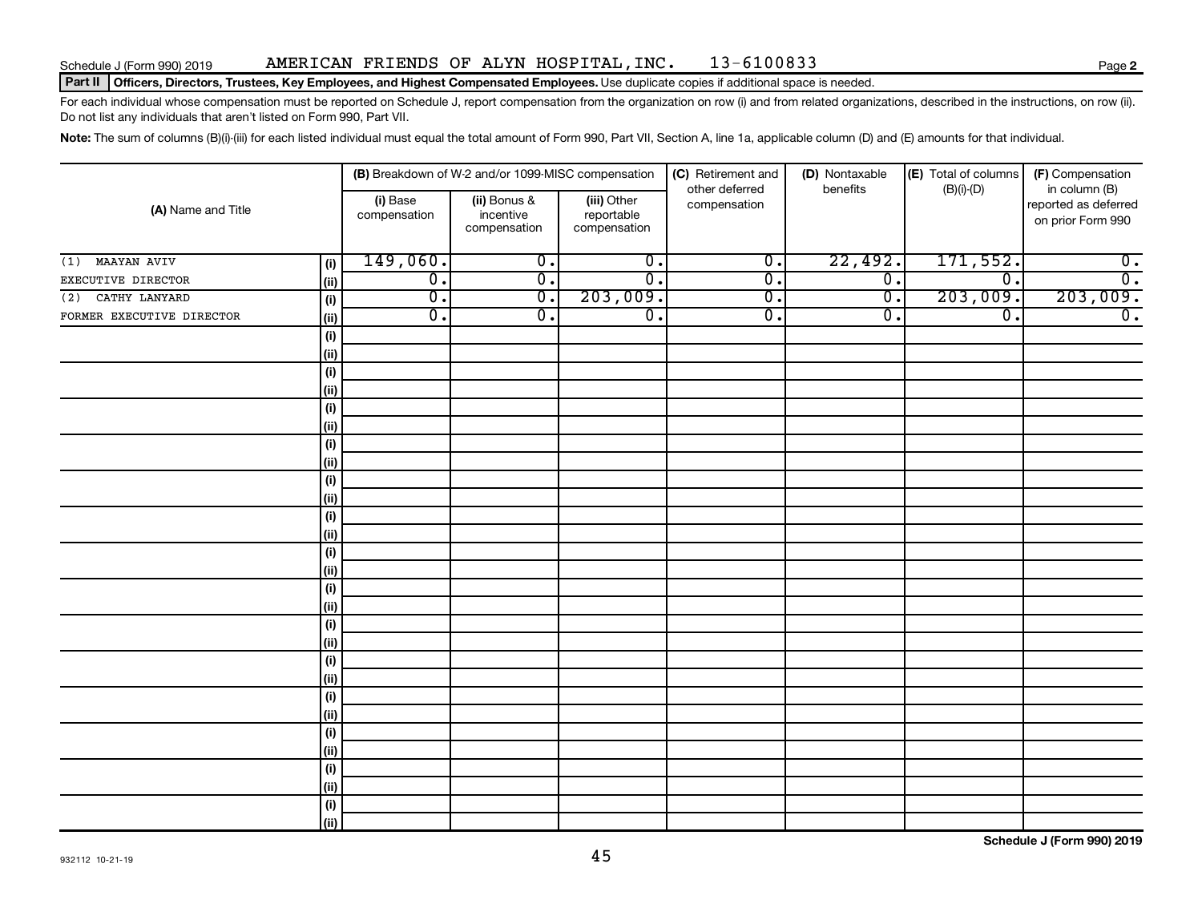Schedule J (Form 990) 2019 AMERICAN FRIENDS OF ALYN HOSPITAL, INC. 13-6100833 Page **2**

**Part II** **Officers, Directors, Trustees, Key Employees, and Highest Compensated Employees.** Use duplicate copies if additional space is needed.

For each individual whose compensation must be reported on Schedule J, report compensation from the organization on row (i) and from related organizations, described in the instructions, on row (ii). Do not list any individuals that aren't listed on Form 990, Part VII.

**Note:** The sum of columns (B)(i)-(iii) for each listed individual must equal the total amount of Form 990, Part VII, Section A, line 1a, applicable column (D) and (E) amounts for that individual.

| (A) Name and Title | | (B) Breakdown of W-2 and/or 1099-MISC compensation | | | (C) Retirement and other deferred compensation | (D) Nontaxable benefits | (E) Total of columns (B)(i)-(D) | (F) Compensation in column (B) reported as deferred on prior Form 990 |
|---|---|---|---|---|---|---|---|---|
| | | (i) Base compensation | (ii) Bonus & incentive compensation | (iii) Other reportable compensation | | | | |
| (1) MAAYAN AVIV | (i) | 149,060. | 0. | 0. | 0. | 22,492. | 171,552. | 0. |
| EXECUTIVE DIRECTOR | (ii) | 0. | 0. | 0. | 0. | 0. | 0. | 0. |
| (2) CATHY LANYARD | (i) | 0. | 0. | 203,009. | 0. | 0. | 203,009. | 203,009. |
| FORMER EXECUTIVE DIRECTOR | (ii) | 0. | 0. | 0. | 0. | 0. | 0. | 0. |
| | (i) | | | | | | | |
| | (ii) | | | | | | | |
| | (i) | | | | | | | |
| | (ii) | | | | | | | |
| | (i) | | | | | | | |
| | (ii) | | | | | | | |
| | (i) | | | | | | | |
| | (ii) | | | | | | | |
| | (i) | | | | | | | |
| | (ii) | | | | | | | |
| | (i) | | | | | | | |
| | (ii) | | | | | | | |
| | (i) | | | | | | | |
| | (ii) | | | | | | | |
| | (i) | | | | | | | |
| | (ii) | | | | | | | |
| | (i) | | | | | | | |
| | (ii) | | | | | | | |
| | (i) | | | | | | | |
| | (ii) | | | | | | | |
| | (i) | | | | | | | |
| | (ii) | | | | | | | |
| | (i) | | | | | | | |
| | (ii) | | | | | | | |
| | (i) | | | | | | | |
| | (ii) | | | | | | | |
| | (i) | | | | | | | |
| | (ii) | | | | | | | |

932112 10-21-19

**Schedule J (Form 990) 2019**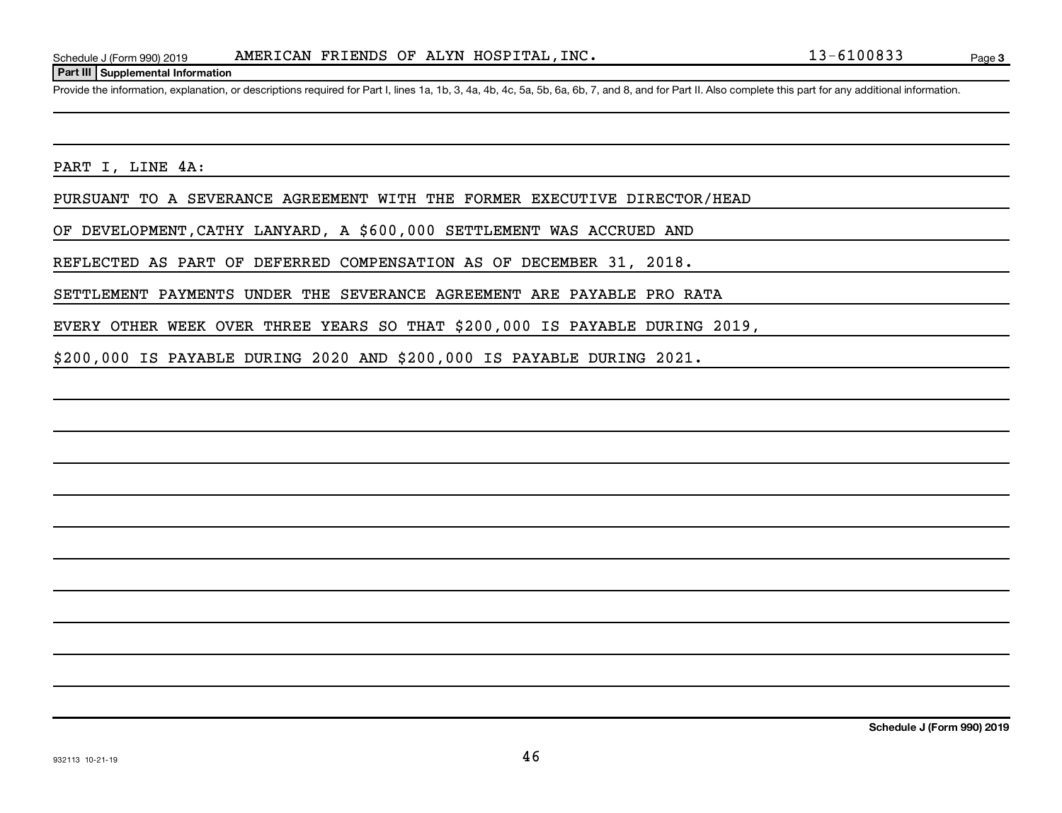Schedule J (Form 990) 2019 AMERICAN FRIENDS OF ALYN HOSPITAL,INC. 13-6100833 Page 3

**Part III Supplemental Information**

Provide the information, explanation, or descriptions required for Part I, lines 1a, 1b, 3, 4a, 4b, 4c, 5a, 5b, 6a, 6b, 7, and 8, and for Part II. Also complete this part for any additional information.

PART I, LINE 4A:

PURSUANT TO A SEVERANCE AGREEMENT WITH THE FORMER EXECUTIVE DIRECTOR/HEAD OF DEVELOPMENT,CATHY LANYARD, A $600,000 SETTLEMENT WAS ACCRUED AND REFLECTED AS PART OF DEFERRED COMPENSATION AS OF DECEMBER 31, 2018. SETTLEMENT PAYMENTS UNDER THE SEVERANCE AGREEMENT ARE PAYABLE PRO RATA EVERY OTHER WEEK OVER THREE YEARS SO THAT $200,000 IS PAYABLE DURING 2019, $200,000 IS PAYABLE DURING 2020 AND $200,000 IS PAYABLE DURING 2021.

**Schedule J (Form 990) 2019**

932113 10-21-19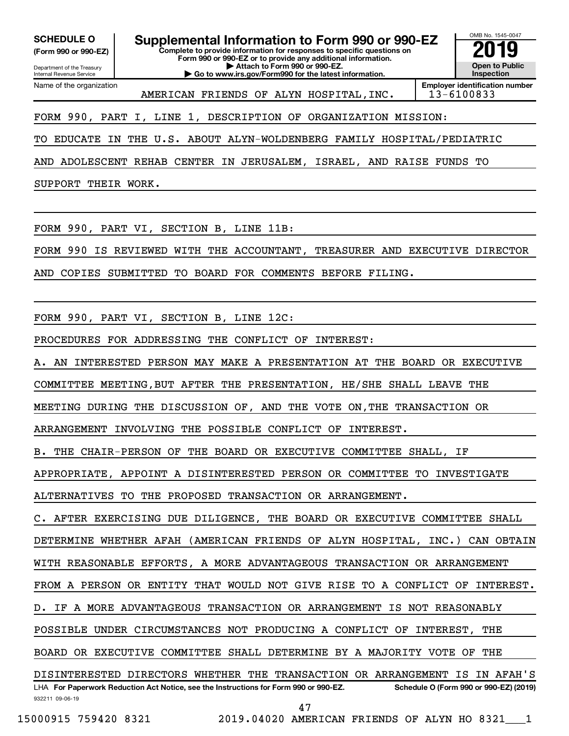**SCHEDULE O**
**(Form 990 or 990-EZ)**

Department of the Treasury
Internal Revenue Service

# Supplemental Information to Form 990 or 990-EZ

**Complete to provide information for responses to specific questions on Form 990 or 990-EZ or to provide any additional information.**
**▶ Attach to Form 990 or 990-EZ.**
**▶ Go to www.irs.gov/Form990 for the latest information.**

OMB No. 1545-0047

**2019**

**Open to Public Inspection**

Name of the organization: AMERICAN FRIENDS OF ALYN HOSPITAL,INC.

**Employer identification number** 13-6100833

FORM 990, PART I, LINE 1, DESCRIPTION OF ORGANIZATION MISSION:

TO EDUCATE IN THE U.S. ABOUT ALYN-WOLDENBERG FAMILY HOSPITAL/PEDIATRIC AND ADOLESCENT REHAB CENTER IN JERUSALEM, ISRAEL, AND RAISE FUNDS TO SUPPORT THEIR WORK.

FORM 990, PART VI, SECTION B, LINE 11B:

FORM 990 IS REVIEWED WITH THE ACCOUNTANT, TREASURER AND EXECUTIVE DIRECTOR AND COPIES SUBMITTED TO BOARD FOR COMMENTS BEFORE FILING.

FORM 990, PART VI, SECTION B, LINE 12C:

PROCEDURES FOR ADDRESSING THE CONFLICT OF INTEREST:

A. AN INTERESTED PERSON MAY MAKE A PRESENTATION AT THE BOARD OR EXECUTIVE COMMITTEE MEETING,BUT AFTER THE PRESENTATION, HE/SHE SHALL LEAVE THE MEETING DURING THE DISCUSSION OF, AND THE VOTE ON,THE TRANSACTION OR ARRANGEMENT INVOLVING THE POSSIBLE CONFLICT OF INTEREST.

B. THE CHAIR-PERSON OF THE BOARD OR EXECUTIVE COMMITTEE SHALL, IF APPROPRIATE, APPOINT A DISINTERESTED PERSON OR COMMITTEE TO INVESTIGATE ALTERNATIVES TO THE PROPOSED TRANSACTION OR ARRANGEMENT.

C. AFTER EXERCISING DUE DILIGENCE, THE BOARD OR EXECUTIVE COMMITTEE SHALL DETERMINE WHETHER AFAH (AMERICAN FRIENDS OF ALYN HOSPITAL, INC.) CAN OBTAIN WITH REASONABLE EFFORTS, A MORE ADVANTAGEOUS TRANSACTION OR ARRANGEMENT FROM A PERSON OR ENTITY THAT WOULD NOT GIVE RISE TO A CONFLICT OF INTEREST.

D. IF A MORE ADVANTAGEOUS TRANSACTION OR ARRANGEMENT IS NOT REASONABLY POSSIBLE UNDER CIRCUMSTANCES NOT PRODUCING A CONFLICT OF INTEREST, THE BOARD OR EXECUTIVE COMMITTEE SHALL DETERMINE BY A MAJORITY VOTE OF THE DISINTERESTED DIRECTORS WHETHER THE TRANSACTION OR ARRANGEMENT IS IN AFAH'S

LHA **For Paperwork Reduction Act Notice, see the Instructions for Form 990 or 990-EZ.** **Schedule O (Form 990 or 990-EZ) (2019)**

932211 09-06-19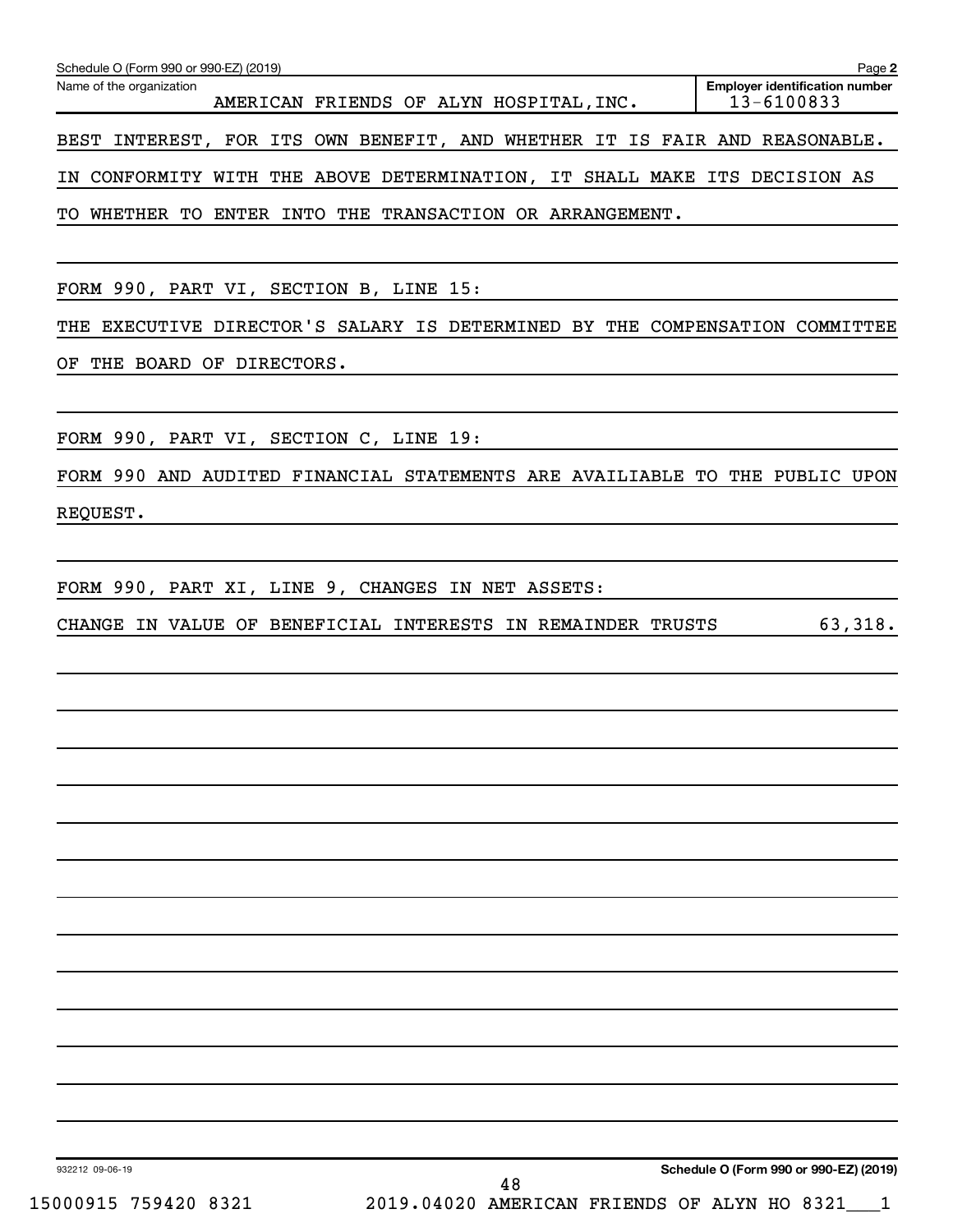Schedule O (Form 990 or 990-EZ) (2019)

Name of the organization: AMERICAN FRIENDS OF ALYN HOSPITAL,INC.

Employer identification number: 13-6100833

BEST INTEREST, FOR ITS OWN BENEFIT, AND WHETHER IT IS FAIR AND REASONABLE. IN CONFORMITY WITH THE ABOVE DETERMINATION, IT SHALL MAKE ITS DECISION AS TO WHETHER TO ENTER INTO THE TRANSACTION OR ARRANGEMENT.

FORM 990, PART VI, SECTION B, LINE 15:

THE EXECUTIVE DIRECTOR'S SALARY IS DETERMINED BY THE COMPENSATION COMMITTEE OF THE BOARD OF DIRECTORS.

FORM 990, PART VI, SECTION C, LINE 19:

FORM 990 AND AUDITED FINANCIAL STATEMENTS ARE AVAILIABLE TO THE PUBLIC UPON REQUEST.

FORM 990, PART XI, LINE 9, CHANGES IN NET ASSETS:

| | |
|---|---|
| CHANGE IN VALUE OF BENEFICIAL INTERESTS IN REMAINDER TRUSTS | 63,318. |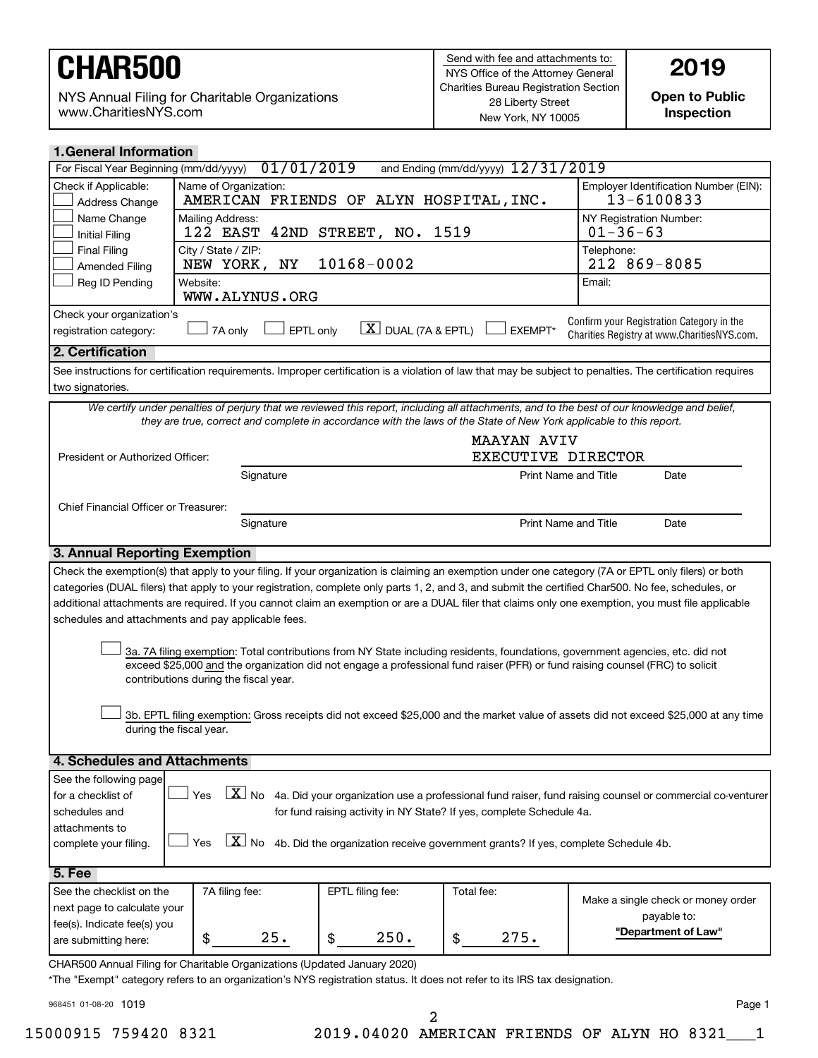# CHAR500

NYS Annual Filing for Charitable Organizations
www.CharitiesNYS.com

Send with fee and attachments to:
NYS Office of the Attorney General
Charities Bureau Registration Section
28 Liberty Street
New York, NY 10005

**2019**

**Open to Public Inspection**

## 1. General Information

For Fiscal Year Beginning (mm/dd/yyyy) 01/01/2019 and Ending (mm/dd/yyyy) 12/31/2019

| Check if Applicable: | | |
|---|---|---|
| ☐ Address Change | Name of Organization: AMERICAN FRIENDS OF ALYN HOSPITAL, INC. | Employer Identification Number (EIN): 13-6100833 |
| ☐ Name Change<br>☐ Initial Filing | Mailing Address: 122 EAST 42ND STREET, NO. 1519 | NY Registration Number: 01-36-63 |
| ☐ Final Filing<br>☐ Amended Filing | City / State / ZIP: NEW YORK, NY 10168-0002 | Telephone: 212 869-8085 |
| ☐ Reg ID Pending | Website: WWW.ALYNUS.ORG | Email: |

Check your organization's registration category: ☐ 7A only ☐ EPTL only ☒ DUAL (7A & EPTL) ☐ EXEMPT*

Confirm your Registration Category in the Charities Registry at www.CharitiesNYS.com.

## 2. Certification

See instructions for certification requirements. Improper certification is a violation of law that may be subject to penalties. The certification requires two signatories.

*We certify under penalties of perjury that we reviewed this report, including all attachments, and to the best of our knowledge and belief, they are true, correct and complete in accordance with the laws of the State of New York applicable to this report.*

President or Authorized Officer: ______________________ MAAYAN AVIV EXECUTIVE DIRECTOR ________
Signature / Print Name and Title / Date

Chief Financial Officer or Treasurer: ______________________
Signature / Print Name and Title / Date

## 3. Annual Reporting Exemption

Check the exemption(s) that apply to your filing. If your organization is claiming an exemption under one category (7A or EPTL only filers) or both categories (DUAL filers) that apply to your registration, complete only parts 1, 2, and 3, and submit the certified Char500. No fee, schedules, or additional attachments are required. If you cannot claim an exemption or are a DUAL filer that claims only one exemption, you must file applicable schedules and attachments and pay applicable fees.

☐ 3a. 7A filing exemption: Total contributions from NY State including residents, foundations, government agencies, etc. did not exceed $25,000 and the organization did not engage a professional fund raiser (PFR) or fund raising counsel (FRC) to solicit contributions during the fiscal year.

☐ 3b. EPTL filing exemption: Gross receipts did not exceed $25,000 and the market value of assets did not exceed $25,000 at any time during the fiscal year.

## 4. Schedules and Attachments

See the following page for a checklist of schedules and attachments to complete your filing.

☐ Yes ☒ No 4a. Did your organization use a professional fund raiser, fund raising counsel or commercial co-venturer for fund raising activity in NY State? If yes, complete Schedule 4a.

☐ Yes ☒ No 4b. Did the organization receive government grants? If yes, complete Schedule 4b.

## 5. Fee

| See the checklist on the next page to calculate your fee(s). Indicate fee(s) you are submitting here: | 7A filing fee: | EPTL filing fee: | Total fee: | Make a single check or money order payable to: **"Department of Law"** |
|---|---|---|---|---|
| | $ 25. | $ 250. | $ 275. | |

CHAR500 Annual Filing for Charitable Organizations (Updated January 2020)

*The "Exempt" category refers to an organization's NYS registration status. It does not refer to its IRS tax designation.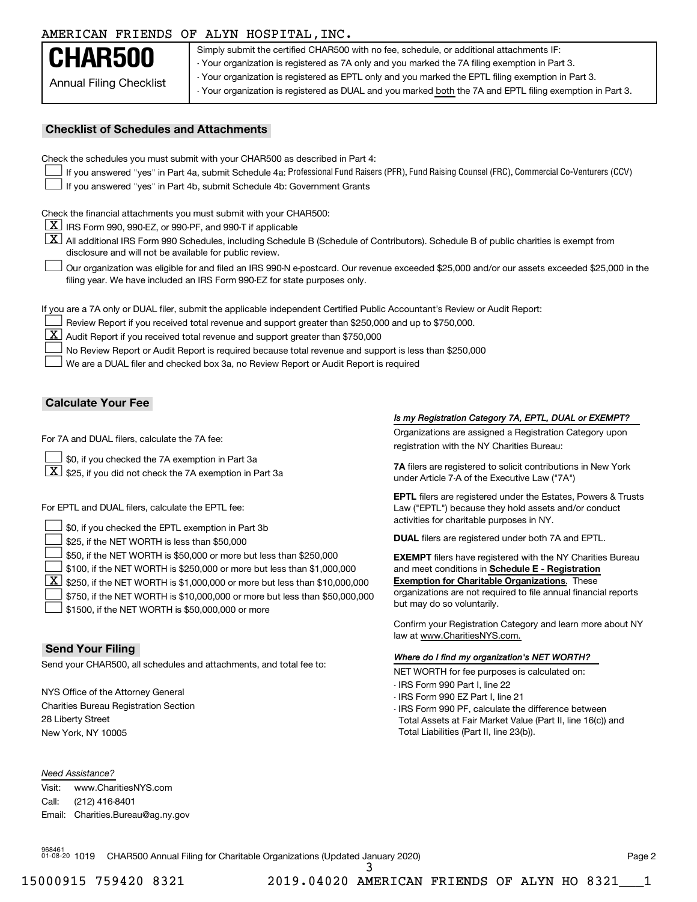AMERICAN FRIENDS OF ALYN HOSPITAL,INC.

# CHAR500

Annual Filing Checklist

Simply submit the certified CHAR500 with no fee, schedule, or additional attachments IF:
- Your organization is registered as 7A only and you marked the 7A filing exemption in Part 3.
- Your organization is registered as EPTL only and you marked the EPTL filing exemption in Part 3.
- Your organization is registered as DUAL and you marked both the 7A and EPTL filing exemption in Part 3.

## Checklist of Schedules and Attachments

Check the schedules you must submit with your CHAR500 as described in Part 4:

- [ ] If you answered "yes" in Part 4a, submit Schedule 4a: Professional Fund Raisers (PFR), Fund Raising Counsel (FRC), Commercial Co-Venturers (CCV)
- [ ] If you answered "yes" in Part 4b, submit Schedule 4b: Government Grants

Check the financial attachments you must submit with your CHAR500:

- [X] IRS Form 990, 990-EZ, or 990-PF, and 990-T if applicable
- [X] All additional IRS Form 990 Schedules, including Schedule B (Schedule of Contributors). Schedule B of public charities is exempt from disclosure and will not be available for public review.
- [ ] Our organization was eligible for and filed an IRS 990-N e-postcard. Our revenue exceeded $25,000 and/or our assets exceeded $25,000 in the filing year. We have included an IRS Form 990-EZ for state purposes only.

If you are a 7A only or DUAL filer, submit the applicable independent Certified Public Accountant's Review or Audit Report:

- [ ] Review Report if you received total revenue and support greater than $250,000 and up to $750,000.
- [X] Audit Report if you received total revenue and support greater than $750,000
- [ ] No Review Report or Audit Report is required because total revenue and support is less than $250,000
- [ ] We are a DUAL filer and checked box 3a, no Review Report or Audit Report is required

## Calculate Your Fee

For 7A and DUAL filers, calculate the 7A fee:

- [ ] $0, if you checked the 7A exemption in Part 3a
- [X] $25, if you did not check the 7A exemption in Part 3a

For EPTL and DUAL filers, calculate the EPTL fee:

- [ ] $0, if you checked the EPTL exemption in Part 3b
- [ ] $25, if the NET WORTH is less than $50,000
- [ ] $50, if the NET WORTH is $50,000 or more but less than $250,000
- [ ] $100, if the NET WORTH is $250,000 or more but less than $1,000,000
- [X] $250, if the NET WORTH is $1,000,000 or more but less than $10,000,000
- [ ] $750, if the NET WORTH is $10,000,000 or more but less than $50,000,000
- [ ] $1500, if the NET WORTH is $50,000,000 or more

***Is my Registration Category 7A, EPTL, DUAL or EXEMPT?***

Organizations are assigned a Registration Category upon registration with the NY Charities Bureau:

**7A** filers are registered to solicit contributions in New York under Article 7-A of the Executive Law ("7A")

**EPTL** filers are registered under the Estates, Powers & Trusts Law ("EPTL") because they hold assets and/or conduct activities for charitable purposes in NY.

**DUAL** filers are registered under both 7A and EPTL.

**EXEMPT** filers have registered with the NY Charities Bureau and meet conditions in **Schedule E - Registration Exemption for Charitable Organizations**. These organizations are not required to file annual financial reports but may do so voluntarily.

Confirm your Registration Category and learn more about NY law at www.CharitiesNYS.com.

***Where do I find my organization's NET WORTH?***

NET WORTH for fee purposes is calculated on:
- IRS Form 990 Part I, line 22
- IRS Form 990 EZ Part I, line 21
- IRS Form 990 PF, calculate the difference between Total Assets at Fair Market Value (Part II, line 16(c)) and Total Liabilities (Part II, line 23(b)).

## Send Your Filing

Send your CHAR500, all schedules and attachments, and total fee to:

NYS Office of the Attorney General
Charities Bureau Registration Section
28 Liberty Street
New York, NY 10005

*Need Assistance?*

Visit: www.CharitiesNYS.com
Call: (212) 416-8401
Email: Charities.Bureau@ag.ny.gov

968461 01-08-20 1019 CHAR500 Annual Filing for Charitable Organizations (Updated January 2020)

15000915 759420 8321 2019.04020 AMERICAN FRIENDS OF ALYN HO 8321___1